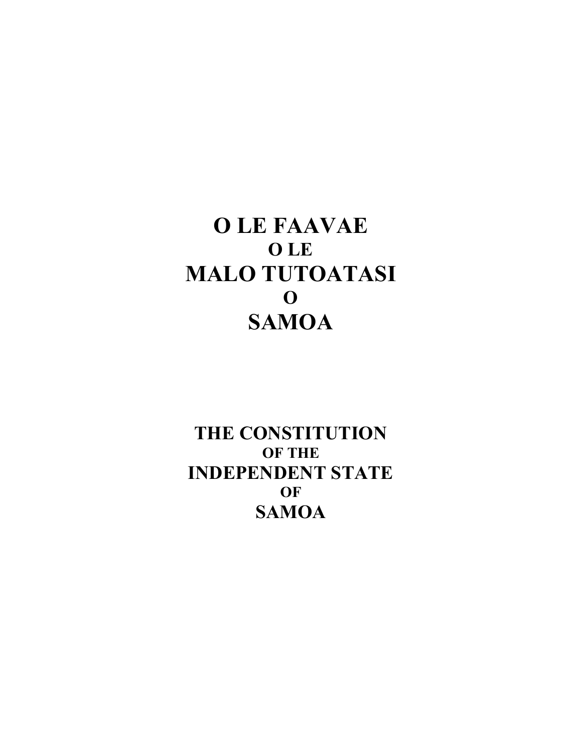# O LE FAAVAE

**O LE**

# MALO TUTOATASI

**O**

# SAMOA

**THE CONSTITUTION**

**OF THE**

**INDEPENDENT STATE**

**OF**

**SAMOA**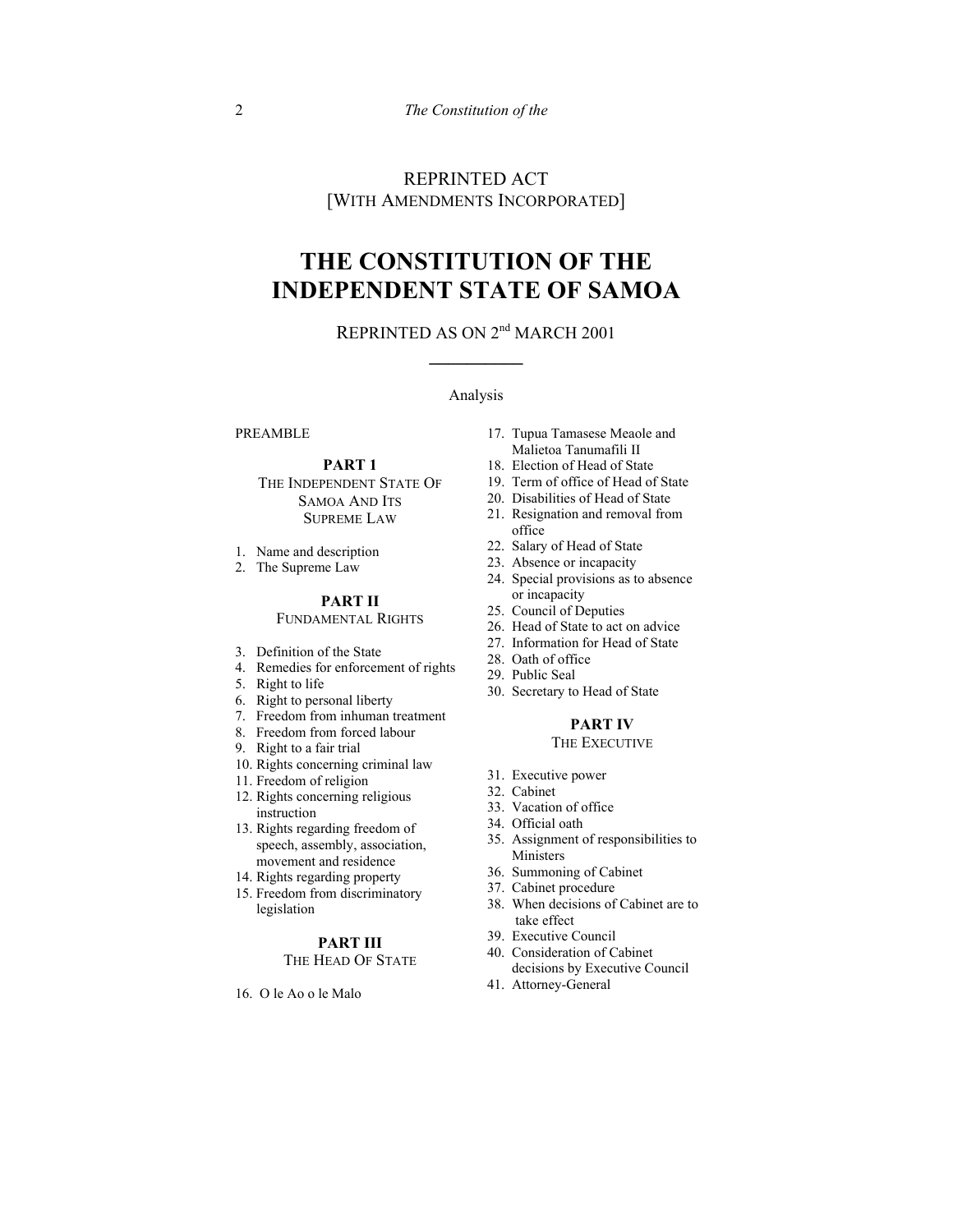REPRINTED ACT
[WITH AMENDMENTS INCORPORATED]

# THE CONSTITUTION OF THE INDEPENDENT STATE OF SAMOA

REPRINTED AS ON 2nd MARCH 2001

Analysis

PREAMBLE

**PART 1**
THE INDEPENDENT STATE OF SAMOA AND ITS SUPREME LAW

1. Name and description
2. The Supreme Law

**PART II**
FUNDAMENTAL RIGHTS

3. Definition of the State
4. Remedies for enforcement of rights
5. Right to life
6. Right to personal liberty
7. Freedom from inhuman treatment
8. Freedom from forced labour
9. Right to a fair trial
10. Rights concerning criminal law
11. Freedom of religion
12. Rights concerning religious instruction
13. Rights regarding freedom of speech, assembly, association, movement and residence
14. Rights regarding property
15. Freedom from discriminatory legislation

**PART III**
THE HEAD OF STATE

16. O le Ao o le Malo
17. Tupua Tamasese Meaole and Malietoa Tanumafili II
18. Election of Head of State
19. Term of office of Head of State
20. Disabilities of Head of State
21. Resignation and removal from office
22. Salary of Head of State
23. Absence or incapacity
24. Special provisions as to absence or incapacity
25. Council of Deputies
26. Head of State to act on advice
27. Information for Head of State
28. Oath of office
29. Public Seal
30. Secretary to Head of State

**PART IV**
THE EXECUTIVE

31. Executive power
32. Cabinet
33. Vacation of office
34. Official oath
35. Assignment of responsibilities to Ministers
36. Summoning of Cabinet
37. Cabinet procedure
38. When decisions of Cabinet are to take effect
39. Executive Council
40. Consideration of Cabinet decisions by Executive Council
41. Attorney-General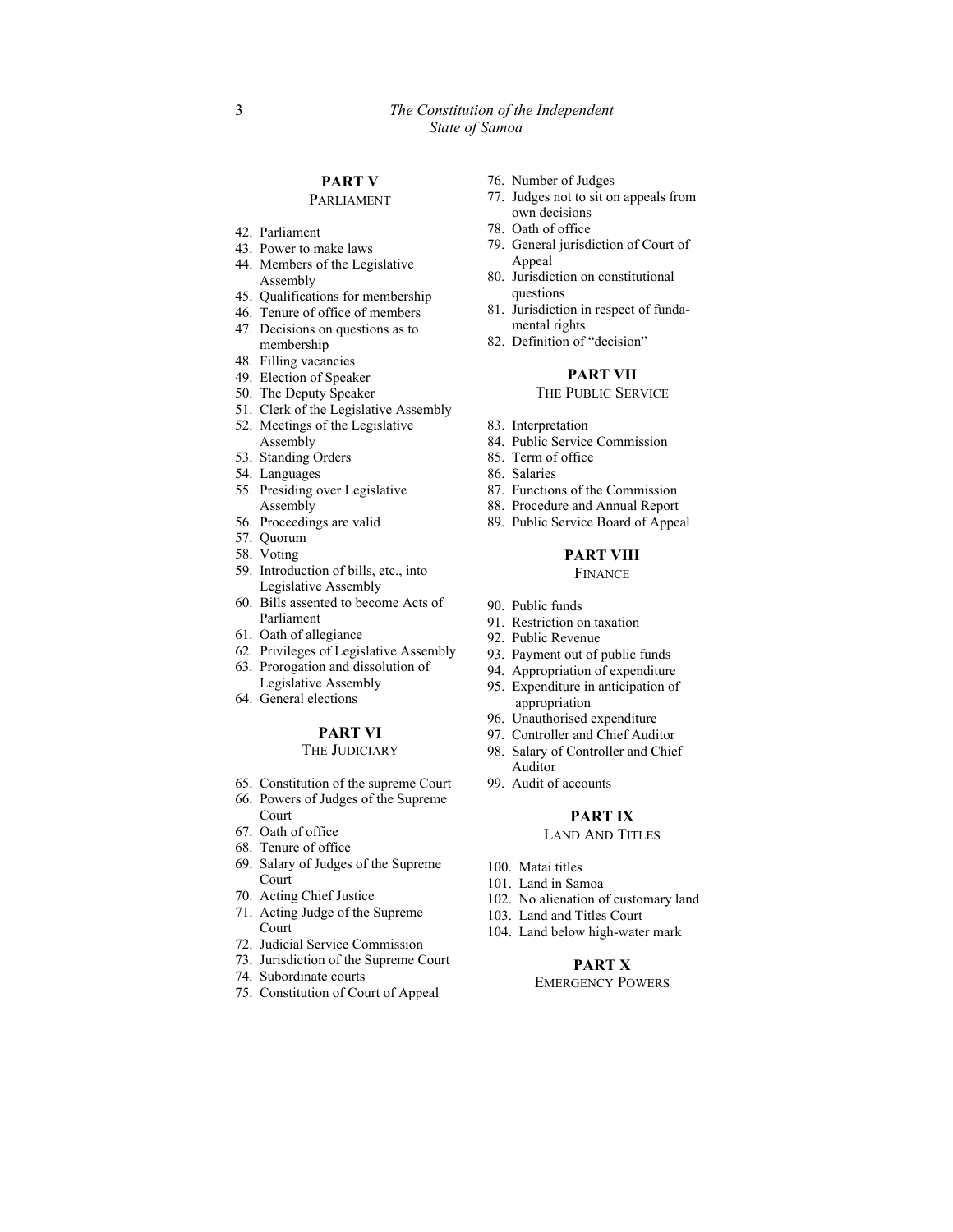## PART V
### PARLIAMENT

42. Parliament
43. Power to make laws
44. Members of the Legislative Assembly
45. Qualifications for membership
46. Tenure of office of members
47. Decisions on questions as to membership
48. Filling vacancies
49. Election of Speaker
50. The Deputy Speaker
51. Clerk of the Legislative Assembly
52. Meetings of the Legislative Assembly
53. Standing Orders
54. Languages
55. Presiding over Legislative Assembly
56. Proceedings are valid
57. Quorum
58. Voting
59. Introduction of bills, etc., into Legislative Assembly
60. Bills assented to become Acts of Parliament
61. Oath of allegiance
62. Privileges of Legislative Assembly
63. Prorogation and dissolution of Legislative Assembly
64. General elections

## PART VI
### THE JUDICIARY

65. Constitution of the supreme Court
66. Powers of Judges of the Supreme Court
67. Oath of office
68. Tenure of office
69. Salary of Judges of the Supreme Court
70. Acting Chief Justice
71. Acting Judge of the Supreme Court
72. Judicial Service Commission
73. Jurisdiction of the Supreme Court
74. Subordinate courts
75. Constitution of Court of Appeal
76. Number of Judges
77. Judges not to sit on appeals from own decisions
78. Oath of office
79. General jurisdiction of Court of Appeal
80. Jurisdiction on constitutional questions
81. Jurisdiction in respect of fundamental rights
82. Definition of "decision"

## PART VII
### THE PUBLIC SERVICE

83. Interpretation
84. Public Service Commission
85. Term of office
86. Salaries
87. Functions of the Commission
88. Procedure and Annual Report
89. Public Service Board of Appeal

## PART VIII
### FINANCE

90. Public funds
91. Restriction on taxation
92. Public Revenue
93. Payment out of public funds
94. Appropriation of expenditure
95. Expenditure in anticipation of appropriation
96. Unauthorised expenditure
97. Controller and Chief Auditor
98. Salary of Controller and Chief Auditor
99. Audit of accounts

## PART IX
### LAND AND TITLES

100. Matai titles
101. Land in Samoa
102. No alienation of customary land
103. Land and Titles Court
104. Land below high-water mark

## PART X
### EMERGENCY POWERS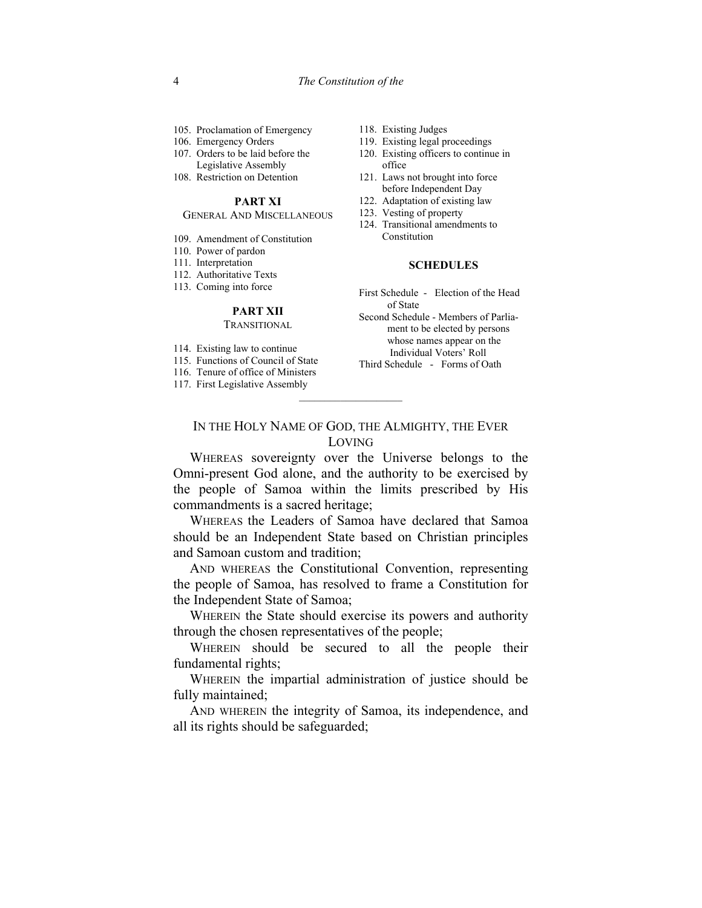105. Proclamation of Emergency
106. Emergency Orders
107. Orders to be laid before the Legislative Assembly
108. Restriction on Detention

**PART XI**

GENERAL AND MISCELLANEOUS

109. Amendment of Constitution
110. Power of pardon
111. Interpretation
112. Authoritative Texts
113. Coming into force

**PART XII**

TRANSITIONAL

114. Existing law to continue
115. Functions of Council of State
116. Tenure of office of Ministers
117. First Legislative Assembly
118. Existing Judges
119. Existing legal proceedings
120. Existing officers to continue in office
121. Laws not brought into force before Independent Day
122. Adaptation of existing law
123. Vesting of property
124. Transitional amendments to Constitution

**SCHEDULES**

First Schedule - Election of the Head of State

Second Schedule - Members of Parliament to be elected by persons whose names appear on the Individual Voters' Roll

Third Schedule - Forms of Oath

---

IN THE HOLY NAME OF GOD, THE ALMIGHTY, THE EVER LOVING

WHEREAS sovereignty over the Universe belongs to the Omni-present God alone, and the authority to be exercised by the people of Samoa within the limits prescribed by His commandments is a sacred heritage;

WHEREAS the Leaders of Samoa have declared that Samoa should be an Independent State based on Christian principles and Samoan custom and tradition;

AND WHEREAS the Constitutional Convention, representing the people of Samoa, has resolved to frame a Constitution for the Independent State of Samoa;

WHEREIN the State should exercise its powers and authority through the chosen representatives of the people;

WHEREIN should be secured to all the people their fundamental rights;

WHEREIN the impartial administration of justice should be fully maintained;

AND WHEREIN the integrity of Samoa, its independence, and all its rights should be safeguarded;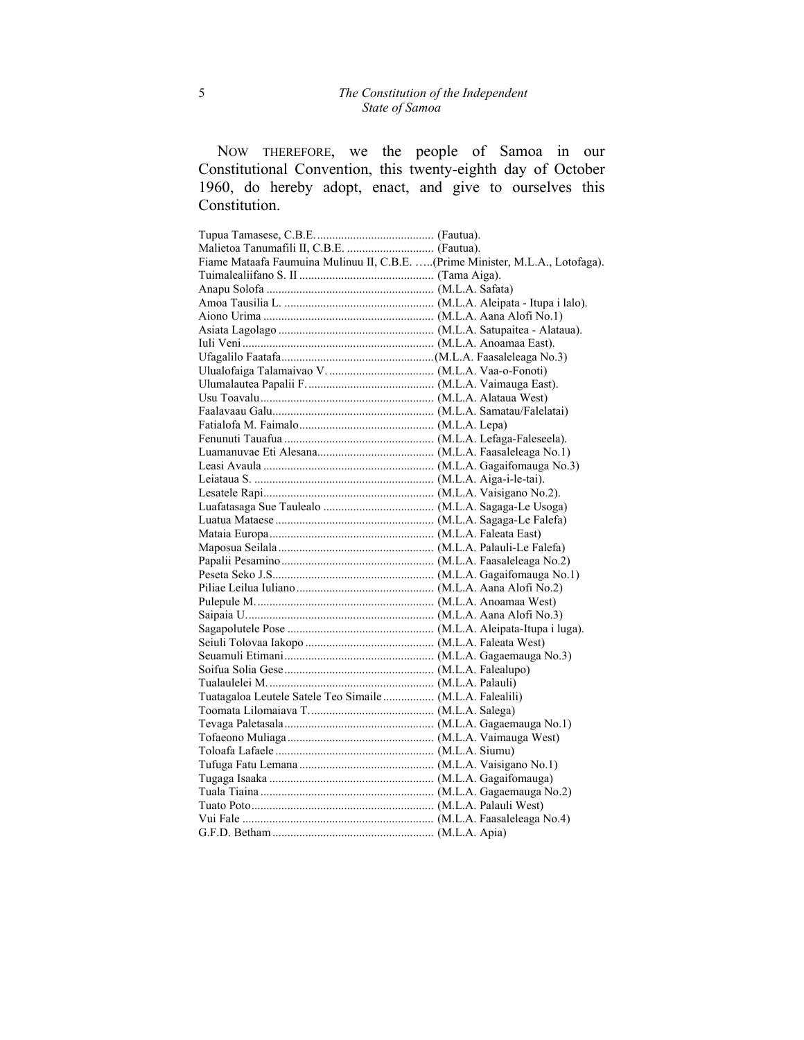NOW THEREFORE, we the people of Samoa in our Constitutional Convention, this twenty-eighth day of October 1960, do hereby adopt, enact, and give to ourselves this Constitution.

Tupua Tamasese, C.B.E. ....................................... (Fautua).
Malietoa Tanumafili II, C.B.E. ............................ (Fautua).
Fiame Mataafa Faumuina Mulinuu II, C.B.E. …..(Prime Minister, M.L.A., Lotofaga).
Tuimalealiifano S. II ............................................ (Tama Aiga).
Anapu Solofa ........................................................ (M.L.A. Safata)
Amoa Tausilia L. ................................................. (M.L.A. Aleipata - Itupa i lalo).
Aiono Urima ......................................................... (M.L.A. Aana Alofi No.1)
Asiata Lagolago ................................................... (M.L.A. Satupaitea - Alataua).
Iuli Veni ................................................................ (M.L.A. Anoamaa East).
Ufagalilo Faatafa..................................................(M.L.A. Faasaleleaga No.3)
Ulualofaiga Talamaivao V. ................................... (M.L.A. Vaa-o-Fonoti)
Ulumalautea Papalii F. .......................................... (M.L.A. Vaimauga East).
Usu Toavalu ......................................................... (M.L.A. Alataua West)
Faalavaau Galu...................................................... (M.L.A. Samatau/Falelatai)
Fatialofa M. Faimalo ............................................ (M.L.A. Lepa)
Fenunuti Tauafua ................................................. (M.L.A. Lefaga-Faleseela).
Luamanuvae Eti Alesana...................................... (M.L.A. Faasaleleaga No.1)
Leasi Avaula ........................................................ (M.L.A. Gagaifomauga No.3)
Leiataua S. ........................................................... (M.L.A. Aiga-i-le-tai).
Lesatele Rapi......................................................... (M.L.A. Vaisigano No.2).
Luafatasaga Sue Taulealo .................................... (M.L.A. Sagaga-Le Usoga)
Luatua Mataese .................................................... (M.L.A. Sagaga-Le Falefa)
Mataia Europa ...................................................... (M.L.A. Faleata East)
Maposua Seilala ................................................... (M.L.A. Palauli-Le Falefa)
Papalii Pesamino .................................................. (M.L.A. Faasaleleaga No.2)
Peseta Seko J.S..................................................... (M.L.A. Gagaifomauga No.1)
Piliae Leilua Iuliano ............................................. (M.L.A. Aana Alofi No.2)
Pulepule M. .......................................................... (M.L.A. Anoamaa West)
Saipaia U. ............................................................. (M.L.A. Aana Alofi No.3)
Sagapolutele Pose ................................................ (M.L.A. Aleipata-Itupa i luga).
Seiuli Tolovaa Iakopo .......................................... (M.L.A. Faleata West)
Seuamuli Etimani ................................................. (M.L.A. Gagaemauga No.3)
Soifua Solia Gese ................................................. (M.L.A. Falealupo)
Tualaulelei M. ...................................................... (M.L.A. Palauli)
Tuatagaloa Leutele Satele Teo Simaile ................ (M.L.A. Falealili)
Toomata Lilomaiava T. ......................................... (M.L.A. Salega)
Tevaga Paletasala ................................................. (M.L.A. Gagaemauga No.1)
Tofaeono Muliaga ................................................ (M.L.A. Vaimauga West)
Toloafa Lafaele .................................................... (M.L.A. Siumu)
Tufuga Fatu Lemana ............................................ (M.L.A. Vaisigano No.1)
Tugaga Isaaka ...................................................... (M.L.A. Gagaifomauga)
Tuala Tiaina ......................................................... (M.L.A. Gagaemauga No.2)
Tuato Poto ............................................................ (M.L.A. Palauli West)
Vui Fale ............................................................... (M.L.A. Faasaleleaga No.4)
G.F.D. Betham ..................................................... (M.L.A. Apia)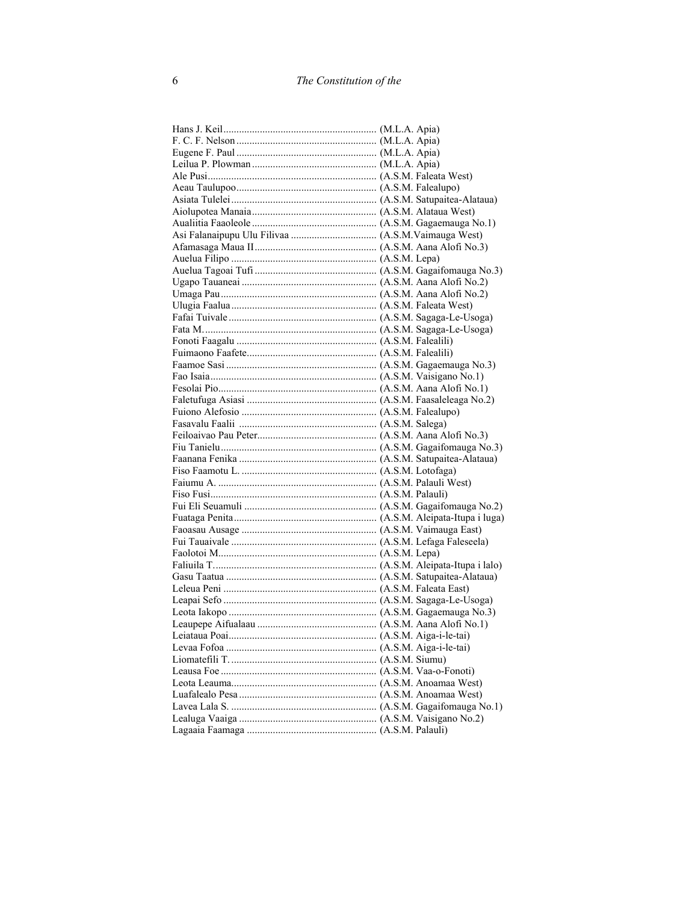Hans J. Keil........................................................ (M.L.A. Apia)
F. C. F. Nelson.................................................... (M.L.A. Apia)
Eugene F. Paul .................................................... (M.L.A. Apia)
Leilua P. Plowman ............................................... (M.L.A. Apia)
Ale Pusi.............................................................. (A.S.M. Faleata West)
Aeau Taulupoo..................................................... (A.S.M. Falealupo)
Asiata Tulelei ...................................................... (A.S.M. Satupaitea-Alataua)
Aiolupotea Manaia............................................... (A.S.M. Alataua West)
Aualiitia Faaoleole ............................................... (A.S.M. Gagaemauga No.1)
Asi Falanaipupu Ulu Filivaa ................................ (A.S.M.Vaimauga West)
Afamasaga Maua II.............................................. (A.S.M. Aana Alofi No.3)
Auelua Filipo ....................................................... (A.S.M. Lepa)
Auelua Tagoai Tufi .............................................. (A.S.M. Gagaifomauga No.3)
Ugapo Tauaneai ................................................... (A.S.M. Aana Alofi No.2)
Umaga Pau.......................................................... (A.S.M. Aana Alofi No.2)
Ulugia Faalua....................................................... (A.S.M. Faleata West)
Fafai Tuivale ........................................................ (A.S.M. Sagaga-Le-Usoga)
Fata M................................................................. (A.S.M. Sagaga-Le-Usoga)
Fonoti Faagalu ..................................................... (A.S.M. Falealili)
Fuimaono Faafete................................................. (A.S.M. Falealili)
Faamoe Sasi ......................................................... (A.S.M. Gagaemauga No.3)
Fao Isaia............................................................... (A.S.M. Vaisigano No.1)
Fesolai Pio............................................................ (A.S.M. Aana Alofi No.1)
Faletufuga Asiasi ................................................. (A.S.M. Faasaleleaga No.2)
Fuiono Alefosio ................................................... (A.S.M. Falealupo)
Fasavalu Faalii ..................................................... (A.S.M. Salega)
Feiloaivao Pau Peter............................................. (A.S.M. Aana Alofi No.3)
Fiu Tanielu........................................................... (A.S.M. Gagaifomauga No.3)
Faanana Fenika .................................................... (A.S.M. Satupaitea-Alataua)
Fiso Faamotu L. ................................................... (A.S.M. Lotofaga)
Faiumu A. ............................................................ (A.S.M. Palauli West)
Fiso Fusi............................................................... (A.S.M. Palauli)
Fui Eli Seuamuli .................................................. (A.S.M. Gagaifomauga No.2)
Fuataga Penita...................................................... (A.S.M. Aleipata-Itupa i luga)
Faoasau Ausage ................................................... (A.S.M. Vaimauga East)
Fui Tauaivale ....................................................... (A.S.M. Lefaga Faleseela)
Faolotoi M............................................................ (A.S.M. Lepa)
Faliuila T............................................................. (A.S.M. Aleipata-Itupa i lalo)
Gasu Taatua ......................................................... (A.S.M. Satupaitea-Alataua)
Leleua Peni .......................................................... (A.S.M. Faleata East)
Leapai Sefo .......................................................... (A.S.M. Sagaga-Le-Usoga)
Leota Iakopo ........................................................ (A.S.M. Gagaemauga No.3)
Leaupepe Aifualaau ............................................. (A.S.M. Aana Alofi No.1)
Leiataua Poai........................................................ (A.S.M. Aiga-i-le-tai)
Levaa Fofoa ......................................................... (A.S.M. Aiga-i-le-tai)
Liomatefili T. ....................................................... (A.S.M. Siumu)
Leausa Foe ........................................................... (A.S.M. Vaa-o-Fonoti)
Leota Leauma....................................................... (A.S.M. Anoamaa West)
Luafalealo Pesa .................................................... (A.S.M. Anoamaa West)
Lavea Lala S. ....................................................... (A.S.M. Gagaifomauga No.1)
Lealuga Vaaiga .................................................... (A.S.M. Vaisigano No.2)
Lagaaia Faamaga ................................................. (A.S.M. Palauli)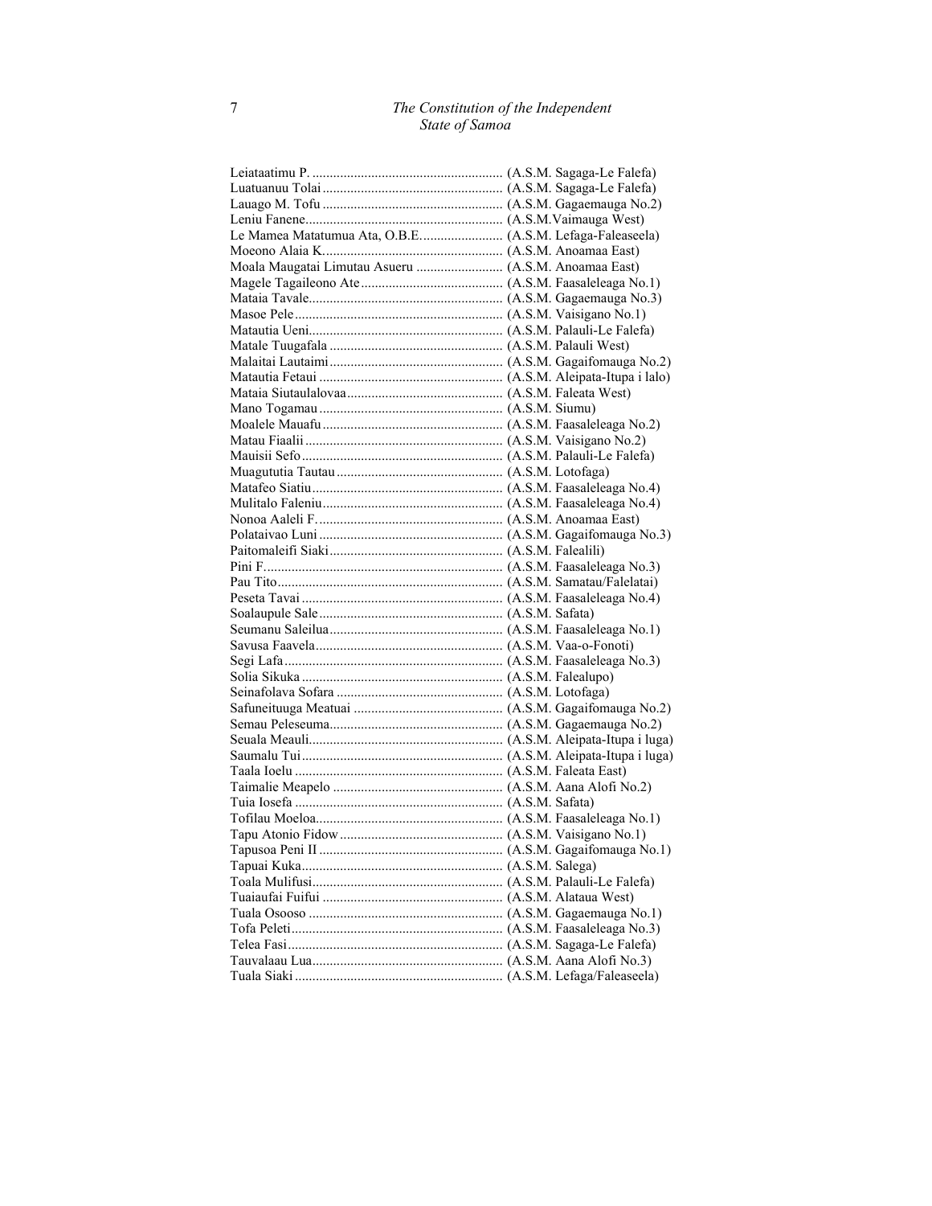Leiataatimu P. ....................................................... (A.S.M. Sagaga-Le Falefa)
Luatuanuu Tolai .................................................... (A.S.M. Sagaga-Le Falefa)
Lauago M. Tofu .................................................... (A.S.M. Gagaemauga No.2)
Leniu Fanene......................................................... (A.S.M.Vaimauga West)
Le Mamea Matatumua Ata, O.B.E........................ (A.S.M. Lefaga-Faleaseela)
Moeono Alaia K.................................................... (A.S.M. Anoamaa East)
Moala Maugatai Limutau Asueru ......................... (A.S.M. Anoamaa East)
Magele Tagaileono Ate ......................................... (A.S.M. Faasaleleaga No.1)
Mataia Tavale........................................................ (A.S.M. Gagaemauga No.3)
Masoe Pele ........................................................... (A.S.M. Vaisigano No.1)
Matautia Ueni........................................................ (A.S.M. Palauli-Le Falefa)
Matale Tuugafala .................................................. (A.S.M. Palauli West)
Malaitai Lautaimi .................................................. (A.S.M. Gagaifomauga No.2)
Matautia Fetaui ..................................................... (A.S.M. Aleipata-Itupa i lalo)
Mataia Siutaulalovaa ............................................. (A.S.M. Faleata West)
Mano Togamau ..................................................... (A.S.M. Siumu)
Moalele Mauafu .................................................... (A.S.M. Faasaleleaga No.2)
Matau Fiaalii ......................................................... (A.S.M. Vaisigano No.2)
Mauisii Sefo .......................................................... (A.S.M. Palauli-Le Falefa)
Muagututia Tautau ................................................ (A.S.M. Lotofaga)
Matafeo Siatiu....................................................... (A.S.M. Faasaleleaga No.4)
Mulitalo Faleniu.................................................... (A.S.M. Faasaleleaga No.4)
Nonoa Aaleli F...................................................... (A.S.M. Anoamaa East)
Polataivao Luni ..................................................... (A.S.M. Gagaifomauga No.3)
Paitomaleifi Siaki .................................................. (A.S.M. Falealili)
Pini F..................................................................... (A.S.M. Faasaleleaga No.3)
Pau Tito ................................................................. (A.S.M. Samatau/Falelatai)
Peseta Tavai .......................................................... (A.S.M. Faasaleleaga No.4)
Soalaupule Sale ..................................................... (A.S.M. Safata)
Seumanu Saleilua .................................................. (A.S.M. Faasaleleaga No.1)
Savusa Faavela...................................................... (A.S.M. Vaa-o-Fonoti)
Segi Lafa ............................................................... (A.S.M. Faasaleleaga No.3)
Solia Sikuka .......................................................... (A.S.M. Falealupo)
Seinafolava Sofara ................................................ (A.S.M. Lotofaga)
Safuneituuga Meatuai ........................................... (A.S.M. Gagaifomauga No.2)
Semau Peleseuma.................................................. (A.S.M. Gagaemauga No.2)
Seuala Meauli........................................................ (A.S.M. Aleipata-Itupa i luga)
Saumalu Tui .......................................................... (A.S.M. Aleipata-Itupa i luga)
Taala Ioelu ............................................................ (A.S.M. Faleata East)
Taimalie Meapelo ................................................. (A.S.M. Aana Alofi No.2)
Tuia Iosefa ............................................................ (A.S.M. Safata)
Tofilau Moeloa...................................................... (A.S.M. Faasaleleaga No.1)
Tapu Atonio Fidow ............................................... (A.S.M. Vaisigano No.1)
Tapusoa Peni II ..................................................... (A.S.M. Gagaifomauga No.1)
Tapuai Kuka.......................................................... (A.S.M. Salega)
Toala Mulifusi....................................................... (A.S.M. Palauli-Le Falefa)
Tuaiaufai Fuifui .................................................... (A.S.M. Alataua West)
Tuala Osooso ........................................................ (A.S.M. Gagaemauga No.1)
Tofa Peleti............................................................. (A.S.M. Faasaleleaga No.3)
Telea Fasi.............................................................. (A.S.M. Sagaga-Le Falefa)
Tauvalaau Lua....................................................... (A.S.M. Aana Alofi No.3)
Tuala Siaki ............................................................ (A.S.M. Lefaga/Faleaseela)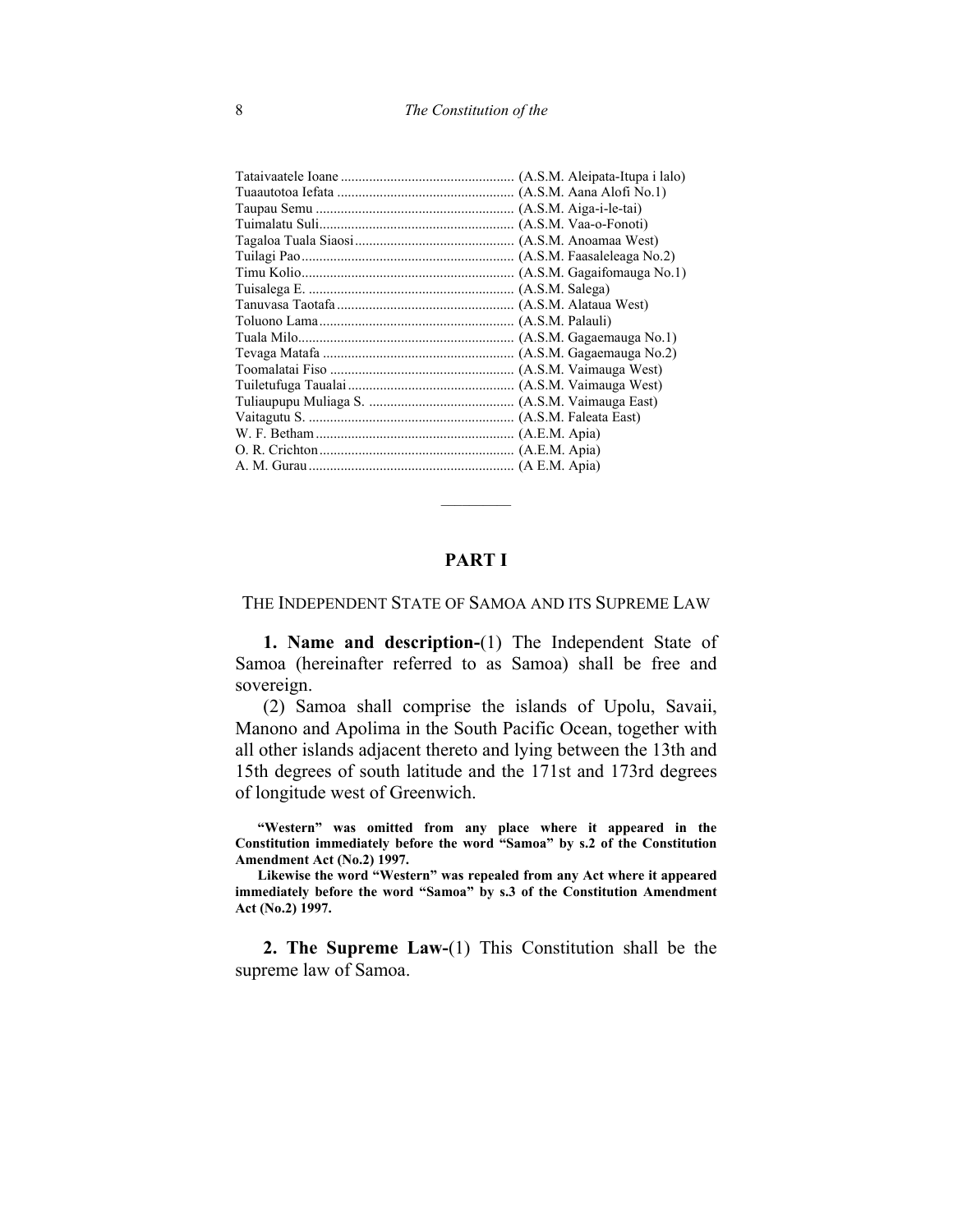Tataivaatele Ioane ................................................ (A.S.M. Aleipata-Itupa i lalo)
Tuaautotoa Iefata ................................................. (A.S.M. Aana Alofi No.1)
Taupau Semu ...................................................... (A.S.M. Aiga-i-le-tai)
Tuimalatu Suli...................................................... (A.S.M. Vaa-o-Fonoti)
Tagaloa Tuala Siaosi............................................ (A.S.M. Anoamaa West)
Tuilagi Pao........................................................... (A.S.M. Faasaleleaga No.2)
Timu Kolio........................................................... (A.S.M. Gagaifomauga No.1)
Tuisalega E. ......................................................... (A.S.M. Salega)
Tanuvasa Taotafa................................................. (A.S.M. Alataua West)
Toluono Lama...................................................... (A.S.M. Palauli)
Tuala Milo............................................................ (A.S.M. Gagaemauga No.1)
Tevaga Matafa ..................................................... (A.S.M. Gagaemauga No.2)
Toomalatai Fiso ................................................... (A.S.M. Vaimauga West)
Tuiletufuga Taualai.............................................. (A.S.M. Vaimauga West)
Tuliaupupu Muliaga S. ........................................ (A.S.M. Vaimauga East)
Vaitagutu S. ......................................................... (A.S.M. Faleata East)
W. F. Betham....................................................... (A.E.M. Apia)
O. R. Crichton...................................................... (A.E.M. Apia)
A. M. Gurau......................................................... (A E.M. Apia)

---

## PART I

THE INDEPENDENT STATE OF SAMOA AND ITS SUPREME LAW

**1. Name and description-**(1) The Independent State of Samoa (hereinafter referred to as Samoa) shall be free and sovereign.

(2) Samoa shall comprise the islands of Upolu, Savaii, Manono and Apolima in the South Pacific Ocean, together with all other islands adjacent thereto and lying between the 13th and 15th degrees of south latitude and the 171st and 173rd degrees of longitude west of Greenwich.

**"Western" was omitted from any place where it appeared in the Constitution immediately before the word "Samoa" by s.2 of the Constitution Amendment Act (No.2) 1997.**

**Likewise the word "Western" was repealed from any Act where it appeared immediately before the word "Samoa" by s.3 of the Constitution Amendment Act (No.2) 1997.**

**2. The Supreme Law-**(1) This Constitution shall be the supreme law of Samoa.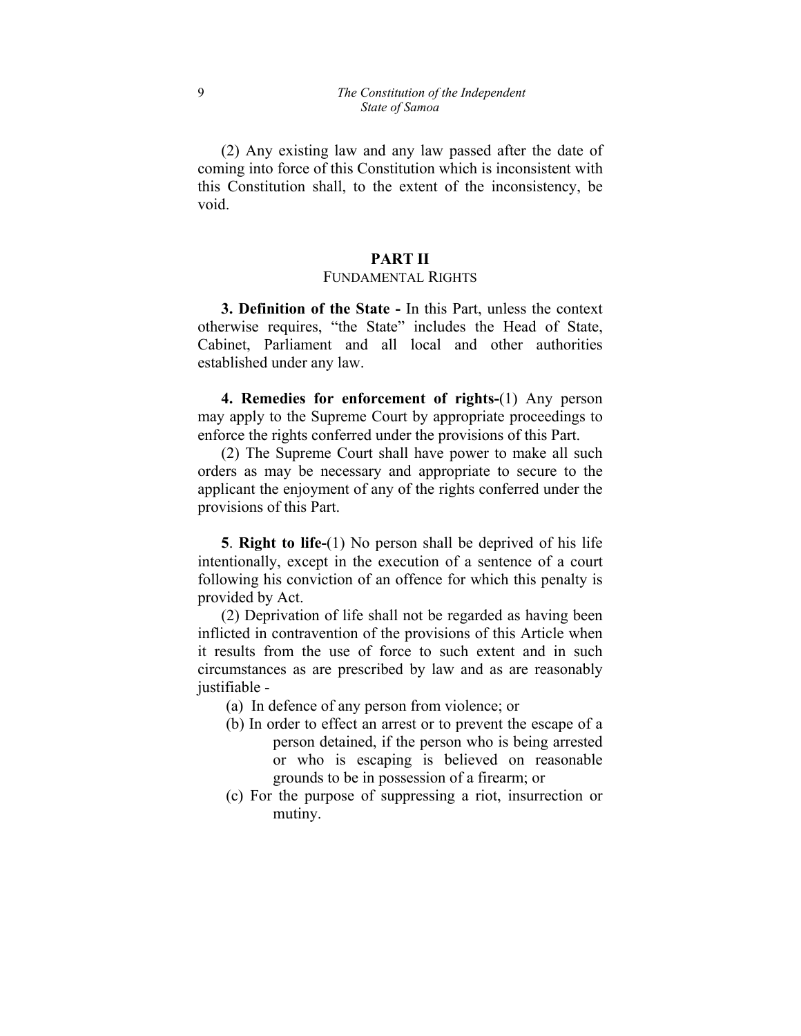(2) Any existing law and any law passed after the date of coming into force of this Constitution which is inconsistent with this Constitution shall, to the extent of the inconsistency, be void.

## PART II
### FUNDAMENTAL RIGHTS

**3. Definition of the State -** In this Part, unless the context otherwise requires, “the State” includes the Head of State, Cabinet, Parliament and all local and other authorities established under any law.

**4. Remedies for enforcement of rights-**(1) Any person may apply to the Supreme Court by appropriate proceedings to enforce the rights conferred under the provisions of this Part.

(2) The Supreme Court shall have power to make all such orders as may be necessary and appropriate to secure to the applicant the enjoyment of any of the rights conferred under the provisions of this Part.

**5**. **Right to life-**(1) No person shall be deprived of his life intentionally, except in the execution of a sentence of a court following his conviction of an offence for which this penalty is provided by Act.

(2) Deprivation of life shall not be regarded as having been inflicted in contravention of the provisions of this Article when it results from the use of force to such extent and in such circumstances as are prescribed by law and as are reasonably justifiable -

(a) In defence of any person from violence; or

(b) In order to effect an arrest or to prevent the escape of a person detained, if the person who is being arrested or who is escaping is believed on reasonable grounds to be in possession of a firearm; or

(c) For the purpose of suppressing a riot, insurrection or mutiny.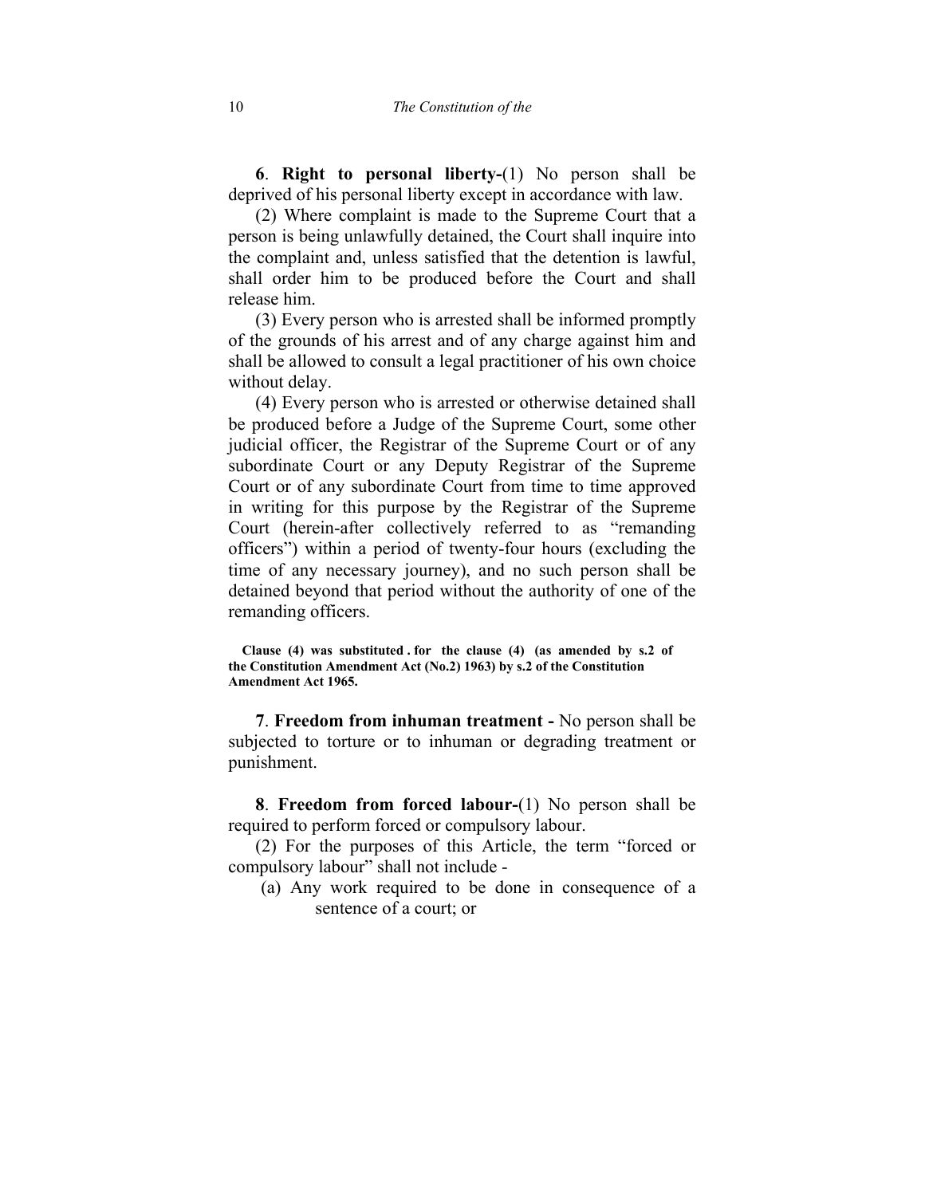**6**. **Right to personal liberty-**(1) No person shall be deprived of his personal liberty except in accordance with law.

(2) Where complaint is made to the Supreme Court that a person is being unlawfully detained, the Court shall inquire into the complaint and, unless satisfied that the detention is lawful, shall order him to be produced before the Court and shall release him.

(3) Every person who is arrested shall be informed promptly of the grounds of his arrest and of any charge against him and shall be allowed to consult a legal practitioner of his own choice without delay.

(4) Every person who is arrested or otherwise detained shall be produced before a Judge of the Supreme Court, some other judicial officer, the Registrar of the Supreme Court or of any subordinate Court or any Deputy Registrar of the Supreme Court or of any subordinate Court from time to time approved in writing for this purpose by the Registrar of the Supreme Court (herein-after collectively referred to as "remanding officers") within a period of twenty-four hours (excluding the time of any necessary journey), and no such person shall be detained beyond that period without the authority of one of the remanding officers.

**Clause (4) was substituted . for the clause (4) (as amended by s.2 of the Constitution Amendment Act (No.2) 1963) by s.2 of the Constitution Amendment Act 1965.**

**7**. **Freedom from inhuman treatment -** No person shall be subjected to torture or to inhuman or degrading treatment or punishment.

**8**. **Freedom from forced labour-**(1) No person shall be required to perform forced or compulsory labour.

(2) For the purposes of this Article, the term "forced or compulsory labour" shall not include -

(a) Any work required to be done in consequence of a sentence of a court; or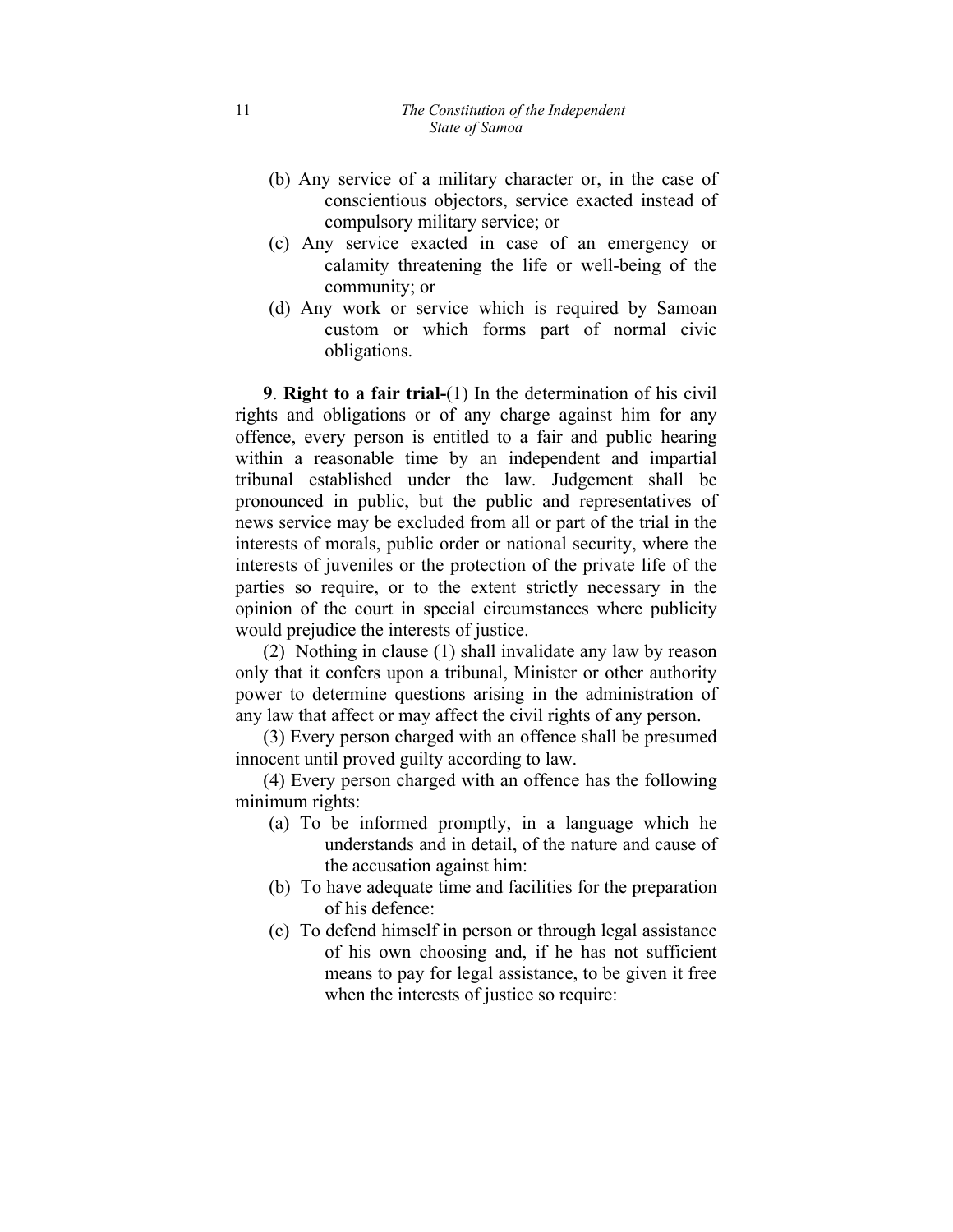(b) Any service of a military character or, in the case of conscientious objectors, service exacted instead of compulsory military service; or

(c) Any service exacted in case of an emergency or calamity threatening the life or well-being of the community; or

(d) Any work or service which is required by Samoan custom or which forms part of normal civic obligations.

**9**. **Right to a fair trial-**(1) In the determination of his civil rights and obligations or of any charge against him for any offence, every person is entitled to a fair and public hearing within a reasonable time by an independent and impartial tribunal established under the law. Judgement shall be pronounced in public, but the public and representatives of news service may be excluded from all or part of the trial in the interests of morals, public order or national security, where the interests of juveniles or the protection of the private life of the parties so require, or to the extent strictly necessary in the opinion of the court in special circumstances where publicity would prejudice the interests of justice.

(2) Nothing in clause (1) shall invalidate any law by reason only that it confers upon a tribunal, Minister or other authority power to determine questions arising in the administration of any law that affect or may affect the civil rights of any person.

(3) Every person charged with an offence shall be presumed innocent until proved guilty according to law.

(4) Every person charged with an offence has the following minimum rights:

(a) To be informed promptly, in a language which he understands and in detail, of the nature and cause of the accusation against him:

(b) To have adequate time and facilities for the preparation of his defence:

(c) To defend himself in person or through legal assistance of his own choosing and, if he has not sufficient means to pay for legal assistance, to be given it free when the interests of justice so require: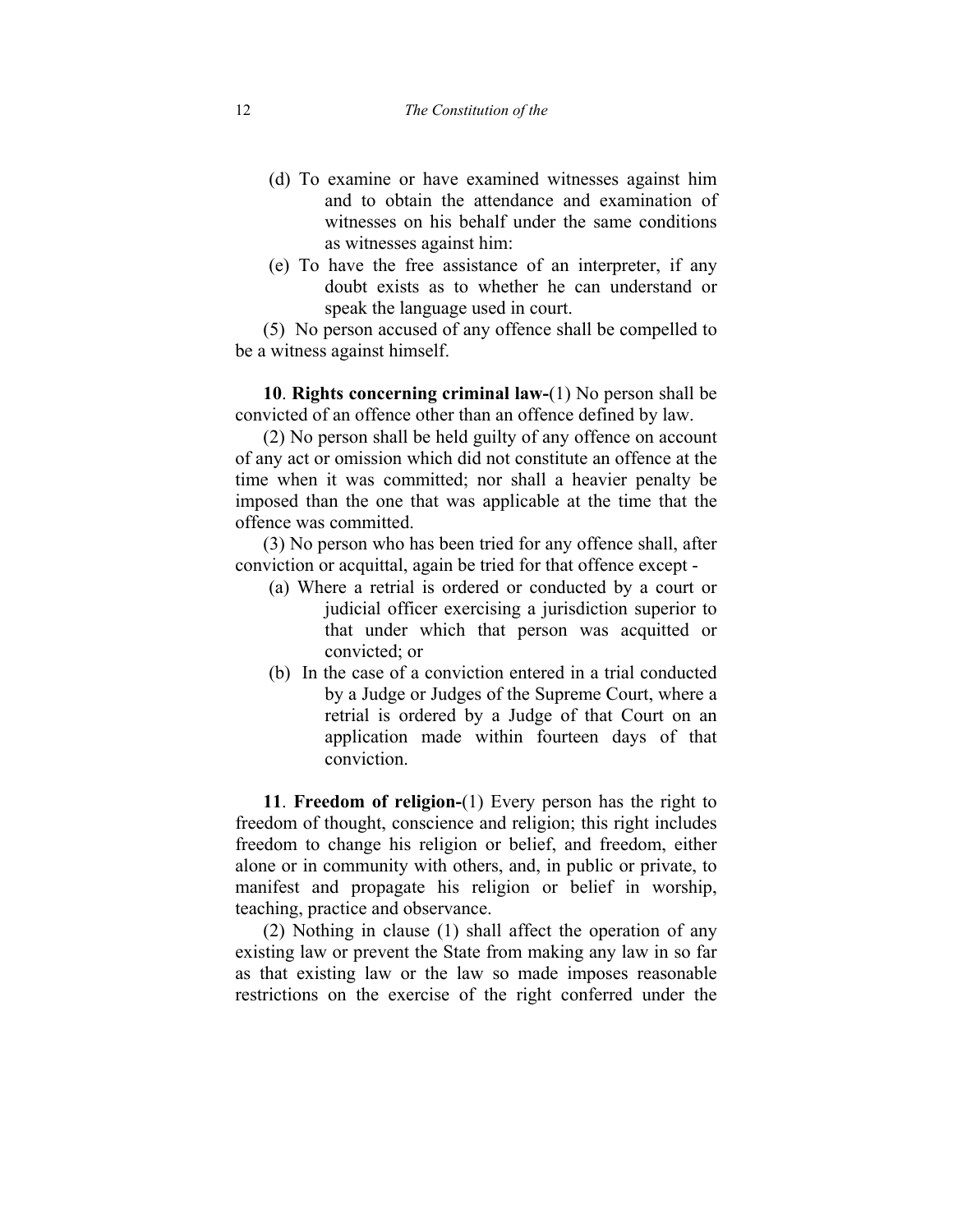(d) To examine or have examined witnesses against him and to obtain the attendance and examination of witnesses on his behalf under the same conditions as witnesses against him:

(e) To have the free assistance of an interpreter, if any doubt exists as to whether he can understand or speak the language used in court.

(5) No person accused of any offence shall be compelled to be a witness against himself.

**10**. **Rights concerning criminal law-**(1) No person shall be convicted of an offence other than an offence defined by law.

(2) No person shall be held guilty of any offence on account of any act or omission which did not constitute an offence at the time when it was committed; nor shall a heavier penalty be imposed than the one that was applicable at the time that the offence was committed.

(3) No person who has been tried for any offence shall, after conviction or acquittal, again be tried for that offence except -

(a) Where a retrial is ordered or conducted by a court or judicial officer exercising a jurisdiction superior to that under which that person was acquitted or convicted; or

(b) In the case of a conviction entered in a trial conducted by a Judge or Judges of the Supreme Court, where a retrial is ordered by a Judge of that Court on an application made within fourteen days of that conviction.

**11**. **Freedom of religion-**(1) Every person has the right to freedom of thought, conscience and religion; this right includes freedom to change his religion or belief, and freedom, either alone or in community with others, and, in public or private, to manifest and propagate his religion or belief in worship, teaching, practice and observance.

(2) Nothing in clause (1) shall affect the operation of any existing law or prevent the State from making any law in so far as that existing law or the law so made imposes reasonable restrictions on the exercise of the right conferred under the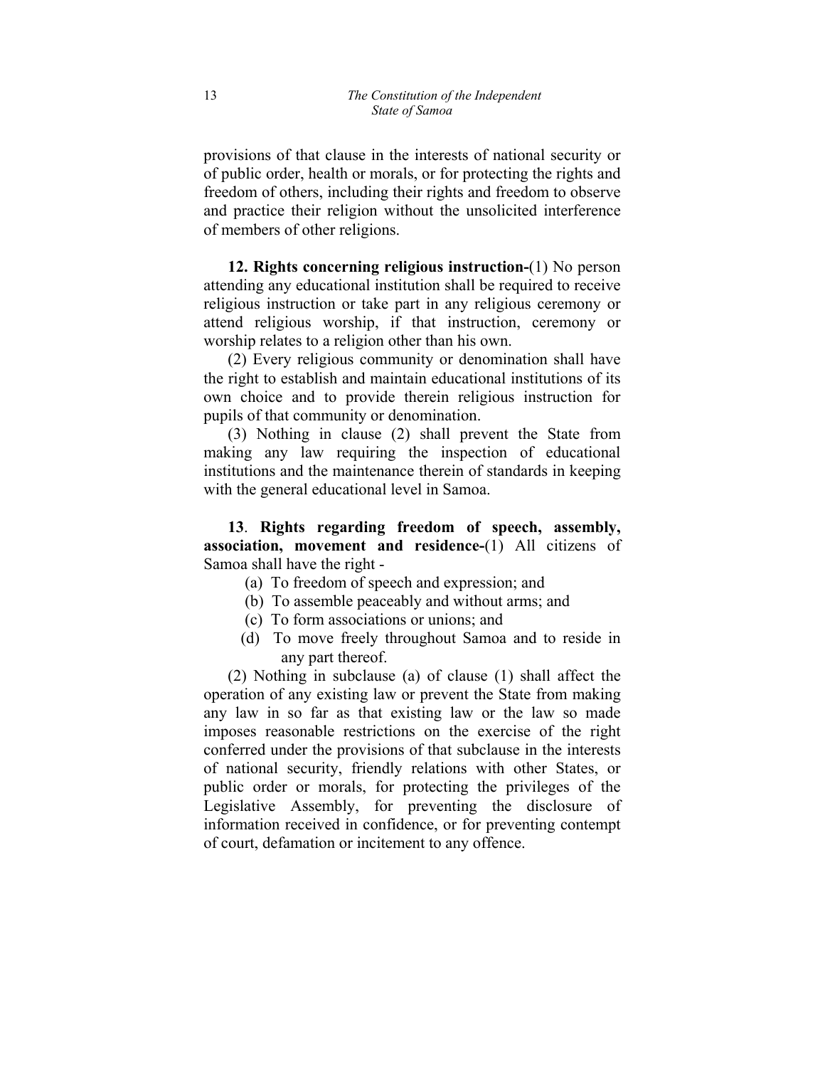provisions of that clause in the interests of national security or of public order, health or morals, or for protecting the rights and freedom of others, including their rights and freedom to observe and practice their religion without the unsolicited interference of members of other religions.

**12. Rights concerning religious instruction-**(1) No person attending any educational institution shall be required to receive religious instruction or take part in any religious ceremony or attend religious worship, if that instruction, ceremony or worship relates to a religion other than his own.

(2) Every religious community or denomination shall have the right to establish and maintain educational institutions of its own choice and to provide therein religious instruction for pupils of that community or denomination.

(3) Nothing in clause (2) shall prevent the State from making any law requiring the inspection of educational institutions and the maintenance therein of standards in keeping with the general educational level in Samoa.

**13**. **Rights regarding freedom of speech, assembly, association, movement and residence-**(1) All citizens of Samoa shall have the right -

(a) To freedom of speech and expression; and

(b) To assemble peaceably and without arms; and

(c) To form associations or unions; and

(d) To move freely throughout Samoa and to reside in any part thereof.

(2) Nothing in subclause (a) of clause (1) shall affect the operation of any existing law or prevent the State from making any law in so far as that existing law or the law so made imposes reasonable restrictions on the exercise of the right conferred under the provisions of that subclause in the interests of national security, friendly relations with other States, or public order or morals, for protecting the privileges of the Legislative Assembly, for preventing the disclosure of information received in confidence, or for preventing contempt of court, defamation or incitement to any offence.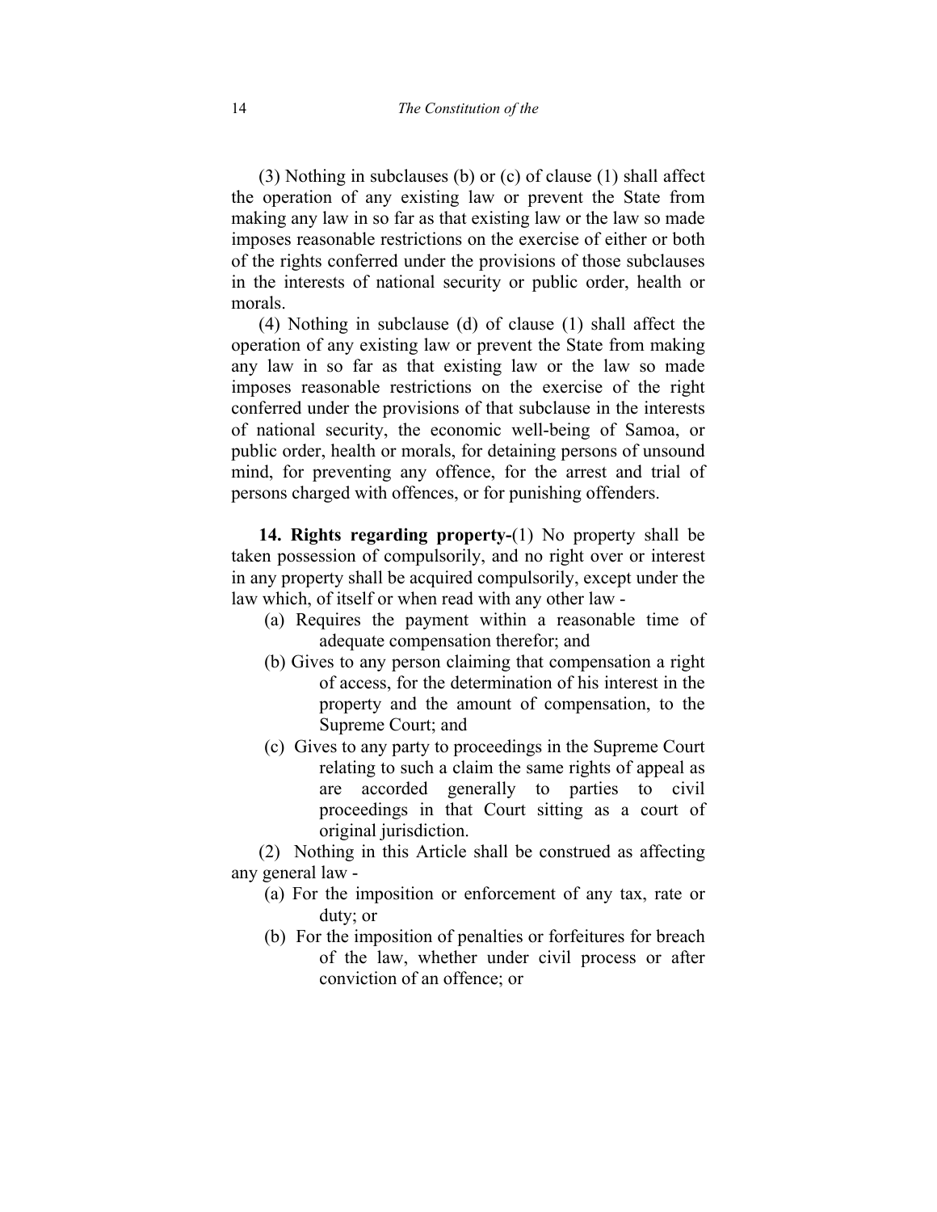(3) Nothing in subclauses (b) or (c) of clause (1) shall affect the operation of any existing law or prevent the State from making any law in so far as that existing law or the law so made imposes reasonable restrictions on the exercise of either or both of the rights conferred under the provisions of those subclauses in the interests of national security or public order, health or morals.

(4) Nothing in subclause (d) of clause (1) shall affect the operation of any existing law or prevent the State from making any law in so far as that existing law or the law so made imposes reasonable restrictions on the exercise of the right conferred under the provisions of that subclause in the interests of national security, the economic well-being of Samoa, or public order, health or morals, for detaining persons of unsound mind, for preventing any offence, for the arrest and trial of persons charged with offences, or for punishing offenders.

**14. Rights regarding property-**(1) No property shall be taken possession of compulsorily, and no right over or interest in any property shall be acquired compulsorily, except under the law which, of itself or when read with any other law -

- (a) Requires the payment within a reasonable time of adequate compensation therefor; and
- (b) Gives to any person claiming that compensation a right of access, for the determination of his interest in the property and the amount of compensation, to the Supreme Court; and
- (c) Gives to any party to proceedings in the Supreme Court relating to such a claim the same rights of appeal as are accorded generally to parties to civil proceedings in that Court sitting as a court of original jurisdiction.

(2) Nothing in this Article shall be construed as affecting any general law -

- (a) For the imposition or enforcement of any tax, rate or duty; or
- (b) For the imposition of penalties or forfeitures for breach of the law, whether under civil process or after conviction of an offence; or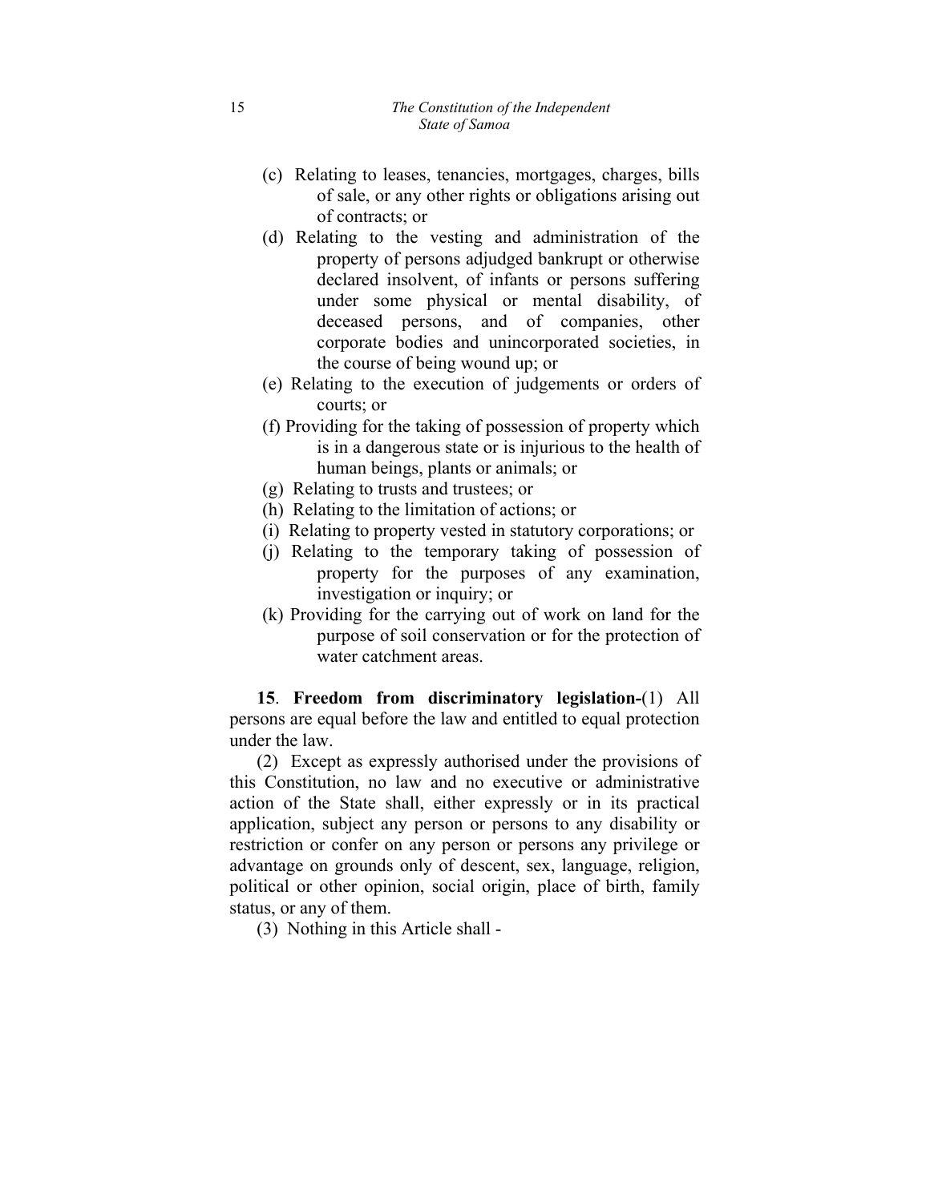(c) Relating to leases, tenancies, mortgages, charges, bills of sale, or any other rights or obligations arising out of contracts; or

(d) Relating to the vesting and administration of the property of persons adjudged bankrupt or otherwise declared insolvent, of infants or persons suffering under some physical or mental disability, of deceased persons, and of companies, other corporate bodies and unincorporated societies, in the course of being wound up; or

(e) Relating to the execution of judgements or orders of courts; or

(f) Providing for the taking of possession of property which is in a dangerous state or is injurious to the health of human beings, plants or animals; or

(g) Relating to trusts and trustees; or

(h) Relating to the limitation of actions; or

(i) Relating to property vested in statutory corporations; or

(j) Relating to the temporary taking of possession of property for the purposes of any examination, investigation or inquiry; or

(k) Providing for the carrying out of work on land for the purpose of soil conservation or for the protection of water catchment areas.

**15**. **Freedom from discriminatory legislation-**(1) All persons are equal before the law and entitled to equal protection under the law.

(2) Except as expressly authorised under the provisions of this Constitution, no law and no executive or administrative action of the State shall, either expressly or in its practical application, subject any person or persons to any disability or restriction or confer on any person or persons any privilege or advantage on grounds only of descent, sex, language, religion, political or other opinion, social origin, place of birth, family status, or any of them.

(3) Nothing in this Article shall -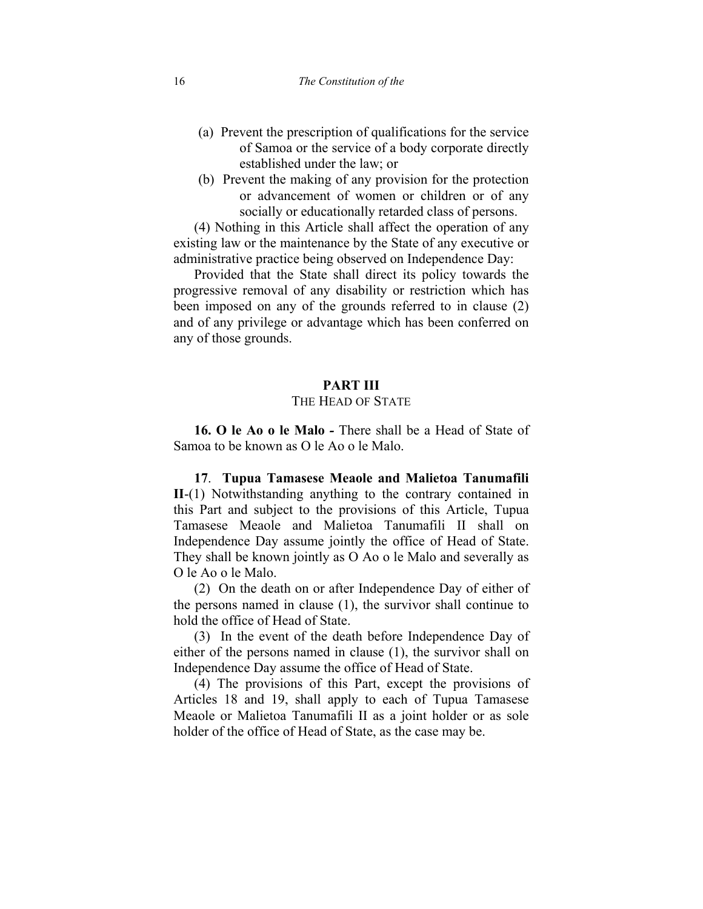(a) Prevent the prescription of qualifications for the service of Samoa or the service of a body corporate directly established under the law; or

(b) Prevent the making of any provision for the protection or advancement of women or children or of any socially or educationally retarded class of persons.

(4) Nothing in this Article shall affect the operation of any existing law or the maintenance by the State of any executive or administrative practice being observed on Independence Day:

Provided that the State shall direct its policy towards the progressive removal of any disability or restriction which has been imposed on any of the grounds referred to in clause (2) and of any privilege or advantage which has been conferred on any of those grounds.

## PART III
### THE HEAD OF STATE

**16. O le Ao o le Malo -** There shall be a Head of State of Samoa to be known as O le Ao o le Malo.

**17**. **Tupua Tamasese Meaole and Malietoa Tanumafili II**-(1) Notwithstanding anything to the contrary contained in this Part and subject to the provisions of this Article, Tupua Tamasese Meaole and Malietoa Tanumafili II shall on Independence Day assume jointly the office of Head of State. They shall be known jointly as O Ao o le Malo and severally as O le Ao o le Malo.

(2) On the death on or after Independence Day of either of the persons named in clause (1), the survivor shall continue to hold the office of Head of State.

(3) In the event of the death before Independence Day of either of the persons named in clause (1), the survivor shall on Independence Day assume the office of Head of State.

(4) The provisions of this Part, except the provisions of Articles 18 and 19, shall apply to each of Tupua Tamasese Meaole or Malietoa Tanumafili II as a joint holder or as sole holder of the office of Head of State, as the case may be.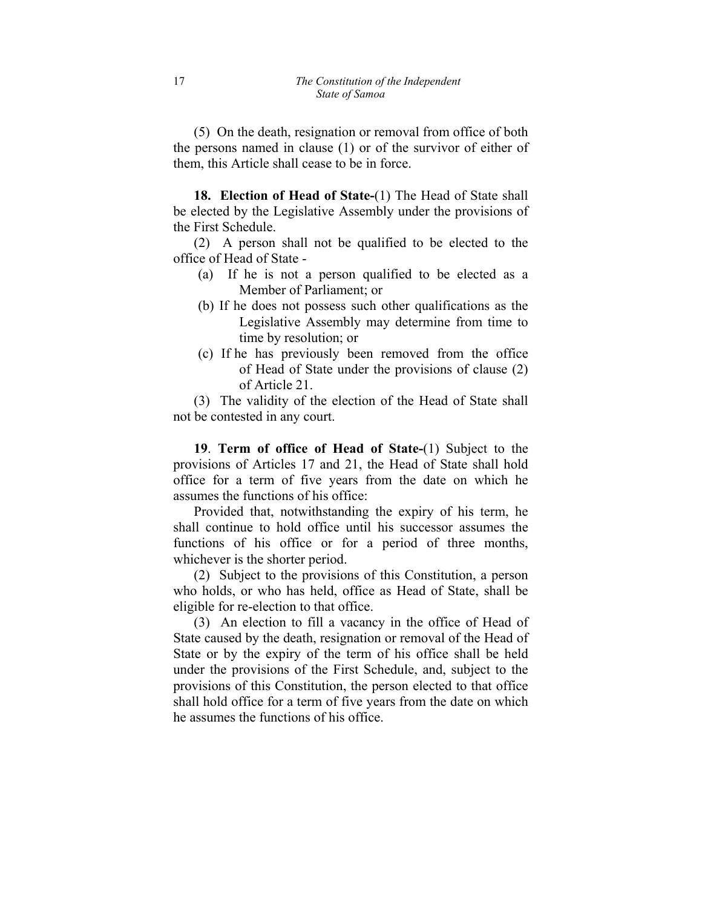(5) On the death, resignation or removal from office of both the persons named in clause (1) or of the survivor of either of them, this Article shall cease to be in force.

**18. Election of Head of State-**(1) The Head of State shall be elected by the Legislative Assembly under the provisions of the First Schedule.

(2) A person shall not be qualified to be elected to the office of Head of State -

(a) If he is not a person qualified to be elected as a Member of Parliament; or

(b) If he does not possess such other qualifications as the Legislative Assembly may determine from time to time by resolution; or

(c) If he has previously been removed from the office of Head of State under the provisions of clause (2) of Article 21.

(3) The validity of the election of the Head of State shall not be contested in any court.

**19**. **Term of office of Head of State-**(1) Subject to the provisions of Articles 17 and 21, the Head of State shall hold office for a term of five years from the date on which he assumes the functions of his office:

Provided that, notwithstanding the expiry of his term, he shall continue to hold office until his successor assumes the functions of his office or for a period of three months, whichever is the shorter period.

(2) Subject to the provisions of this Constitution, a person who holds, or who has held, office as Head of State, shall be eligible for re-election to that office.

(3) An election to fill a vacancy in the office of Head of State caused by the death, resignation or removal of the Head of State or by the expiry of the term of his office shall be held under the provisions of the First Schedule, and, subject to the provisions of this Constitution, the person elected to that office shall hold office for a term of five years from the date on which he assumes the functions of his office.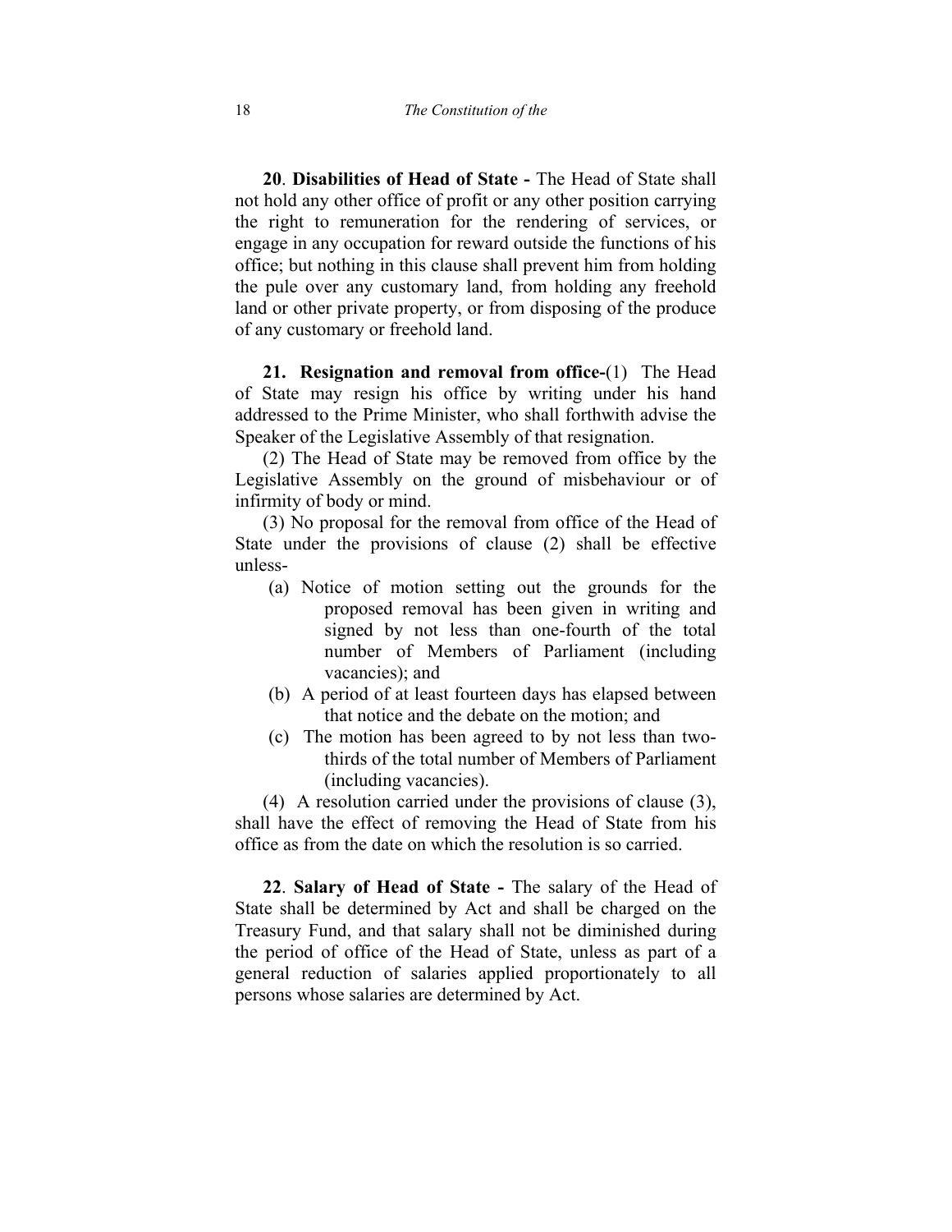**20**. **Disabilities of Head of State -** The Head of State shall not hold any other office of profit or any other position carrying the right to remuneration for the rendering of services, or engage in any occupation for reward outside the functions of his office; but nothing in this clause shall prevent him from holding the pule over any customary land, from holding any freehold land or other private property, or from disposing of the produce of any customary or freehold land.

**21. Resignation and removal from office-**(1) The Head of State may resign his office by writing under his hand addressed to the Prime Minister, who shall forthwith advise the Speaker of the Legislative Assembly of that resignation.

(2) The Head of State may be removed from office by the Legislative Assembly on the ground of misbehaviour or of infirmity of body or mind.

(3) No proposal for the removal from office of the Head of State under the provisions of clause (2) shall be effective unless-

(a) Notice of motion setting out the grounds for the proposed removal has been given in writing and signed by not less than one-fourth of the total number of Members of Parliament (including vacancies); and

(b) A period of at least fourteen days has elapsed between that notice and the debate on the motion; and

(c) The motion has been agreed to by not less than two-thirds of the total number of Members of Parliament (including vacancies).

(4) A resolution carried under the provisions of clause (3), shall have the effect of removing the Head of State from his office as from the date on which the resolution is so carried.

**22**. **Salary of Head of State -** The salary of the Head of State shall be determined by Act and shall be charged on the Treasury Fund, and that salary shall not be diminished during the period of office of the Head of State, unless as part of a general reduction of salaries applied proportionately to all persons whose salaries are determined by Act.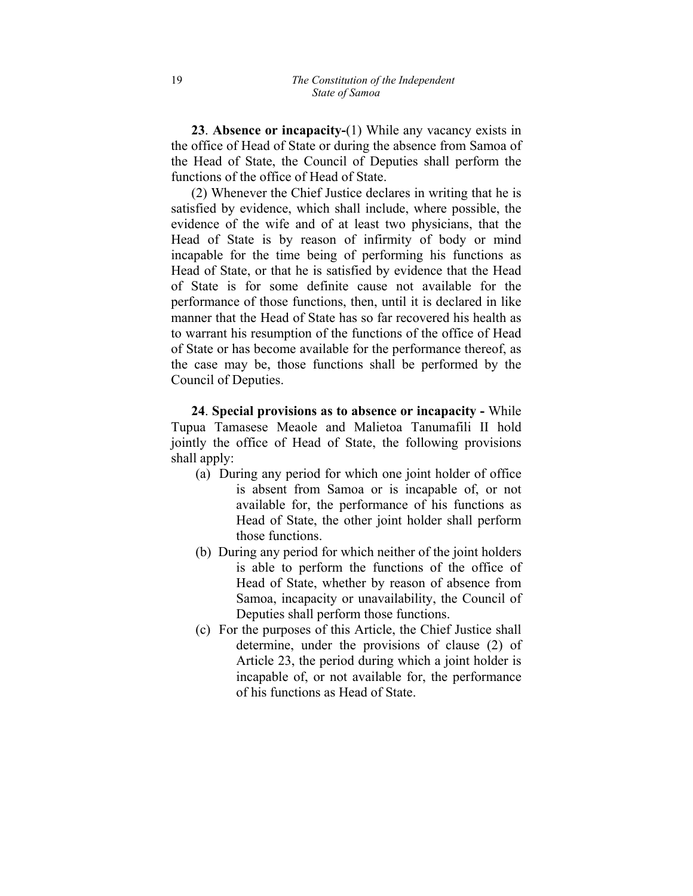**23**. **Absence or incapacity-**(1) While any vacancy exists in the office of Head of State or during the absence from Samoa of the Head of State, the Council of Deputies shall perform the functions of the office of Head of State.

(2) Whenever the Chief Justice declares in writing that he is satisfied by evidence, which shall include, where possible, the evidence of the wife and of at least two physicians, that the Head of State is by reason of infirmity of body or mind incapable for the time being of performing his functions as Head of State, or that he is satisfied by evidence that the Head of State is for some definite cause not available for the performance of those functions, then, until it is declared in like manner that the Head of State has so far recovered his health as to warrant his resumption of the functions of the office of Head of State or has become available for the performance thereof, as the case may be, those functions shall be performed by the Council of Deputies.

**24**. **Special provisions as to absence or incapacity -** While Tupua Tamasese Meaole and Malietoa Tanumafili II hold jointly the office of Head of State, the following provisions shall apply:

(a) During any period for which one joint holder of office is absent from Samoa or is incapable of, or not available for, the performance of his functions as Head of State, the other joint holder shall perform those functions.

(b) During any period for which neither of the joint holders is able to perform the functions of the office of Head of State, whether by reason of absence from Samoa, incapacity or unavailability, the Council of Deputies shall perform those functions.

(c) For the purposes of this Article, the Chief Justice shall determine, under the provisions of clause (2) of Article 23, the period during which a joint holder is incapable of, or not available for, the performance of his functions as Head of State.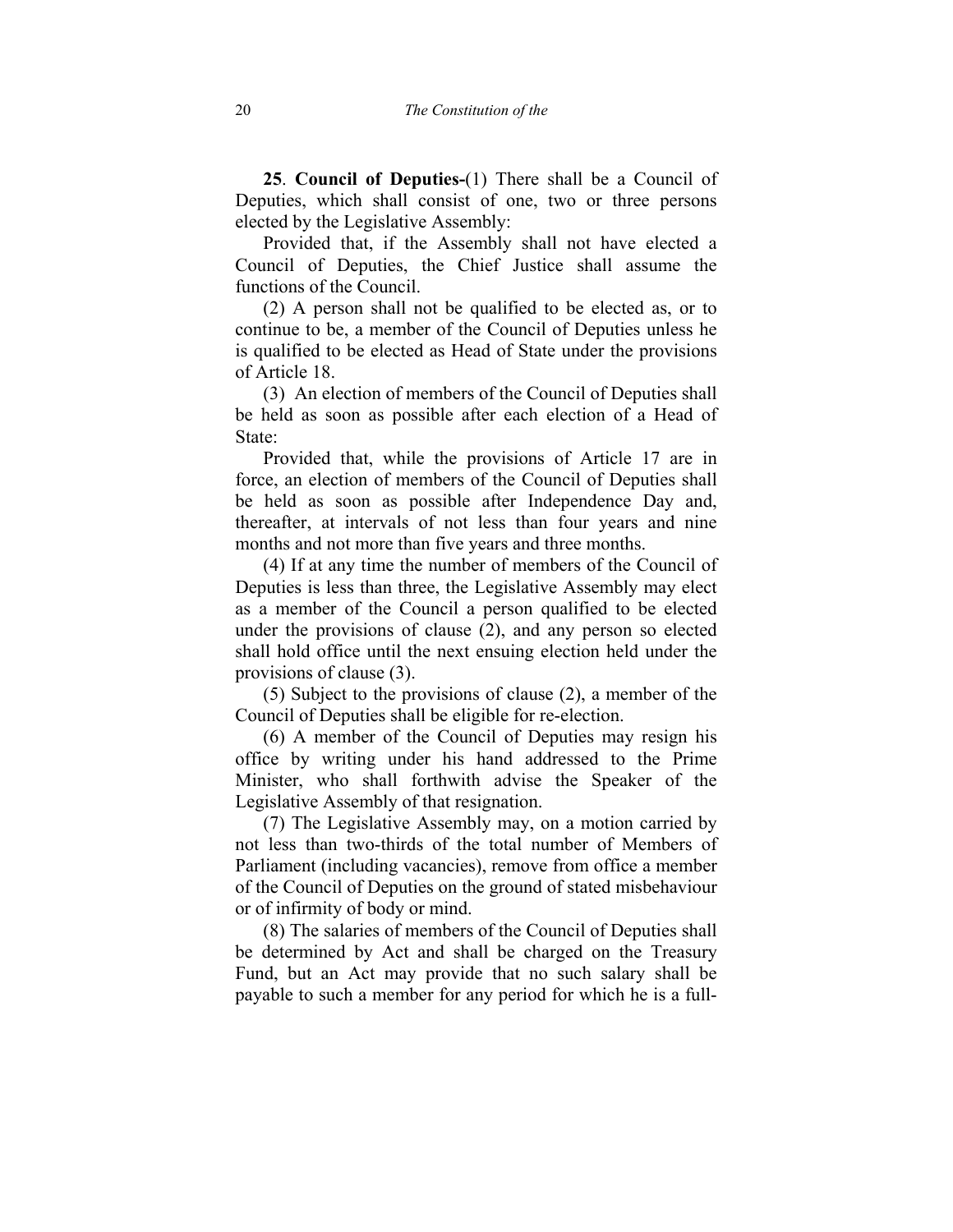**25**. **Council of Deputies-**(1) There shall be a Council of Deputies, which shall consist of one, two or three persons elected by the Legislative Assembly:

Provided that, if the Assembly shall not have elected a Council of Deputies, the Chief Justice shall assume the functions of the Council.

(2) A person shall not be qualified to be elected as, or to continue to be, a member of the Council of Deputies unless he is qualified to be elected as Head of State under the provisions of Article 18.

(3) An election of members of the Council of Deputies shall be held as soon as possible after each election of a Head of State:

Provided that, while the provisions of Article 17 are in force, an election of members of the Council of Deputies shall be held as soon as possible after Independence Day and, thereafter, at intervals of not less than four years and nine months and not more than five years and three months.

(4) If at any time the number of members of the Council of Deputies is less than three, the Legislative Assembly may elect as a member of the Council a person qualified to be elected under the provisions of clause (2), and any person so elected shall hold office until the next ensuing election held under the provisions of clause (3).

(5) Subject to the provisions of clause (2), a member of the Council of Deputies shall be eligible for re-election.

(6) A member of the Council of Deputies may resign his office by writing under his hand addressed to the Prime Minister, who shall forthwith advise the Speaker of the Legislative Assembly of that resignation.

(7) The Legislative Assembly may, on a motion carried by not less than two-thirds of the total number of Members of Parliament (including vacancies), remove from office a member of the Council of Deputies on the ground of stated misbehaviour or of infirmity of body or mind.

(8) The salaries of members of the Council of Deputies shall be determined by Act and shall be charged on the Treasury Fund, but an Act may provide that no such salary shall be payable to such a member for any period for which he is a full-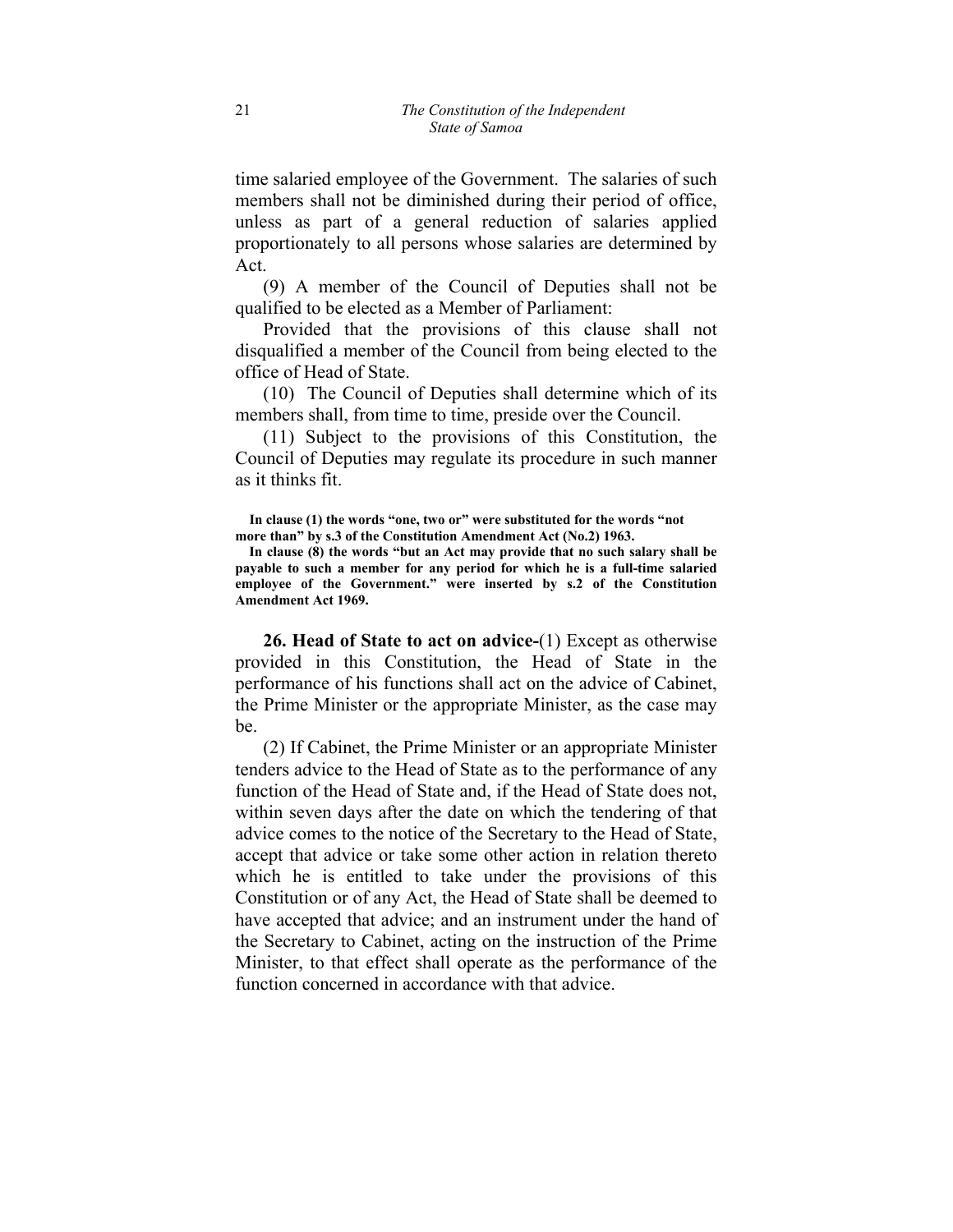time salaried employee of the Government. The salaries of such members shall not be diminished during their period of office, unless as part of a general reduction of salaries applied proportionately to all persons whose salaries are determined by Act.

(9) A member of the Council of Deputies shall not be qualified to be elected as a Member of Parliament:

Provided that the provisions of this clause shall not disqualified a member of the Council from being elected to the office of Head of State.

(10) The Council of Deputies shall determine which of its members shall, from time to time, preside over the Council.

(11) Subject to the provisions of this Constitution, the Council of Deputies may regulate its procedure in such manner as it thinks fit.

**In clause (1) the words "one, two or" were substituted for the words "not more than" by s.3 of the Constitution Amendment Act (No.2) 1963.**

**In clause (8) the words "but an Act may provide that no such salary shall be payable to such a member for any period for which he is a full-time salaried employee of the Government." were inserted by s.2 of the Constitution Amendment Act 1969.**

**26. Head of State to act on advice-**(1) Except as otherwise provided in this Constitution, the Head of State in the performance of his functions shall act on the advice of Cabinet, the Prime Minister or the appropriate Minister, as the case may be.

(2) If Cabinet, the Prime Minister or an appropriate Minister tenders advice to the Head of State as to the performance of any function of the Head of State and, if the Head of State does not, within seven days after the date on which the tendering of that advice comes to the notice of the Secretary to the Head of State, accept that advice or take some other action in relation thereto which he is entitled to take under the provisions of this Constitution or of any Act, the Head of State shall be deemed to have accepted that advice; and an instrument under the hand of the Secretary to Cabinet, acting on the instruction of the Prime Minister, to that effect shall operate as the performance of the function concerned in accordance with that advice.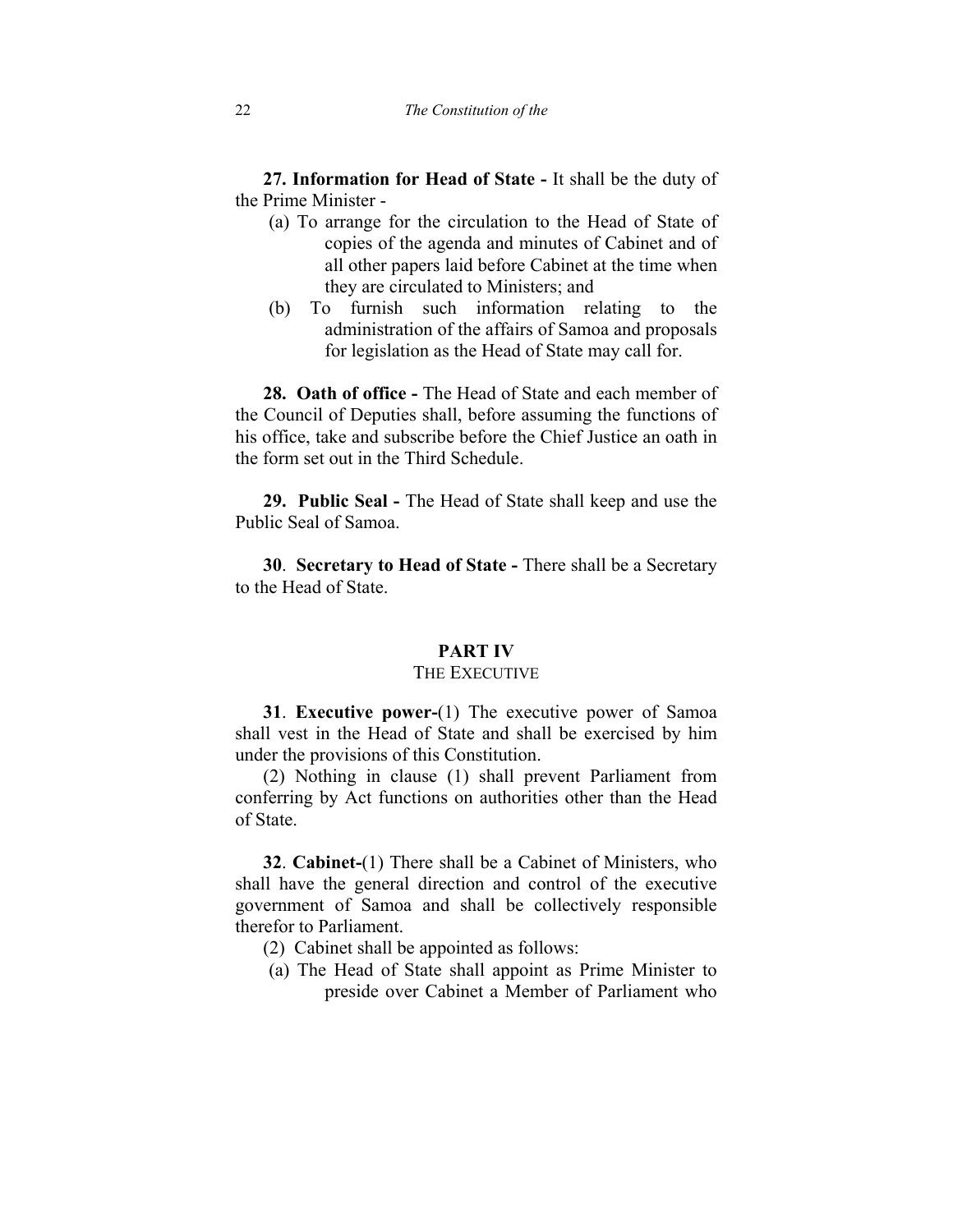**27. Information for Head of State -** It shall be the duty of the Prime Minister -

(a) To arrange for the circulation to the Head of State of copies of the agenda and minutes of Cabinet and of all other papers laid before Cabinet at the time when they are circulated to Ministers; and

(b) To furnish such information relating to the administration of the affairs of Samoa and proposals for legislation as the Head of State may call for.

**28. Oath of office -** The Head of State and each member of the Council of Deputies shall, before assuming the functions of his office, take and subscribe before the Chief Justice an oath in the form set out in the Third Schedule.

**29. Public Seal -** The Head of State shall keep and use the Public Seal of Samoa.

**30**. **Secretary to Head of State -** There shall be a Secretary to the Head of State.

## PART IV

### THE EXECUTIVE

**31**. **Executive power-**(1) The executive power of Samoa shall vest in the Head of State and shall be exercised by him under the provisions of this Constitution.

(2) Nothing in clause (1) shall prevent Parliament from conferring by Act functions on authorities other than the Head of State.

**32**. **Cabinet-**(1) There shall be a Cabinet of Ministers, who shall have the general direction and control of the executive government of Samoa and shall be collectively responsible therefor to Parliament.

(2) Cabinet shall be appointed as follows:

(a) The Head of State shall appoint as Prime Minister to preside over Cabinet a Member of Parliament who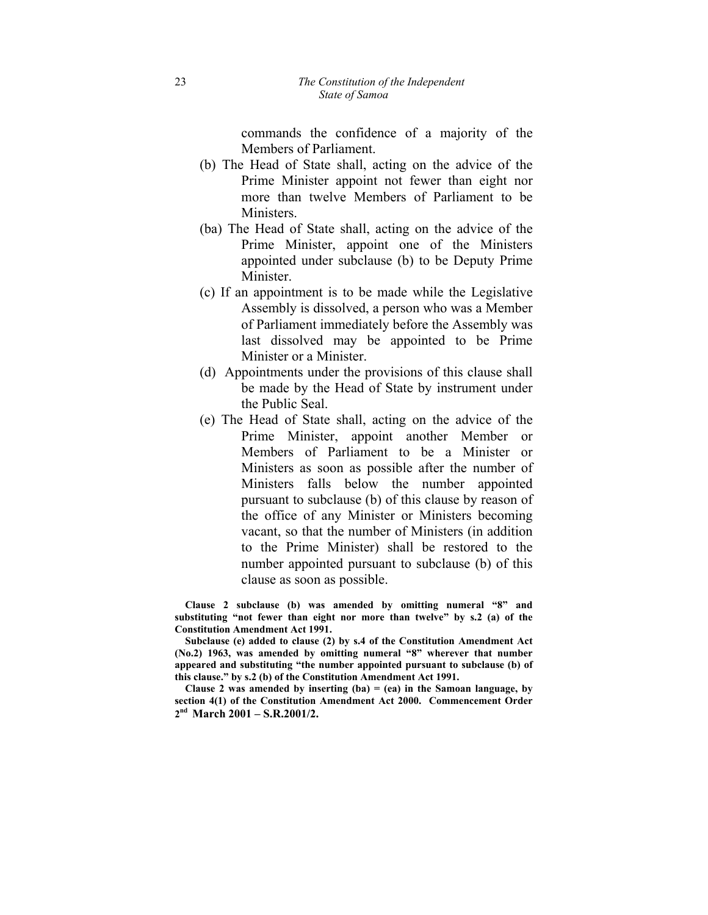commands the confidence of a majority of the Members of Parliament.

(b) The Head of State shall, acting on the advice of the Prime Minister appoint not fewer than eight nor more than twelve Members of Parliament to be Ministers.

(ba) The Head of State shall, acting on the advice of the Prime Minister, appoint one of the Ministers appointed under subclause (b) to be Deputy Prime Minister.

(c) If an appointment is to be made while the Legislative Assembly is dissolved, a person who was a Member of Parliament immediately before the Assembly was last dissolved may be appointed to be Prime Minister or a Minister.

(d) Appointments under the provisions of this clause shall be made by the Head of State by instrument under the Public Seal.

(e) The Head of State shall, acting on the advice of the Prime Minister, appoint another Member or Members of Parliament to be a Minister or Ministers as soon as possible after the number of Ministers falls below the number appointed pursuant to subclause (b) of this clause by reason of the office of any Minister or Ministers becoming vacant, so that the number of Ministers (in addition to the Prime Minister) shall be restored to the number appointed pursuant to subclause (b) of this clause as soon as possible.

**Clause 2 subclause (b) was amended by omitting numeral "8" and substituting "not fewer than eight nor more than twelve" by s.2 (a) of the Constitution Amendment Act 1991.**

**Subclause (e) added to clause (2) by s.4 of the Constitution Amendment Act (No.2) 1963, was amended by omitting numeral "8" wherever that number appeared and substituting "the number appointed pursuant to subclause (b) of this clause." by s.2 (b) of the Constitution Amendment Act 1991.**

**Clause 2 was amended by inserting (ba) = (ea) in the Samoan language, by section 4(1) of the Constitution Amendment Act 2000. Commencement Order 2nd March 2001 – S.R.2001/2.**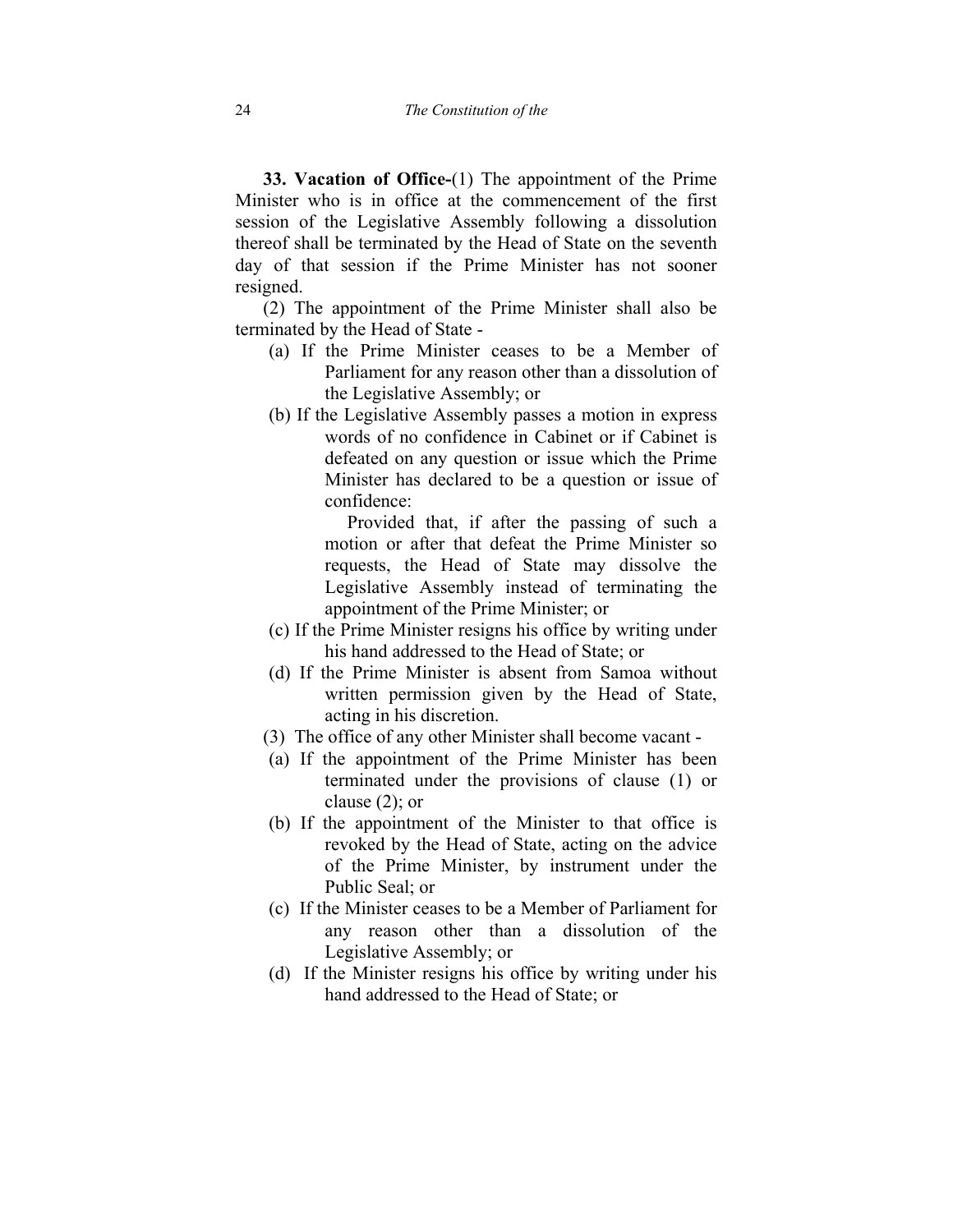**33. Vacation of Office-**(1) The appointment of the Prime Minister who is in office at the commencement of the first session of the Legislative Assembly following a dissolution thereof shall be terminated by the Head of State on the seventh day of that session if the Prime Minister has not sooner resigned.

(2) The appointment of the Prime Minister shall also be terminated by the Head of State -

(a) If the Prime Minister ceases to be a Member of Parliament for any reason other than a dissolution of the Legislative Assembly; or

(b) If the Legislative Assembly passes a motion in express words of no confidence in Cabinet or if Cabinet is defeated on any question or issue which the Prime Minister has declared to be a question or issue of confidence:

Provided that, if after the passing of such a motion or after that defeat the Prime Minister so requests, the Head of State may dissolve the Legislative Assembly instead of terminating the appointment of the Prime Minister; or

(c) If the Prime Minister resigns his office by writing under his hand addressed to the Head of State; or

(d) If the Prime Minister is absent from Samoa without written permission given by the Head of State, acting in his discretion.

(3) The office of any other Minister shall become vacant -

(a) If the appointment of the Prime Minister has been terminated under the provisions of clause (1) or clause (2); or

(b) If the appointment of the Minister to that office is revoked by the Head of State, acting on the advice of the Prime Minister, by instrument under the Public Seal; or

(c) If the Minister ceases to be a Member of Parliament for any reason other than a dissolution of the Legislative Assembly; or

(d) If the Minister resigns his office by writing under his hand addressed to the Head of State; or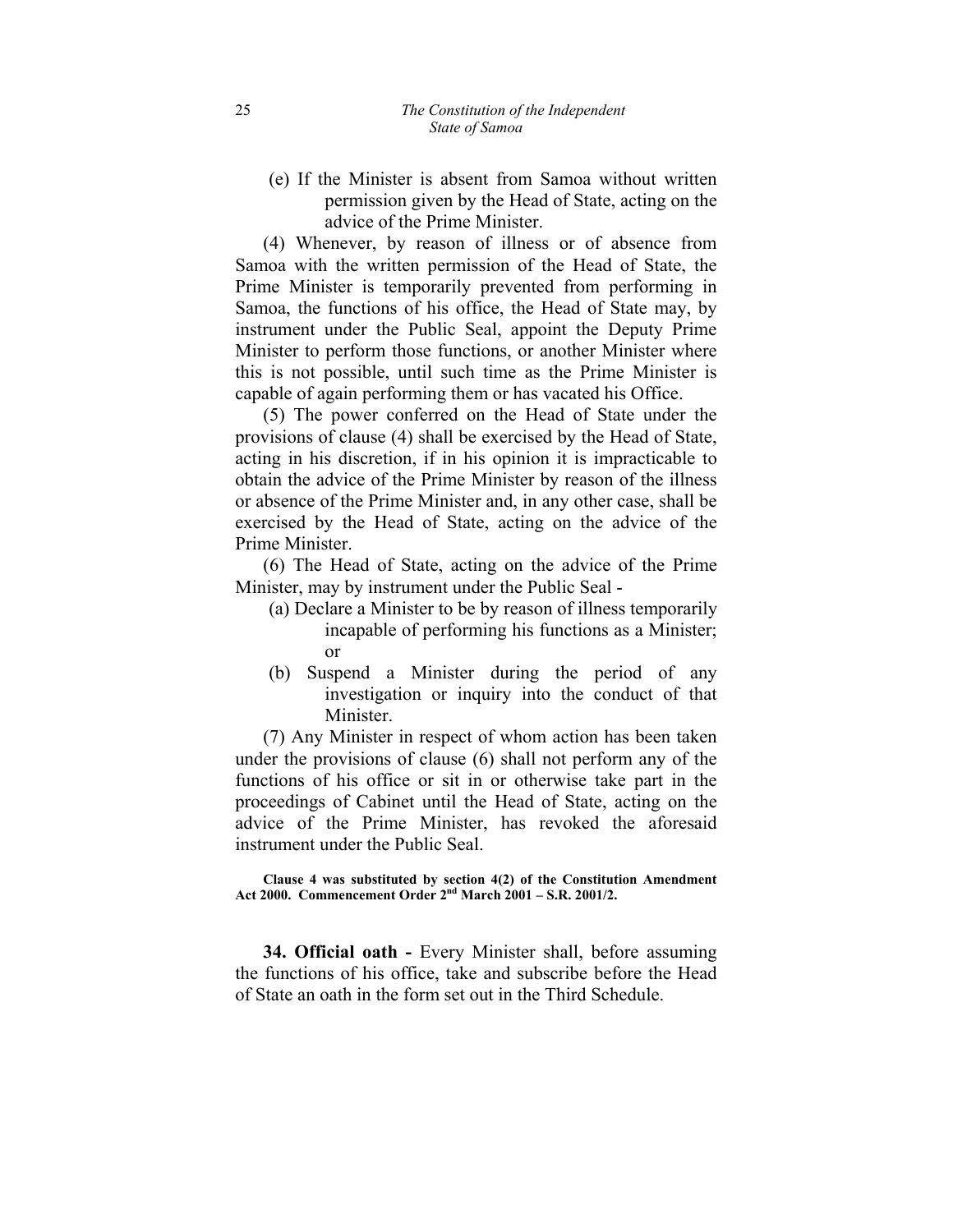(e) If the Minister is absent from Samoa without written permission given by the Head of State, acting on the advice of the Prime Minister.

(4) Whenever, by reason of illness or of absence from Samoa with the written permission of the Head of State, the Prime Minister is temporarily prevented from performing in Samoa, the functions of his office, the Head of State may, by instrument under the Public Seal, appoint the Deputy Prime Minister to perform those functions, or another Minister where this is not possible, until such time as the Prime Minister is capable of again performing them or has vacated his Office.

(5) The power conferred on the Head of State under the provisions of clause (4) shall be exercised by the Head of State, acting in his discretion, if in his opinion it is impracticable to obtain the advice of the Prime Minister by reason of the illness or absence of the Prime Minister and, in any other case, shall be exercised by the Head of State, acting on the advice of the Prime Minister.

(6) The Head of State, acting on the advice of the Prime Minister, may by instrument under the Public Seal -

(a) Declare a Minister to be by reason of illness temporarily incapable of performing his functions as a Minister; or

(b) Suspend a Minister during the period of any investigation or inquiry into the conduct of that Minister.

(7) Any Minister in respect of whom action has been taken under the provisions of clause (6) shall not perform any of the functions of his office or sit in or otherwise take part in the proceedings of Cabinet until the Head of State, acting on the advice of the Prime Minister, has revoked the aforesaid instrument under the Public Seal.

**Clause 4 was substituted by section 4(2) of the Constitution Amendment Act 2000. Commencement Order 2nd March 2001 – S.R. 2001/2.**

**34. Official oath -** Every Minister shall, before assuming the functions of his office, take and subscribe before the Head of State an oath in the form set out in the Third Schedule.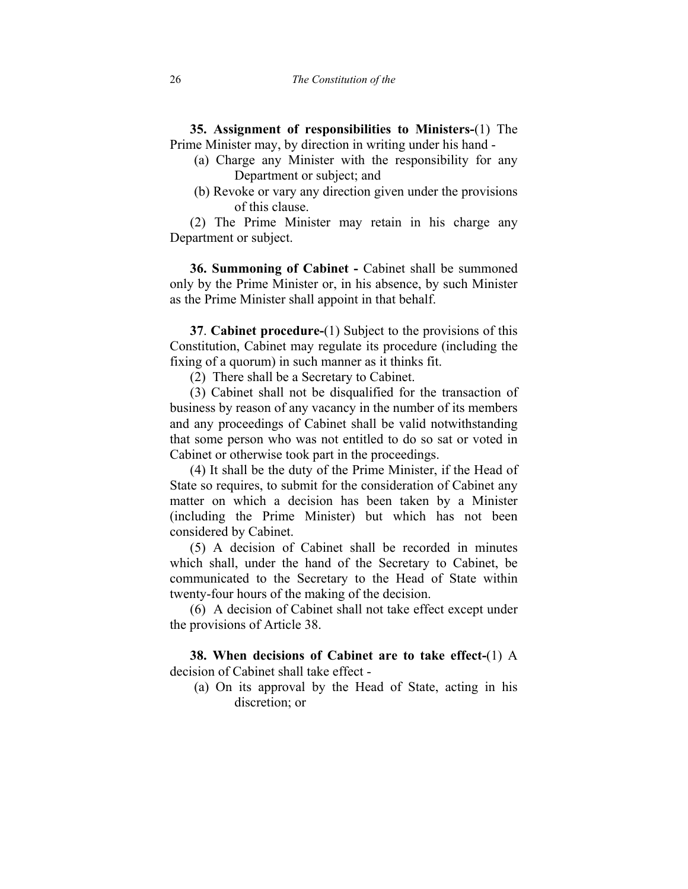**35. Assignment of responsibilities to Ministers-**(1) The Prime Minister may, by direction in writing under his hand -

(a) Charge any Minister with the responsibility for any Department or subject; and

(b) Revoke or vary any direction given under the provisions of this clause.

(2) The Prime Minister may retain in his charge any Department or subject.

**36. Summoning of Cabinet -** Cabinet shall be summoned only by the Prime Minister or, in his absence, by such Minister as the Prime Minister shall appoint in that behalf.

**37**. **Cabinet procedure-**(1) Subject to the provisions of this Constitution, Cabinet may regulate its procedure (including the fixing of a quorum) in such manner as it thinks fit.

(2) There shall be a Secretary to Cabinet.

(3) Cabinet shall not be disqualified for the transaction of business by reason of any vacancy in the number of its members and any proceedings of Cabinet shall be valid notwithstanding that some person who was not entitled to do so sat or voted in Cabinet or otherwise took part in the proceedings.

(4) It shall be the duty of the Prime Minister, if the Head of State so requires, to submit for the consideration of Cabinet any matter on which a decision has been taken by a Minister (including the Prime Minister) but which has not been considered by Cabinet.

(5) A decision of Cabinet shall be recorded in minutes which shall, under the hand of the Secretary to Cabinet, be communicated to the Secretary to the Head of State within twenty-four hours of the making of the decision.

(6) A decision of Cabinet shall not take effect except under the provisions of Article 38.

**38. When decisions of Cabinet are to take effect-**(1) A decision of Cabinet shall take effect -

(a) On its approval by the Head of State, acting in his discretion; or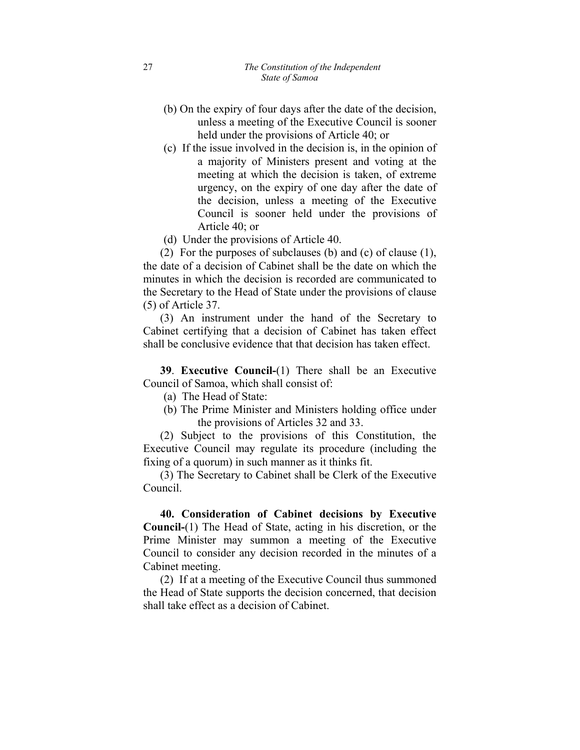(b) On the expiry of four days after the date of the decision, unless a meeting of the Executive Council is sooner held under the provisions of Article 40; or

(c) If the issue involved in the decision is, in the opinion of a majority of Ministers present and voting at the meeting at which the decision is taken, of extreme urgency, on the expiry of one day after the date of the decision, unless a meeting of the Executive Council is sooner held under the provisions of Article 40; or

(d) Under the provisions of Article 40.

(2) For the purposes of subclauses (b) and (c) of clause (1), the date of a decision of Cabinet shall be the date on which the minutes in which the decision is recorded are communicated to the Secretary to the Head of State under the provisions of clause (5) of Article 37.

(3) An instrument under the hand of the Secretary to Cabinet certifying that a decision of Cabinet has taken effect shall be conclusive evidence that that decision has taken effect.

**39**. **Executive Council-**(1) There shall be an Executive Council of Samoa, which shall consist of:

(a) The Head of State:

(b) The Prime Minister and Ministers holding office under the provisions of Articles 32 and 33.

(2) Subject to the provisions of this Constitution, the Executive Council may regulate its procedure (including the fixing of a quorum) in such manner as it thinks fit.

(3) The Secretary to Cabinet shall be Clerk of the Executive Council.

**40. Consideration of Cabinet decisions by Executive Council-**(1) The Head of State, acting in his discretion, or the Prime Minister may summon a meeting of the Executive Council to consider any decision recorded in the minutes of a Cabinet meeting.

(2) If at a meeting of the Executive Council thus summoned the Head of State supports the decision concerned, that decision shall take effect as a decision of Cabinet.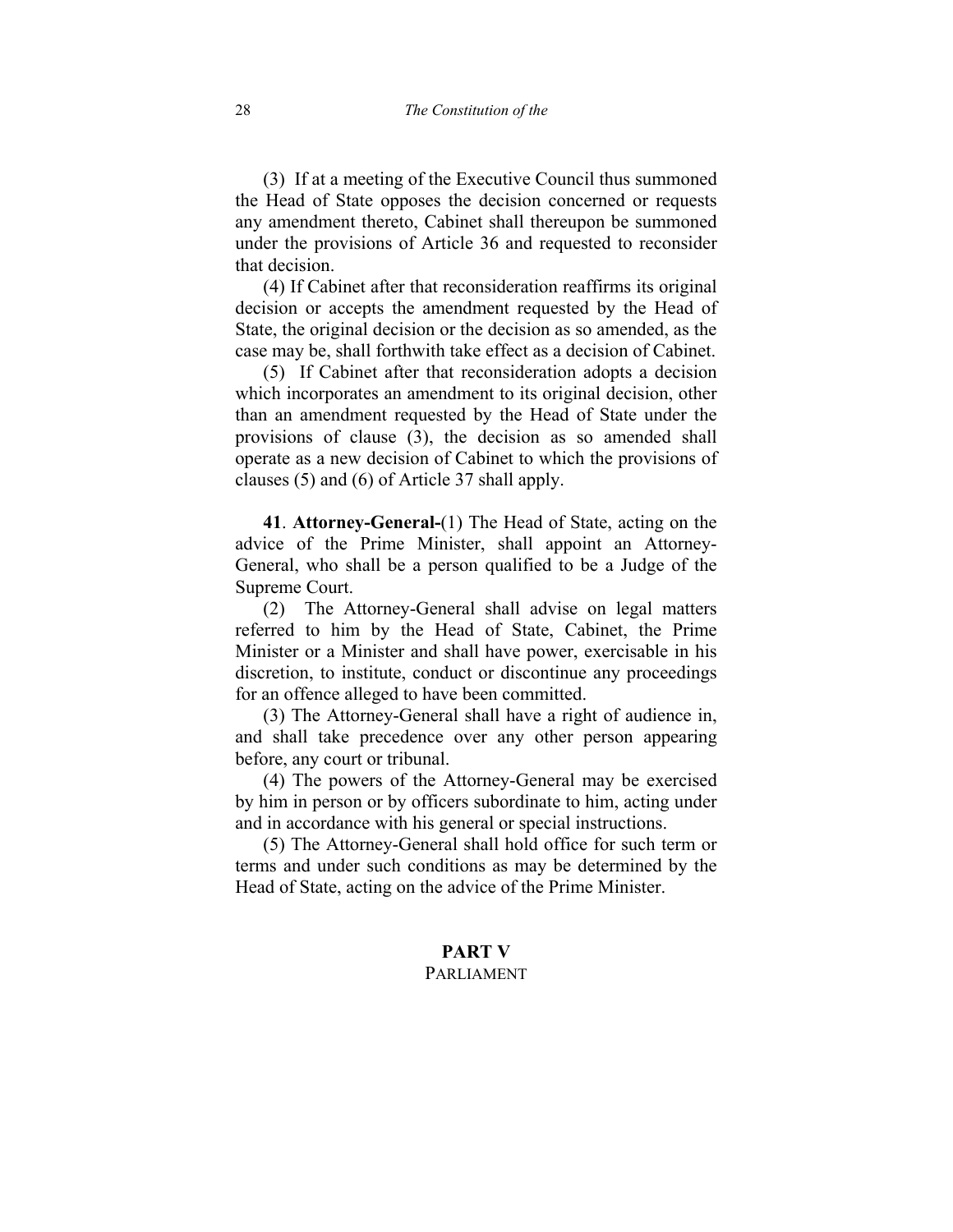(3) If at a meeting of the Executive Council thus summoned the Head of State opposes the decision concerned or requests any amendment thereto, Cabinet shall thereupon be summoned under the provisions of Article 36 and requested to reconsider that decision.

(4) If Cabinet after that reconsideration reaffirms its original decision or accepts the amendment requested by the Head of State, the original decision or the decision as so amended, as the case may be, shall forthwith take effect as a decision of Cabinet.

(5) If Cabinet after that reconsideration adopts a decision which incorporates an amendment to its original decision, other than an amendment requested by the Head of State under the provisions of clause (3), the decision as so amended shall operate as a new decision of Cabinet to which the provisions of clauses (5) and (6) of Article 37 shall apply.

**41**. **Attorney-General-**(1) The Head of State, acting on the advice of the Prime Minister, shall appoint an Attorney-General, who shall be a person qualified to be a Judge of the Supreme Court.

(2) The Attorney-General shall advise on legal matters referred to him by the Head of State, Cabinet, the Prime Minister or a Minister and shall have power, exercisable in his discretion, to institute, conduct or discontinue any proceedings for an offence alleged to have been committed.

(3) The Attorney-General shall have a right of audience in, and shall take precedence over any other person appearing before, any court or tribunal.

(4) The powers of the Attorney-General may be exercised by him in person or by officers subordinate to him, acting under and in accordance with his general or special instructions.

(5) The Attorney-General shall hold office for such term or terms and under such conditions as may be determined by the Head of State, acting on the advice of the Prime Minister.

## PART V
PARLIAMENT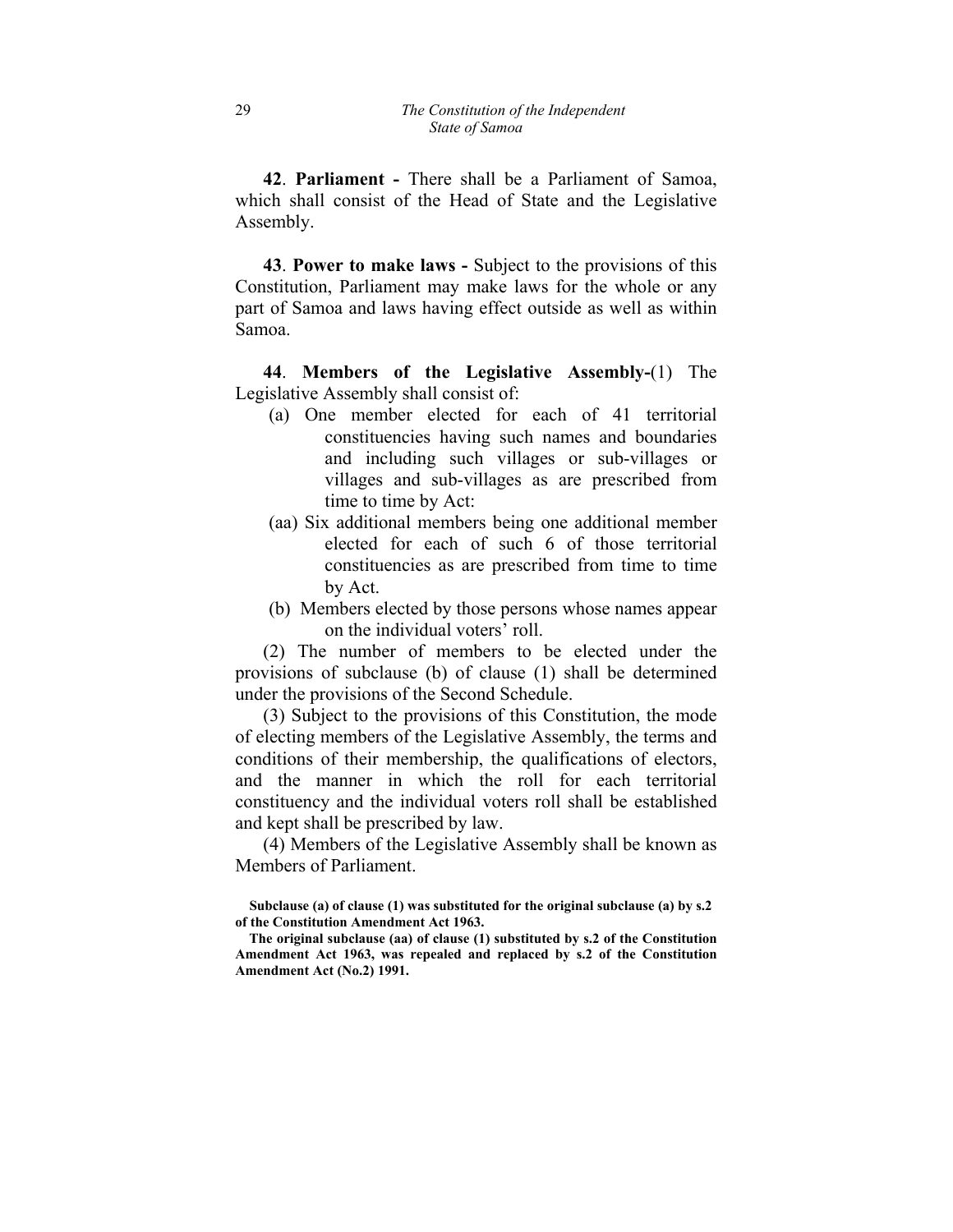**42**. **Parliament -** There shall be a Parliament of Samoa, which shall consist of the Head of State and the Legislative Assembly.

**43**. **Power to make laws -** Subject to the provisions of this Constitution, Parliament may make laws for the whole or any part of Samoa and laws having effect outside as well as within Samoa.

**44**. **Members of the Legislative Assembly-**(1) The Legislative Assembly shall consist of:

(a) One member elected for each of 41 territorial constituencies having such names and boundaries and including such villages or sub-villages or villages and sub-villages as are prescribed from time to time by Act:

(aa) Six additional members being one additional member elected for each of such 6 of those territorial constituencies as are prescribed from time to time by Act.

(b) Members elected by those persons whose names appear on the individual voters' roll.

(2) The number of members to be elected under the provisions of subclause (b) of clause (1) shall be determined under the provisions of the Second Schedule.

(3) Subject to the provisions of this Constitution, the mode of electing members of the Legislative Assembly, the terms and conditions of their membership, the qualifications of electors, and the manner in which the roll for each territorial constituency and the individual voters roll shall be established and kept shall be prescribed by law.

(4) Members of the Legislative Assembly shall be known as Members of Parliament.

**Subclause (a) of clause (1) was substituted for the original subclause (a) by s.2 of the Constitution Amendment Act 1963.**

**The original subclause (aa) of clause (1) substituted by s.2 of the Constitution Amendment Act 1963, was repealed and replaced by s.2 of the Constitution Amendment Act (No.2) 1991.**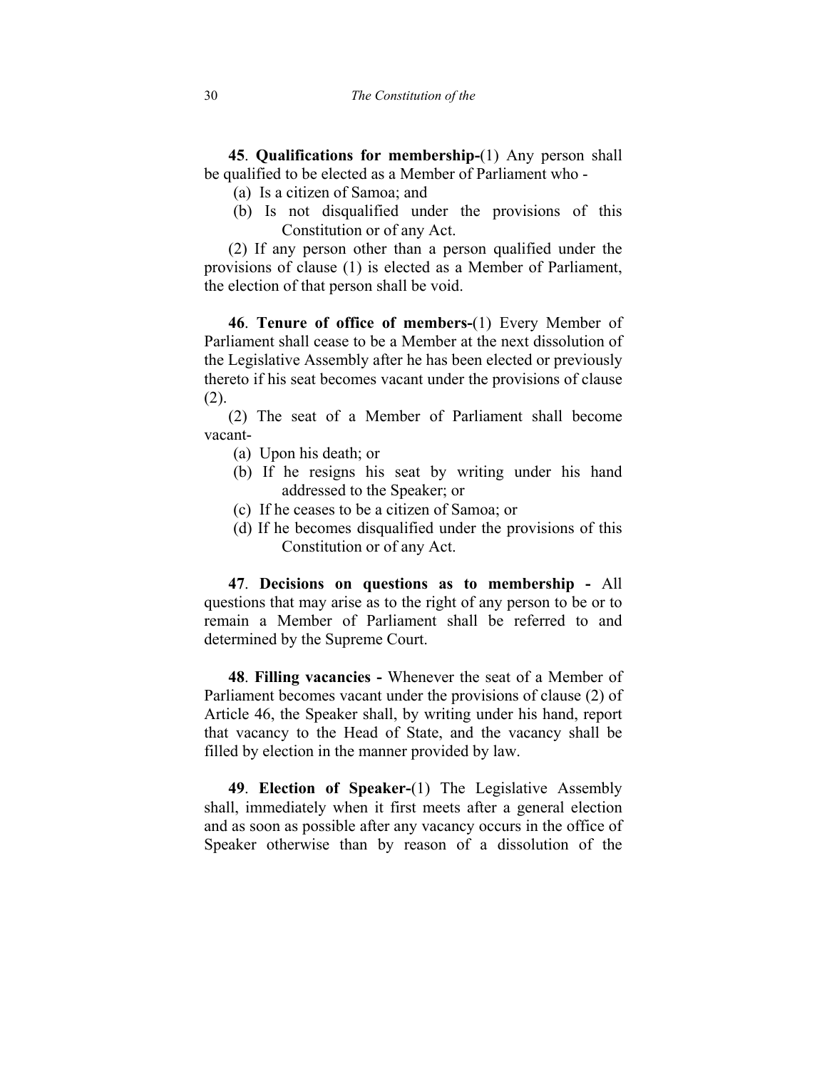**45**. **Qualifications for membership-**(1) Any person shall be qualified to be elected as a Member of Parliament who -

(a) Is a citizen of Samoa; and

(b) Is not disqualified under the provisions of this Constitution or of any Act.

(2) If any person other than a person qualified under the provisions of clause (1) is elected as a Member of Parliament, the election of that person shall be void.

**46**. **Tenure of office of members-**(1) Every Member of Parliament shall cease to be a Member at the next dissolution of the Legislative Assembly after he has been elected or previously thereto if his seat becomes vacant under the provisions of clause (2).

(2) The seat of a Member of Parliament shall become vacant-

(a) Upon his death; or

(b) If he resigns his seat by writing under his hand addressed to the Speaker; or

(c) If he ceases to be a citizen of Samoa; or

(d) If he becomes disqualified under the provisions of this Constitution or of any Act.

**47**. **Decisions on questions as to membership -** All questions that may arise as to the right of any person to be or to remain a Member of Parliament shall be referred to and determined by the Supreme Court.

**48**. **Filling vacancies -** Whenever the seat of a Member of Parliament becomes vacant under the provisions of clause (2) of Article 46, the Speaker shall, by writing under his hand, report that vacancy to the Head of State, and the vacancy shall be filled by election in the manner provided by law.

**49**. **Election of Speaker-**(1) The Legislative Assembly shall, immediately when it first meets after a general election and as soon as possible after any vacancy occurs in the office of Speaker otherwise than by reason of a dissolution of the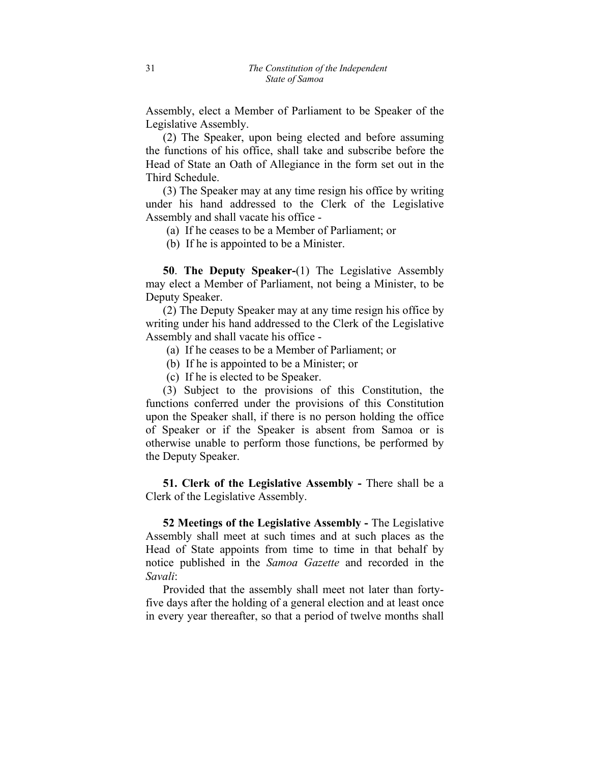Assembly, elect a Member of Parliament to be Speaker of the Legislative Assembly.

(2) The Speaker, upon being elected and before assuming the functions of his office, shall take and subscribe before the Head of State an Oath of Allegiance in the form set out in the Third Schedule.

(3) The Speaker may at any time resign his office by writing under his hand addressed to the Clerk of the Legislative Assembly and shall vacate his office -

(a) If he ceases to be a Member of Parliament; or

(b) If he is appointed to be a Minister.

**50**. **The Deputy Speaker-**(1) The Legislative Assembly may elect a Member of Parliament, not being a Minister, to be Deputy Speaker.

(2) The Deputy Speaker may at any time resign his office by writing under his hand addressed to the Clerk of the Legislative Assembly and shall vacate his office -

(a) If he ceases to be a Member of Parliament; or

(b) If he is appointed to be a Minister; or

(c) If he is elected to be Speaker.

(3) Subject to the provisions of this Constitution, the functions conferred under the provisions of this Constitution upon the Speaker shall, if there is no person holding the office of Speaker or if the Speaker is absent from Samoa or is otherwise unable to perform those functions, be performed by the Deputy Speaker.

**51. Clerk of the Legislative Assembly -** There shall be a Clerk of the Legislative Assembly.

**52 Meetings of the Legislative Assembly -** The Legislative Assembly shall meet at such times and at such places as the Head of State appoints from time to time in that behalf by notice published in the *Samoa Gazette* and recorded in the *Savali*:

Provided that the assembly shall meet not later than forty-five days after the holding of a general election and at least once in every year thereafter, so that a period of twelve months shall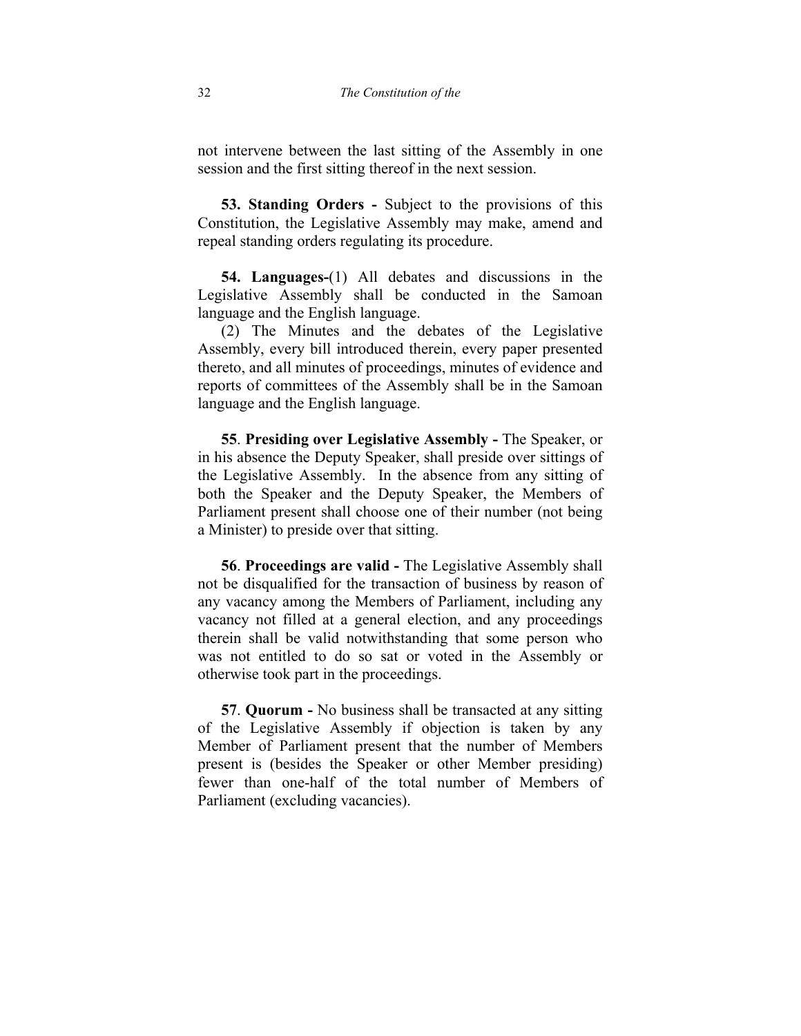not intervene between the last sitting of the Assembly in one session and the first sitting thereof in the next session.

**53. Standing Orders -** Subject to the provisions of this Constitution, the Legislative Assembly may make, amend and repeal standing orders regulating its procedure.

**54. Languages-**(1) All debates and discussions in the Legislative Assembly shall be conducted in the Samoan language and the English language.

(2) The Minutes and the debates of the Legislative Assembly, every bill introduced therein, every paper presented thereto, and all minutes of proceedings, minutes of evidence and reports of committees of the Assembly shall be in the Samoan language and the English language.

**55**. **Presiding over Legislative Assembly -** The Speaker, or in his absence the Deputy Speaker, shall preside over sittings of the Legislative Assembly. In the absence from any sitting of both the Speaker and the Deputy Speaker, the Members of Parliament present shall choose one of their number (not being a Minister) to preside over that sitting.

**56**. **Proceedings are valid -** The Legislative Assembly shall not be disqualified for the transaction of business by reason of any vacancy among the Members of Parliament, including any vacancy not filled at a general election, and any proceedings therein shall be valid notwithstanding that some person who was not entitled to do so sat or voted in the Assembly or otherwise took part in the proceedings.

**57**. **Quorum -** No business shall be transacted at any sitting of the Legislative Assembly if objection is taken by any Member of Parliament present that the number of Members present is (besides the Speaker or other Member presiding) fewer than one-half of the total number of Members of Parliament (excluding vacancies).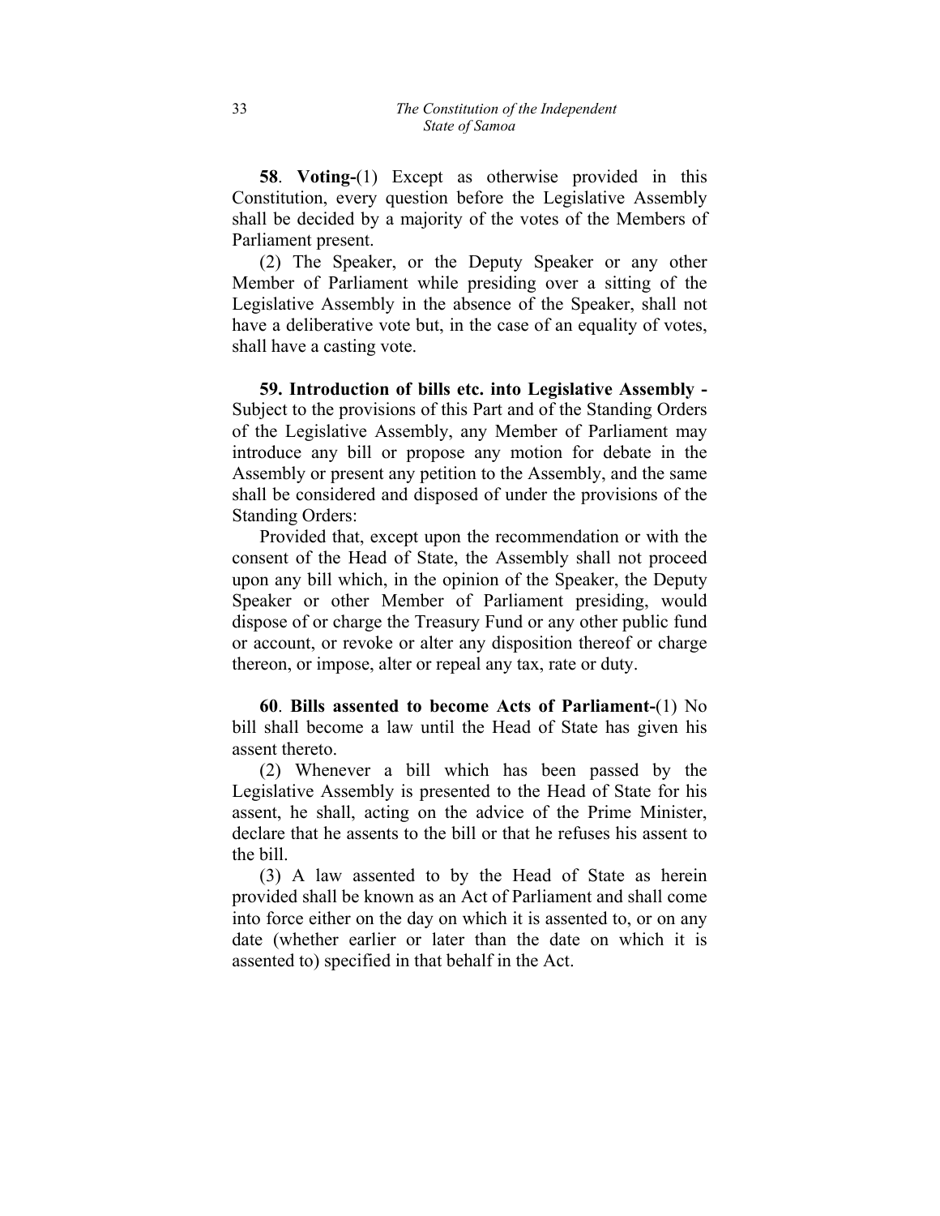**58**. **Voting-**(1) Except as otherwise provided in this Constitution, every question before the Legislative Assembly shall be decided by a majority of the votes of the Members of Parliament present.

(2) The Speaker, or the Deputy Speaker or any other Member of Parliament while presiding over a sitting of the Legislative Assembly in the absence of the Speaker, shall not have a deliberative vote but, in the case of an equality of votes, shall have a casting vote.

**59. Introduction of bills etc. into Legislative Assembly -** Subject to the provisions of this Part and of the Standing Orders of the Legislative Assembly, any Member of Parliament may introduce any bill or propose any motion for debate in the Assembly or present any petition to the Assembly, and the same shall be considered and disposed of under the provisions of the Standing Orders:

Provided that, except upon the recommendation or with the consent of the Head of State, the Assembly shall not proceed upon any bill which, in the opinion of the Speaker, the Deputy Speaker or other Member of Parliament presiding, would dispose of or charge the Treasury Fund or any other public fund or account, or revoke or alter any disposition thereof or charge thereon, or impose, alter or repeal any tax, rate or duty.

**60**. **Bills assented to become Acts of Parliament-**(1) No bill shall become a law until the Head of State has given his assent thereto.

(2) Whenever a bill which has been passed by the Legislative Assembly is presented to the Head of State for his assent, he shall, acting on the advice of the Prime Minister, declare that he assents to the bill or that he refuses his assent to the bill.

(3) A law assented to by the Head of State as herein provided shall be known as an Act of Parliament and shall come into force either on the day on which it is assented to, or on any date (whether earlier or later than the date on which it is assented to) specified in that behalf in the Act.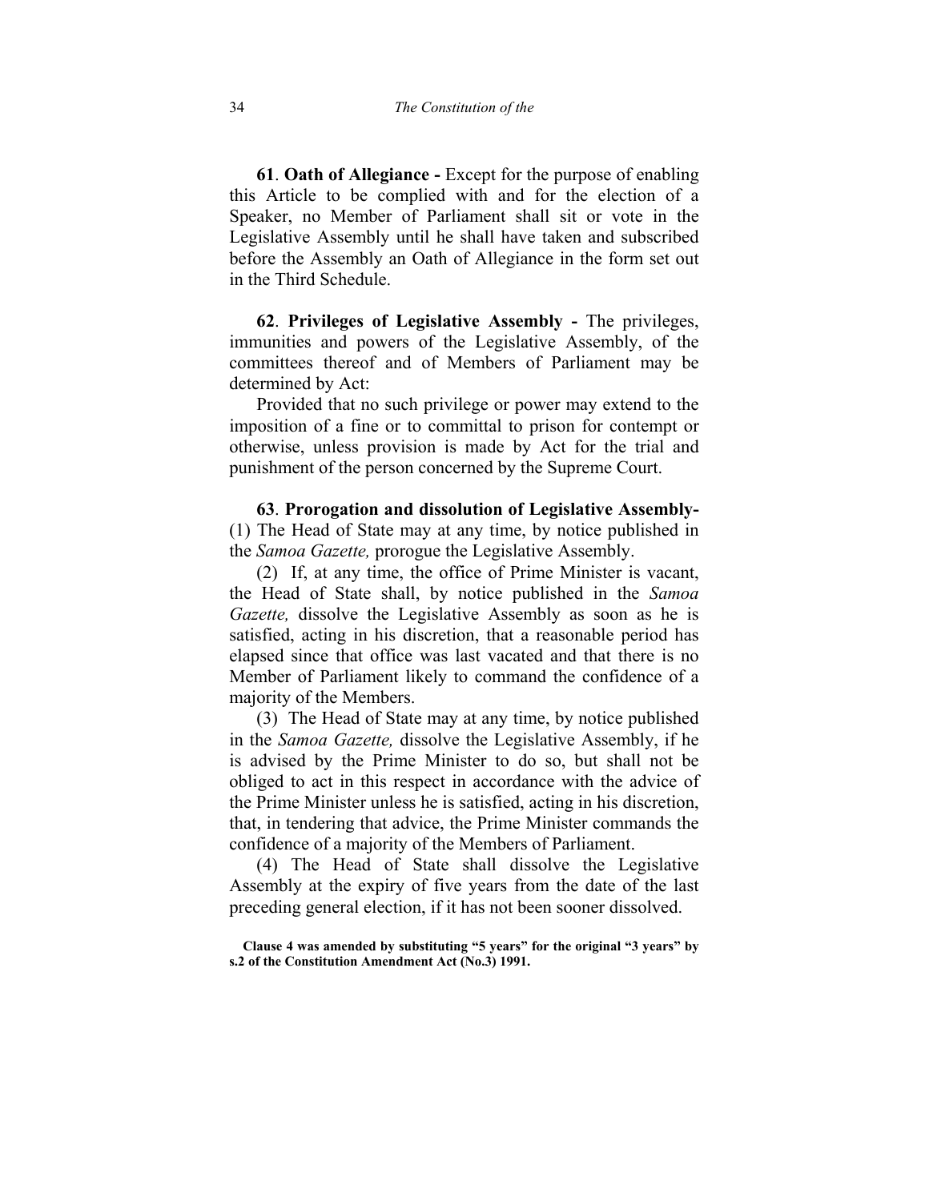**61**. **Oath of Allegiance -** Except for the purpose of enabling this Article to be complied with and for the election of a Speaker, no Member of Parliament shall sit or vote in the Legislative Assembly until he shall have taken and subscribed before the Assembly an Oath of Allegiance in the form set out in the Third Schedule.

**62**. **Privileges of Legislative Assembly -** The privileges, immunities and powers of the Legislative Assembly, of the committees thereof and of Members of Parliament may be determined by Act:

Provided that no such privilege or power may extend to the imposition of a fine or to committal to prison for contempt or otherwise, unless provision is made by Act for the trial and punishment of the person concerned by the Supreme Court.

**63**. **Prorogation and dissolution of Legislative Assembly-** (1) The Head of State may at any time, by notice published in the *Samoa Gazette,* prorogue the Legislative Assembly.

(2) If, at any time, the office of Prime Minister is vacant, the Head of State shall, by notice published in the *Samoa Gazette,* dissolve the Legislative Assembly as soon as he is satisfied, acting in his discretion, that a reasonable period has elapsed since that office was last vacated and that there is no Member of Parliament likely to command the confidence of a majority of the Members.

(3) The Head of State may at any time, by notice published in the *Samoa Gazette,* dissolve the Legislative Assembly, if he is advised by the Prime Minister to do so, but shall not be obliged to act in this respect in accordance with the advice of the Prime Minister unless he is satisfied, acting in his discretion, that, in tendering that advice, the Prime Minister commands the confidence of a majority of the Members of Parliament.

(4) The Head of State shall dissolve the Legislative Assembly at the expiry of five years from the date of the last preceding general election, if it has not been sooner dissolved.

**Clause 4 was amended by substituting "5 years" for the original "3 years" by s.2 of the Constitution Amendment Act (No.3) 1991.**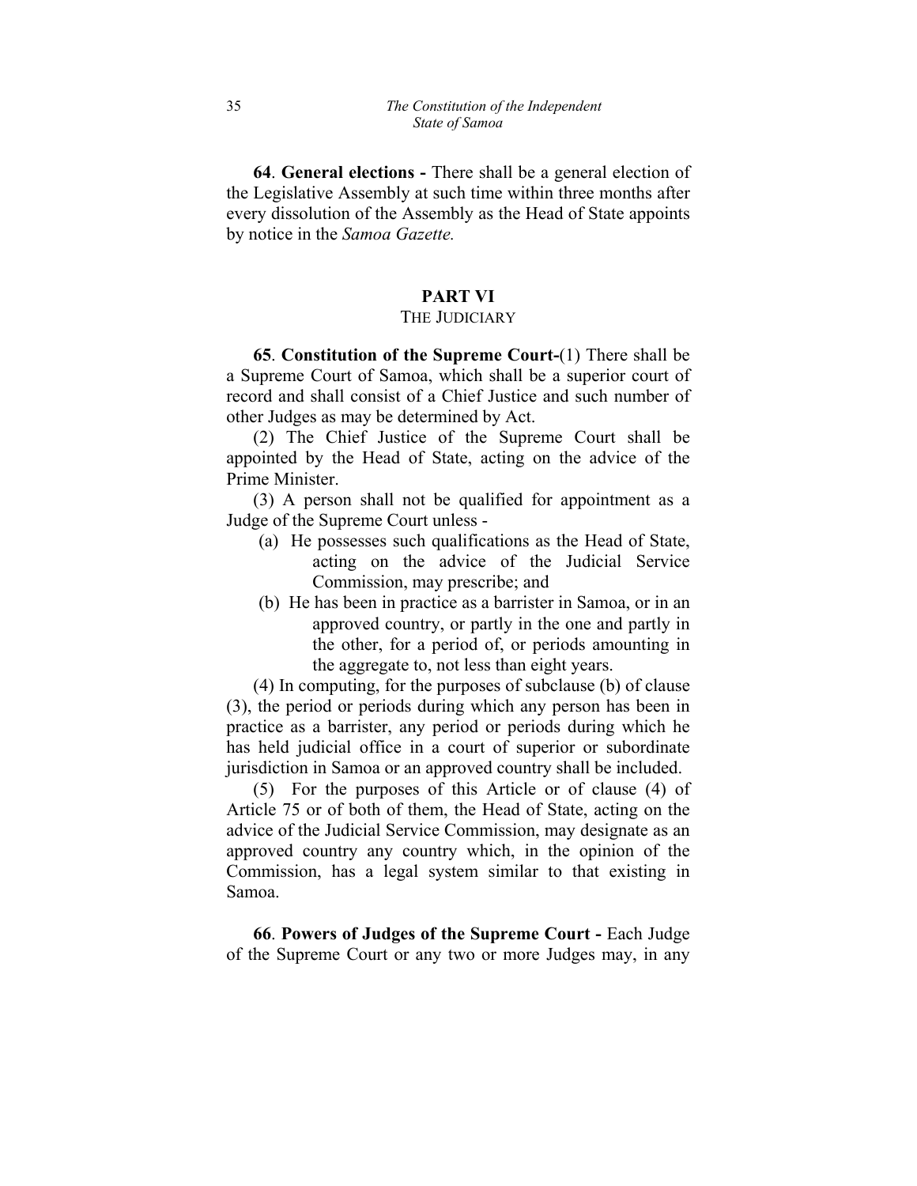**64**. **General elections -** There shall be a general election of the Legislative Assembly at such time within three months after every dissolution of the Assembly as the Head of State appoints by notice in the *Samoa Gazette.*

## PART VI

### THE JUDICIARY

**65**. **Constitution of the Supreme Court-**(1) There shall be a Supreme Court of Samoa, which shall be a superior court of record and shall consist of a Chief Justice and such number of other Judges as may be determined by Act.

(2) The Chief Justice of the Supreme Court shall be appointed by the Head of State, acting on the advice of the Prime Minister.

(3) A person shall not be qualified for appointment as a Judge of the Supreme Court unless -

(a) He possesses such qualifications as the Head of State, acting on the advice of the Judicial Service Commission, may prescribe; and

(b) He has been in practice as a barrister in Samoa, or in an approved country, or partly in the one and partly in the other, for a period of, or periods amounting in the aggregate to, not less than eight years.

(4) In computing, for the purposes of subclause (b) of clause (3), the period or periods during which any person has been in practice as a barrister, any period or periods during which he has held judicial office in a court of superior or subordinate jurisdiction in Samoa or an approved country shall be included.

(5) For the purposes of this Article or of clause (4) of Article 75 or of both of them, the Head of State, acting on the advice of the Judicial Service Commission, may designate as an approved country any country which, in the opinion of the Commission, has a legal system similar to that existing in Samoa.

**66**. **Powers of Judges of the Supreme Court -** Each Judge of the Supreme Court or any two or more Judges may, in any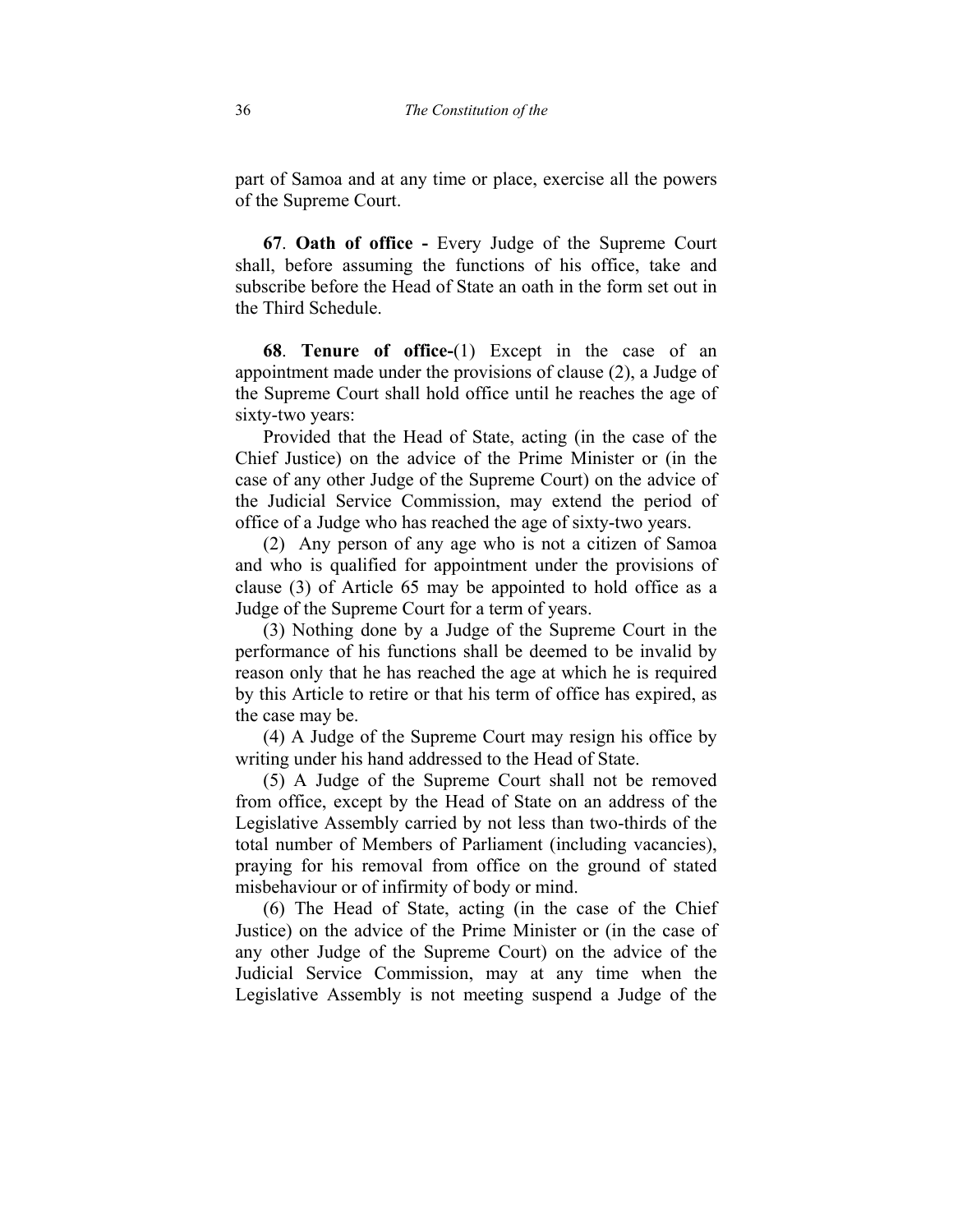part of Samoa and at any time or place, exercise all the powers of the Supreme Court.

**67**. **Oath of office -** Every Judge of the Supreme Court shall, before assuming the functions of his office, take and subscribe before the Head of State an oath in the form set out in the Third Schedule.

**68**. **Tenure of office-**(1) Except in the case of an appointment made under the provisions of clause (2), a Judge of the Supreme Court shall hold office until he reaches the age of sixty-two years:

Provided that the Head of State, acting (in the case of the Chief Justice) on the advice of the Prime Minister or (in the case of any other Judge of the Supreme Court) on the advice of the Judicial Service Commission, may extend the period of office of a Judge who has reached the age of sixty-two years.

(2) Any person of any age who is not a citizen of Samoa and who is qualified for appointment under the provisions of clause (3) of Article 65 may be appointed to hold office as a Judge of the Supreme Court for a term of years.

(3) Nothing done by a Judge of the Supreme Court in the performance of his functions shall be deemed to be invalid by reason only that he has reached the age at which he is required by this Article to retire or that his term of office has expired, as the case may be.

(4) A Judge of the Supreme Court may resign his office by writing under his hand addressed to the Head of State.

(5) A Judge of the Supreme Court shall not be removed from office, except by the Head of State on an address of the Legislative Assembly carried by not less than two-thirds of the total number of Members of Parliament (including vacancies), praying for his removal from office on the ground of stated misbehaviour or of infirmity of body or mind.

(6) The Head of State, acting (in the case of the Chief Justice) on the advice of the Prime Minister or (in the case of any other Judge of the Supreme Court) on the advice of the Judicial Service Commission, may at any time when the Legislative Assembly is not meeting suspend a Judge of the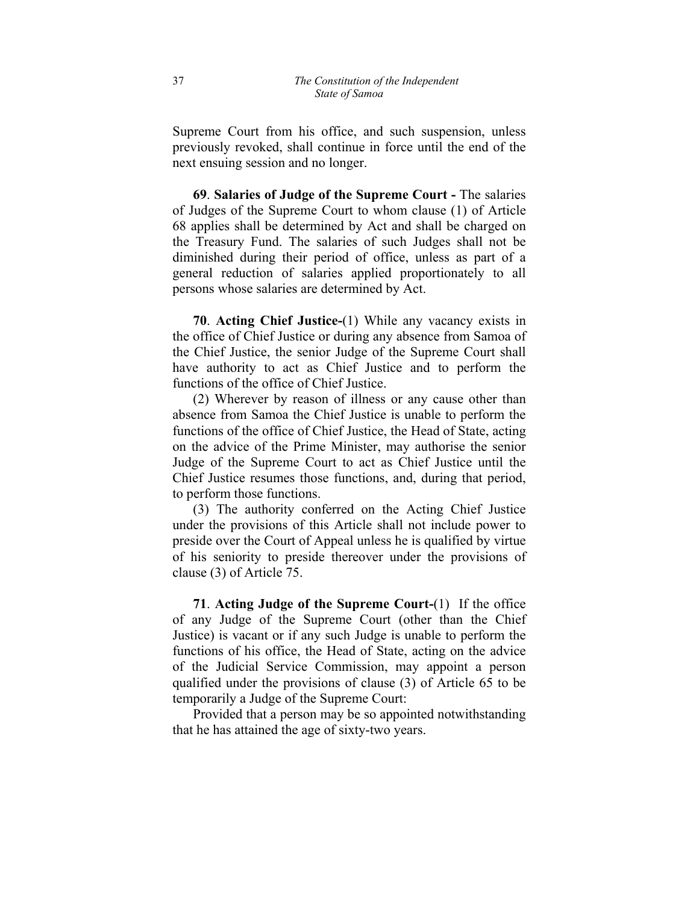Supreme Court from his office, and such suspension, unless previously revoked, shall continue in force until the end of the next ensuing session and no longer.

**69**. **Salaries of Judge of the Supreme Court -** The salaries of Judges of the Supreme Court to whom clause (1) of Article 68 applies shall be determined by Act and shall be charged on the Treasury Fund. The salaries of such Judges shall not be diminished during their period of office, unless as part of a general reduction of salaries applied proportionately to all persons whose salaries are determined by Act.

**70**. **Acting Chief Justice-**(1) While any vacancy exists in the office of Chief Justice or during any absence from Samoa of the Chief Justice, the senior Judge of the Supreme Court shall have authority to act as Chief Justice and to perform the functions of the office of Chief Justice.

(2) Wherever by reason of illness or any cause other than absence from Samoa the Chief Justice is unable to perform the functions of the office of Chief Justice, the Head of State, acting on the advice of the Prime Minister, may authorise the senior Judge of the Supreme Court to act as Chief Justice until the Chief Justice resumes those functions, and, during that period, to perform those functions.

(3) The authority conferred on the Acting Chief Justice under the provisions of this Article shall not include power to preside over the Court of Appeal unless he is qualified by virtue of his seniority to preside thereover under the provisions of clause (3) of Article 75.

**71**. **Acting Judge of the Supreme Court-**(1) If the office of any Judge of the Supreme Court (other than the Chief Justice) is vacant or if any such Judge is unable to perform the functions of his office, the Head of State, acting on the advice of the Judicial Service Commission, may appoint a person qualified under the provisions of clause (3) of Article 65 to be temporarily a Judge of the Supreme Court:

Provided that a person may be so appointed notwithstanding that he has attained the age of sixty-two years.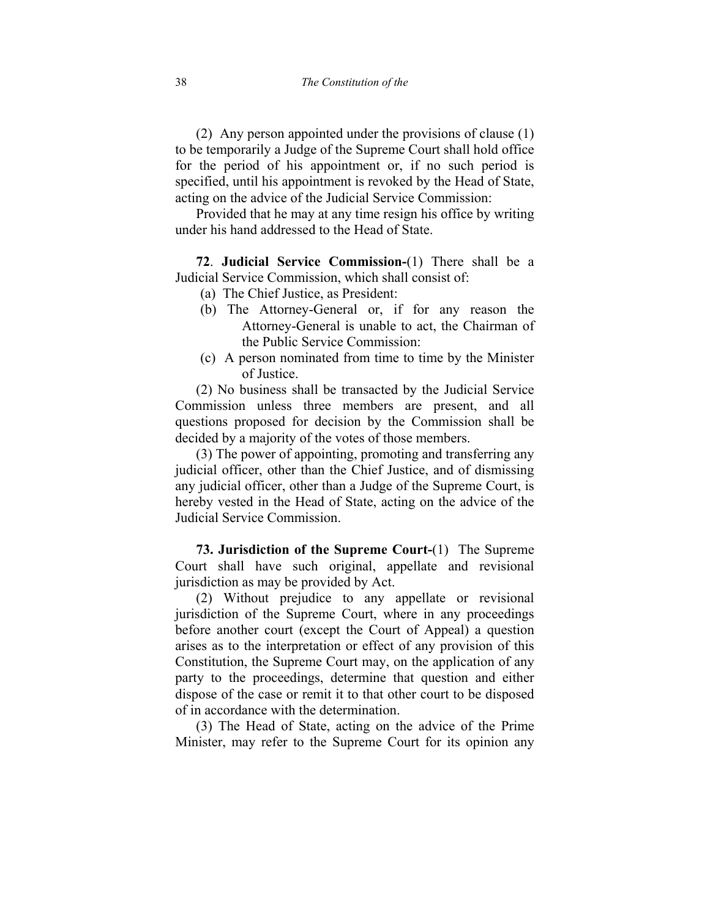(2) Any person appointed under the provisions of clause (1) to be temporarily a Judge of the Supreme Court shall hold office for the period of his appointment or, if no such period is specified, until his appointment is revoked by the Head of State, acting on the advice of the Judicial Service Commission:

Provided that he may at any time resign his office by writing under his hand addressed to the Head of State.

**72**. **Judicial Service Commission-**(1) There shall be a Judicial Service Commission, which shall consist of:

(a) The Chief Justice, as President:

(b) The Attorney-General or, if for any reason the Attorney-General is unable to act, the Chairman of the Public Service Commission:

(c) A person nominated from time to time by the Minister of Justice.

(2) No business shall be transacted by the Judicial Service Commission unless three members are present, and all questions proposed for decision by the Commission shall be decided by a majority of the votes of those members.

(3) The power of appointing, promoting and transferring any judicial officer, other than the Chief Justice, and of dismissing any judicial officer, other than a Judge of the Supreme Court, is hereby vested in the Head of State, acting on the advice of the Judicial Service Commission.

**73. Jurisdiction of the Supreme Court-**(1) The Supreme Court shall have such original, appellate and revisional jurisdiction as may be provided by Act.

(2) Without prejudice to any appellate or revisional jurisdiction of the Supreme Court, where in any proceedings before another court (except the Court of Appeal) a question arises as to the interpretation or effect of any provision of this Constitution, the Supreme Court may, on the application of any party to the proceedings, determine that question and either dispose of the case or remit it to that other court to be disposed of in accordance with the determination.

(3) The Head of State, acting on the advice of the Prime Minister, may refer to the Supreme Court for its opinion any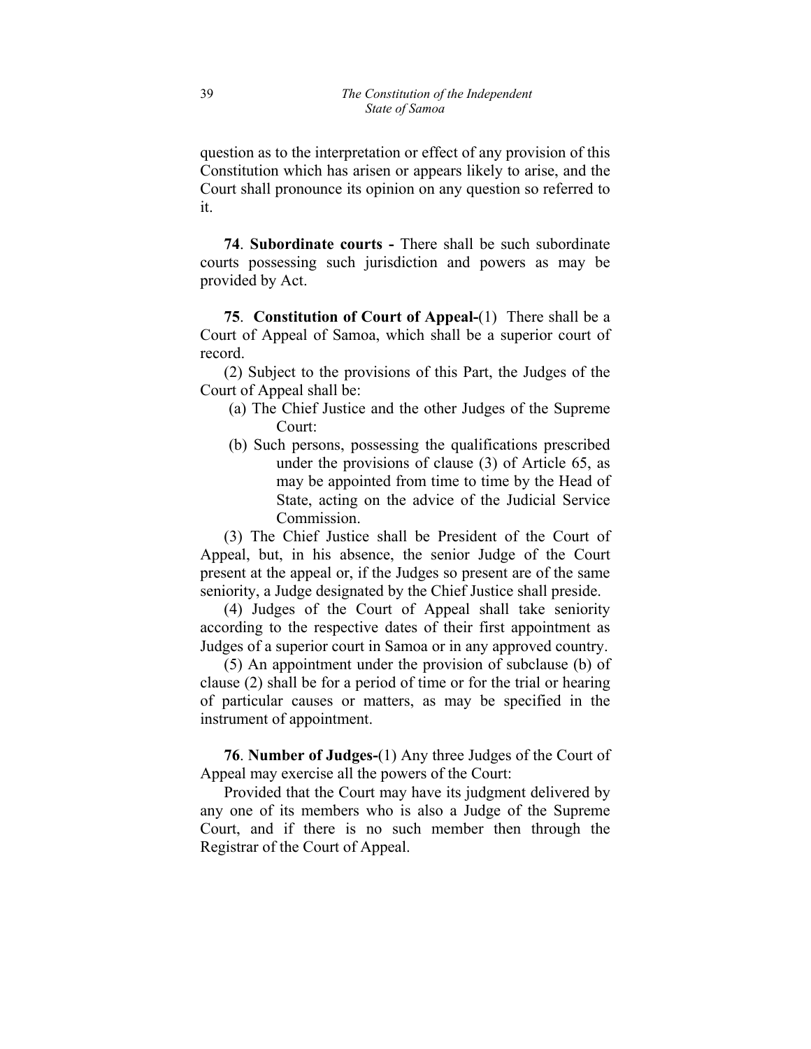question as to the interpretation or effect of any provision of this Constitution which has arisen or appears likely to arise, and the Court shall pronounce its opinion on any question so referred to it.

**74**. **Subordinate courts -** There shall be such subordinate courts possessing such jurisdiction and powers as may be provided by Act.

**75**. **Constitution of Court of Appeal-**(1) There shall be a Court of Appeal of Samoa, which shall be a superior court of record.

(2) Subject to the provisions of this Part, the Judges of the Court of Appeal shall be:

(a) The Chief Justice and the other Judges of the Supreme Court:

(b) Such persons, possessing the qualifications prescribed under the provisions of clause (3) of Article 65, as may be appointed from time to time by the Head of State, acting on the advice of the Judicial Service Commission.

(3) The Chief Justice shall be President of the Court of Appeal, but, in his absence, the senior Judge of the Court present at the appeal or, if the Judges so present are of the same seniority, a Judge designated by the Chief Justice shall preside.

(4) Judges of the Court of Appeal shall take seniority according to the respective dates of their first appointment as Judges of a superior court in Samoa or in any approved country.

(5) An appointment under the provision of subclause (b) of clause (2) shall be for a period of time or for the trial or hearing of particular causes or matters, as may be specified in the instrument of appointment.

**76**. **Number of Judges-**(1) Any three Judges of the Court of Appeal may exercise all the powers of the Court:

Provided that the Court may have its judgment delivered by any one of its members who is also a Judge of the Supreme Court, and if there is no such member then through the Registrar of the Court of Appeal.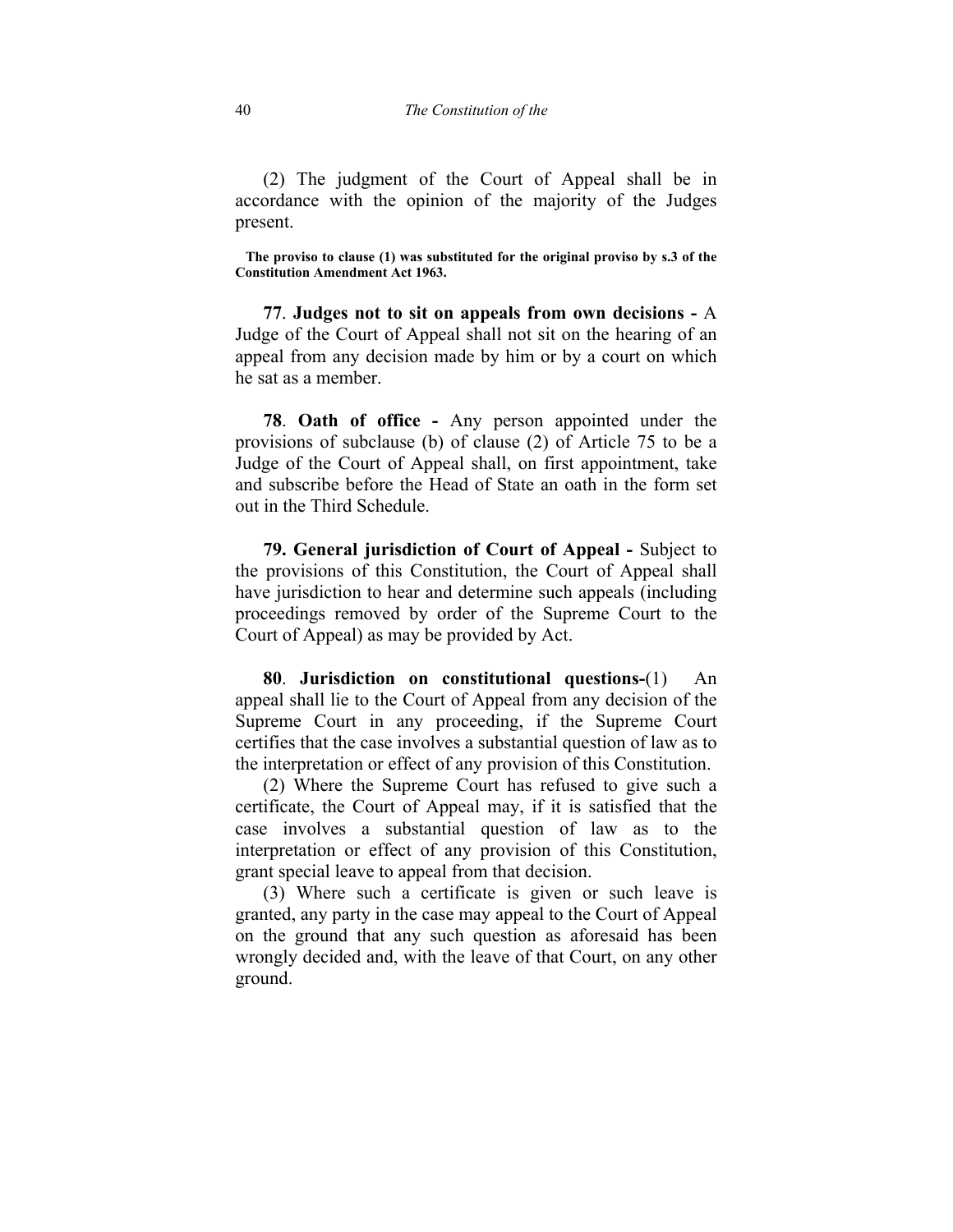(2) The judgment of the Court of Appeal shall be in accordance with the opinion of the majority of the Judges present.

**The proviso to clause (1) was substituted for the original proviso by s.3 of the Constitution Amendment Act 1963.**

**77**. **Judges not to sit on appeals from own decisions -** A Judge of the Court of Appeal shall not sit on the hearing of an appeal from any decision made by him or by a court on which he sat as a member.

**78**. **Oath of office -** Any person appointed under the provisions of subclause (b) of clause (2) of Article 75 to be a Judge of the Court of Appeal shall, on first appointment, take and subscribe before the Head of State an oath in the form set out in the Third Schedule.

**79. General jurisdiction of Court of Appeal -** Subject to the provisions of this Constitution, the Court of Appeal shall have jurisdiction to hear and determine such appeals (including proceedings removed by order of the Supreme Court to the Court of Appeal) as may be provided by Act.

**80**. **Jurisdiction on constitutional questions-**(1) An appeal shall lie to the Court of Appeal from any decision of the Supreme Court in any proceeding, if the Supreme Court certifies that the case involves a substantial question of law as to the interpretation or effect of any provision of this Constitution.

(2) Where the Supreme Court has refused to give such a certificate, the Court of Appeal may, if it is satisfied that the case involves a substantial question of law as to the interpretation or effect of any provision of this Constitution, grant special leave to appeal from that decision.

(3) Where such a certificate is given or such leave is granted, any party in the case may appeal to the Court of Appeal on the ground that any such question as aforesaid has been wrongly decided and, with the leave of that Court, on any other ground.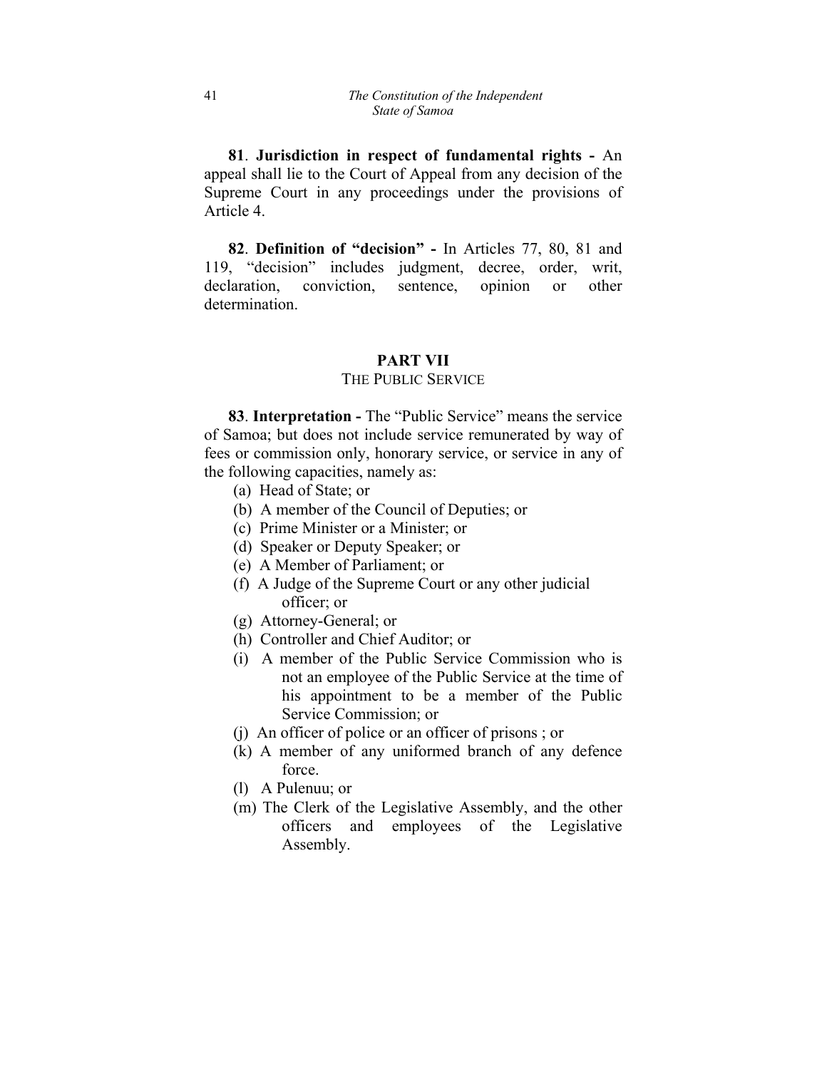**81**. **Jurisdiction in respect of fundamental rights -** An appeal shall lie to the Court of Appeal from any decision of the Supreme Court in any proceedings under the provisions of Article 4.

**82**. **Definition of "decision" -** In Articles 77, 80, 81 and 119, "decision" includes judgment, decree, order, writ, declaration, conviction, sentence, opinion or other determination.

## PART VII
### THE PUBLIC SERVICE

**83**. **Interpretation -** The "Public Service" means the service of Samoa; but does not include service remunerated by way of fees or commission only, honorary service, or service in any of the following capacities, namely as:

(a) Head of State; or
(b) A member of the Council of Deputies; or
(c) Prime Minister or a Minister; or
(d) Speaker or Deputy Speaker; or
(e) A Member of Parliament; or
(f) A Judge of the Supreme Court or any other judicial officer; or
(g) Attorney-General; or
(h) Controller and Chief Auditor; or
(i) A member of the Public Service Commission who is not an employee of the Public Service at the time of his appointment to be a member of the Public Service Commission; or
(j) An officer of police or an officer of prisons ; or
(k) A member of any uniformed branch of any defence force.
(l) A Pulenuu; or
(m) The Clerk of the Legislative Assembly, and the other officers and employees of the Legislative Assembly.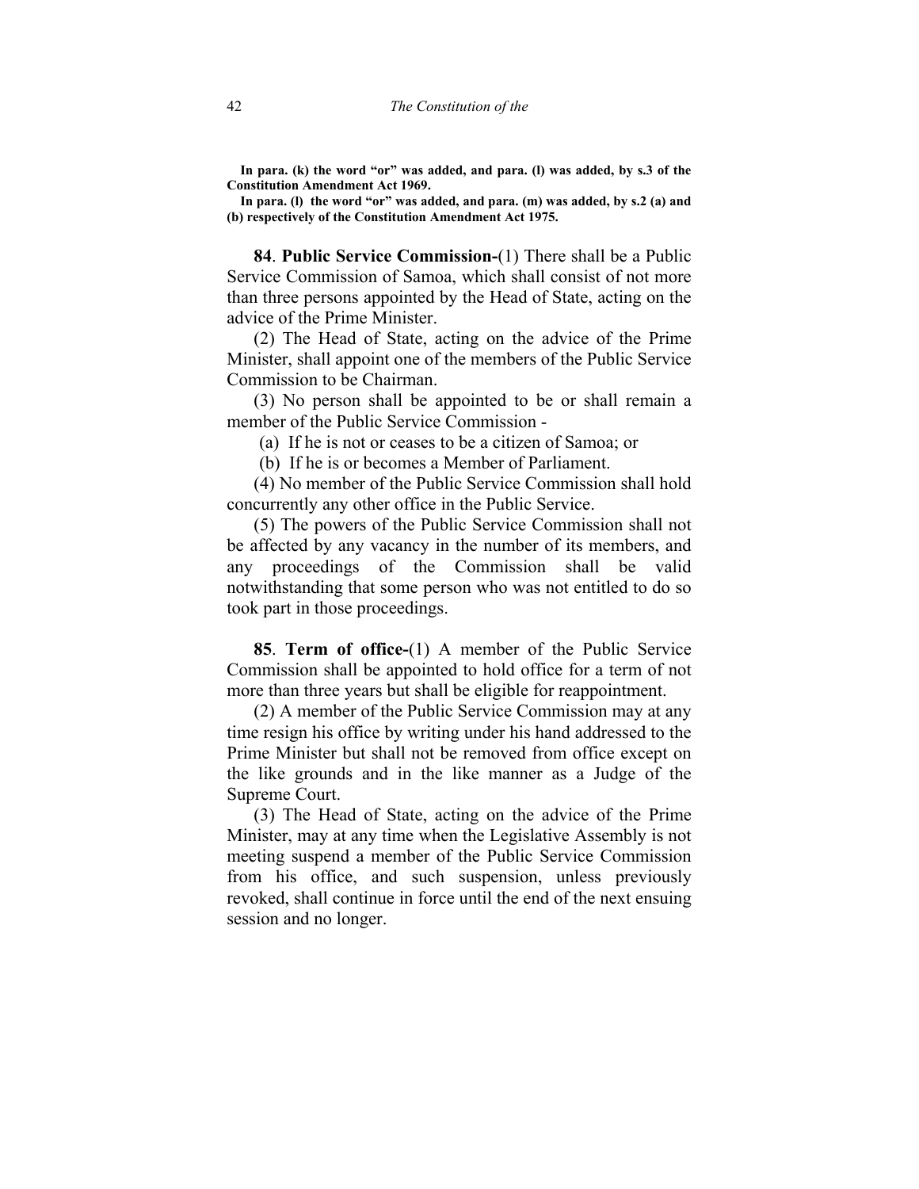**In para. (k) the word "or" was added, and para. (l) was added, by s.3 of the Constitution Amendment Act 1969.**

**In para. (l) the word "or" was added, and para. (m) was added, by s.2 (a) and (b) respectively of the Constitution Amendment Act 1975.**

**84**. **Public Service Commission-**(1) There shall be a Public Service Commission of Samoa, which shall consist of not more than three persons appointed by the Head of State, acting on the advice of the Prime Minister.

(2) The Head of State, acting on the advice of the Prime Minister, shall appoint one of the members of the Public Service Commission to be Chairman.

(3) No person shall be appointed to be or shall remain a member of the Public Service Commission -

(a) If he is not or ceases to be a citizen of Samoa; or

(b) If he is or becomes a Member of Parliament.

(4) No member of the Public Service Commission shall hold concurrently any other office in the Public Service.

(5) The powers of the Public Service Commission shall not be affected by any vacancy in the number of its members, and any proceedings of the Commission shall be valid notwithstanding that some person who was not entitled to do so took part in those proceedings.

**85**. **Term of office-**(1) A member of the Public Service Commission shall be appointed to hold office for a term of not more than three years but shall be eligible for reappointment.

(2) A member of the Public Service Commission may at any time resign his office by writing under his hand addressed to the Prime Minister but shall not be removed from office except on the like grounds and in the like manner as a Judge of the Supreme Court.

(3) The Head of State, acting on the advice of the Prime Minister, may at any time when the Legislative Assembly is not meeting suspend a member of the Public Service Commission from his office, and such suspension, unless previously revoked, shall continue in force until the end of the next ensuing session and no longer.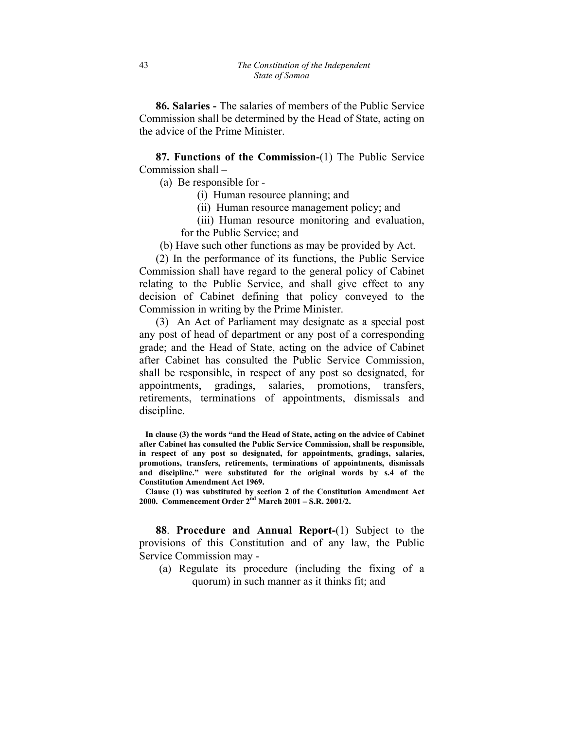**86. Salaries -** The salaries of members of the Public Service Commission shall be determined by the Head of State, acting on the advice of the Prime Minister.

**87. Functions of the Commission-**(1) The Public Service Commission shall –

(a) Be responsible for -

(i) Human resource planning; and

(ii) Human resource management policy; and

(iii) Human resource monitoring and evaluation, for the Public Service; and

(b) Have such other functions as may be provided by Act.

(2) In the performance of its functions, the Public Service Commission shall have regard to the general policy of Cabinet relating to the Public Service, and shall give effect to any decision of Cabinet defining that policy conveyed to the Commission in writing by the Prime Minister.

(3) An Act of Parliament may designate as a special post any post of head of department or any post of a corresponding grade; and the Head of State, acting on the advice of Cabinet after Cabinet has consulted the Public Service Commission, shall be responsible, in respect of any post so designated, for appointments, gradings, salaries, promotions, transfers, retirements, terminations of appointments, dismissals and discipline.

**In clause (3) the words "and the Head of State, acting on the advice of Cabinet after Cabinet has consulted the Public Service Commission, shall be responsible, in respect of any post so designated, for appointments, gradings, salaries, promotions, transfers, retirements, terminations of appointments, dismissals and discipline." were substituted for the original words by s.4 of the Constitution Amendment Act 1969.**

**Clause (1) was substituted by section 2 of the Constitution Amendment Act 2000. Commencement Order 2nd March 2001 – S.R. 2001/2.**

**88**. **Procedure and Annual Report-**(1) Subject to the provisions of this Constitution and of any law, the Public Service Commission may -

(a) Regulate its procedure (including the fixing of a quorum) in such manner as it thinks fit; and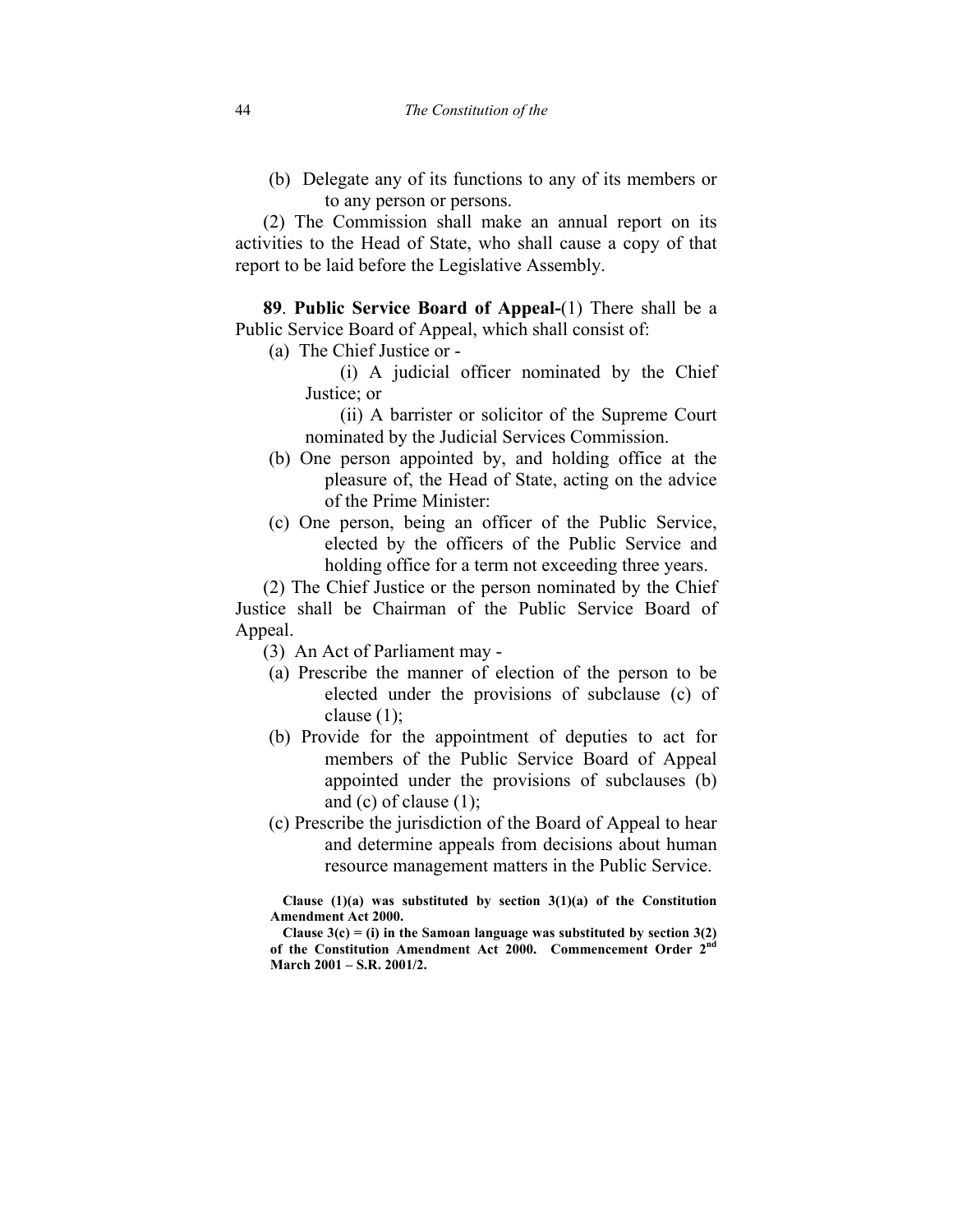(b) Delegate any of its functions to any of its members or to any person or persons.

(2) The Commission shall make an annual report on its activities to the Head of State, who shall cause a copy of that report to be laid before the Legislative Assembly.

**89**. **Public Service Board of Appeal-**(1) There shall be a Public Service Board of Appeal, which shall consist of:

(a) The Chief Justice or -

(i) A judicial officer nominated by the Chief Justice; or

(ii) A barrister or solicitor of the Supreme Court nominated by the Judicial Services Commission.

(b) One person appointed by, and holding office at the pleasure of, the Head of State, acting on the advice of the Prime Minister:

(c) One person, being an officer of the Public Service, elected by the officers of the Public Service and holding office for a term not exceeding three years.

(2) The Chief Justice or the person nominated by the Chief Justice shall be Chairman of the Public Service Board of Appeal.

(3) An Act of Parliament may -

(a) Prescribe the manner of election of the person to be elected under the provisions of subclause (c) of clause (1);

(b) Provide for the appointment of deputies to act for members of the Public Service Board of Appeal appointed under the provisions of subclauses (b) and (c) of clause (1);

(c) Prescribe the jurisdiction of the Board of Appeal to hear and determine appeals from decisions about human resource management matters in the Public Service.

**Clause (1)(a) was substituted by section 3(1)(a) of the Constitution Amendment Act 2000.**

**Clause 3(c) = (i) in the Samoan language was substituted by section 3(2) of the Constitution Amendment Act 2000. Commencement Order 2nd March 2001 – S.R. 2001/2.**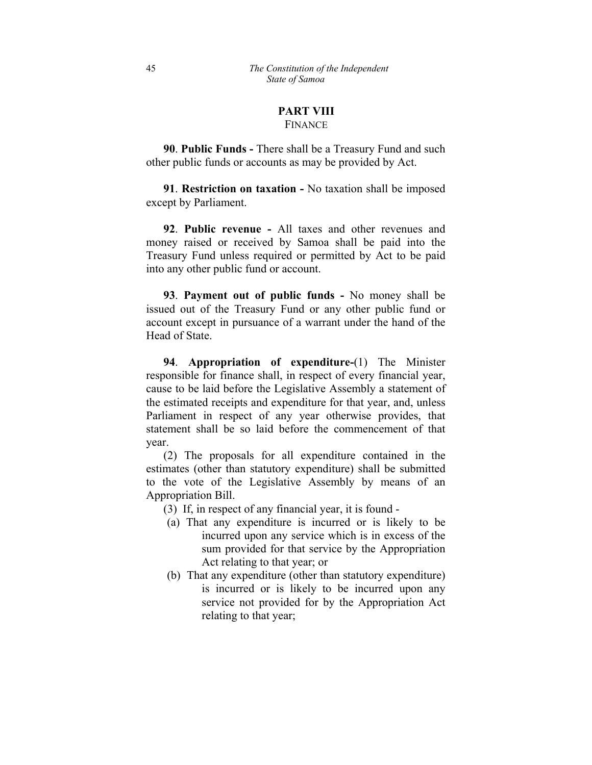## PART VIII
### FINANCE

**90**. **Public Funds -** There shall be a Treasury Fund and such other public funds or accounts as may be provided by Act.

**91**. **Restriction on taxation -** No taxation shall be imposed except by Parliament.

**92**. **Public revenue -** All taxes and other revenues and money raised or received by Samoa shall be paid into the Treasury Fund unless required or permitted by Act to be paid into any other public fund or account.

**93**. **Payment out of public funds -** No money shall be issued out of the Treasury Fund or any other public fund or account except in pursuance of a warrant under the hand of the Head of State.

**94**. **Appropriation of expenditure-**(1) The Minister responsible for finance shall, in respect of every financial year, cause to be laid before the Legislative Assembly a statement of the estimated receipts and expenditure for that year, and, unless Parliament in respect of any year otherwise provides, that statement shall be so laid before the commencement of that year.

(2) The proposals for all expenditure contained in the estimates (other than statutory expenditure) shall be submitted to the vote of the Legislative Assembly by means of an Appropriation Bill.

(3) If, in respect of any financial year, it is found -

(a) That any expenditure is incurred or is likely to be incurred upon any service which is in excess of the sum provided for that service by the Appropriation Act relating to that year; or

(b) That any expenditure (other than statutory expenditure) is incurred or is likely to be incurred upon any service not provided for by the Appropriation Act relating to that year;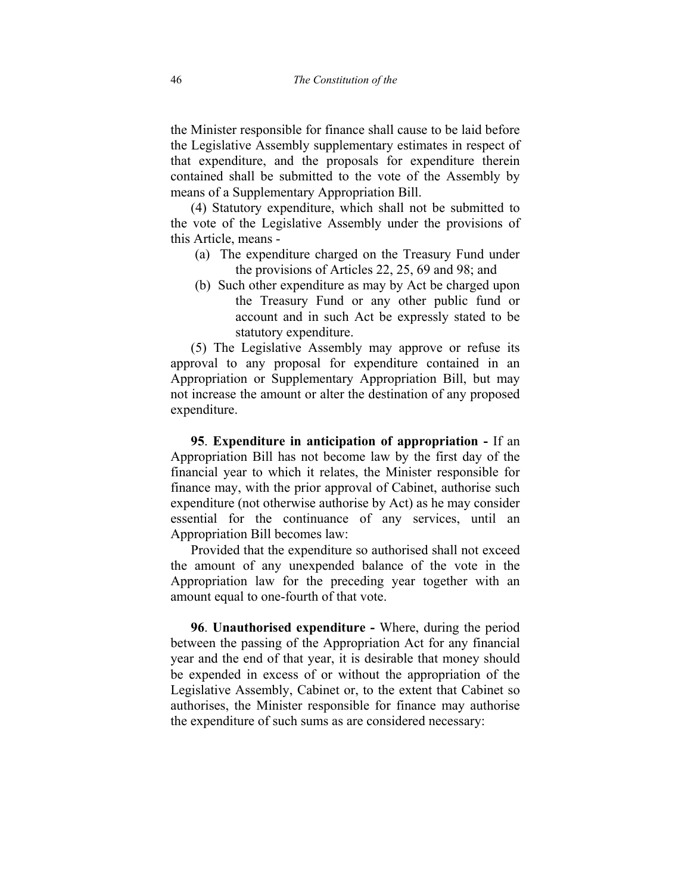the Minister responsible for finance shall cause to be laid before the Legislative Assembly supplementary estimates in respect of that expenditure, and the proposals for expenditure therein contained shall be submitted to the vote of the Assembly by means of a Supplementary Appropriation Bill.

(4) Statutory expenditure, which shall not be submitted to the vote of the Legislative Assembly under the provisions of this Article, means -

(a) The expenditure charged on the Treasury Fund under the provisions of Articles 22, 25, 69 and 98; and

(b) Such other expenditure as may by Act be charged upon the Treasury Fund or any other public fund or account and in such Act be expressly stated to be statutory expenditure.

(5) The Legislative Assembly may approve or refuse its approval to any proposal for expenditure contained in an Appropriation or Supplementary Appropriation Bill, but may not increase the amount or alter the destination of any proposed expenditure.

**95**. **Expenditure in anticipation of appropriation -** If an Appropriation Bill has not become law by the first day of the financial year to which it relates, the Minister responsible for finance may, with the prior approval of Cabinet, authorise such expenditure (not otherwise authorise by Act) as he may consider essential for the continuance of any services, until an Appropriation Bill becomes law:

Provided that the expenditure so authorised shall not exceed the amount of any unexpended balance of the vote in the Appropriation law for the preceding year together with an amount equal to one-fourth of that vote.

**96**. **Unauthorised expenditure -** Where, during the period between the passing of the Appropriation Act for any financial year and the end of that year, it is desirable that money should be expended in excess of or without the appropriation of the Legislative Assembly, Cabinet or, to the extent that Cabinet so authorises, the Minister responsible for finance may authorise the expenditure of such sums as are considered necessary: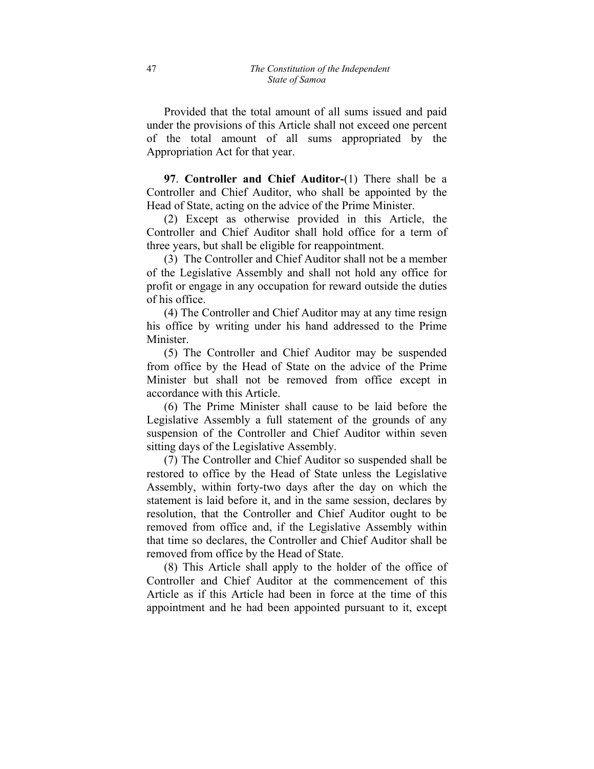Provided that the total amount of all sums issued and paid under the provisions of this Article shall not exceed one percent of the total amount of all sums appropriated by the Appropriation Act for that year.

**97**. **Controller and Chief Auditor-**(1) There shall be a Controller and Chief Auditor, who shall be appointed by the Head of State, acting on the advice of the Prime Minister.

(2) Except as otherwise provided in this Article, the Controller and Chief Auditor shall hold office for a term of three years, but shall be eligible for reappointment.

(3) The Controller and Chief Auditor shall not be a member of the Legislative Assembly and shall not hold any office for profit or engage in any occupation for reward outside the duties of his office.

(4) The Controller and Chief Auditor may at any time resign his office by writing under his hand addressed to the Prime Minister.

(5) The Controller and Chief Auditor may be suspended from office by the Head of State on the advice of the Prime Minister but shall not be removed from office except in accordance with this Article.

(6) The Prime Minister shall cause to be laid before the Legislative Assembly a full statement of the grounds of any suspension of the Controller and Chief Auditor within seven sitting days of the Legislative Assembly.

(7) The Controller and Chief Auditor so suspended shall be restored to office by the Head of State unless the Legislative Assembly, within forty-two days after the day on which the statement is laid before it, and in the same session, declares by resolution, that the Controller and Chief Auditor ought to be removed from office and, if the Legislative Assembly within that time so declares, the Controller and Chief Auditor shall be removed from office by the Head of State.

(8) This Article shall apply to the holder of the office of Controller and Chief Auditor at the commencement of this Article as if this Article had been in force at the time of this appointment and he had been appointed pursuant to it, except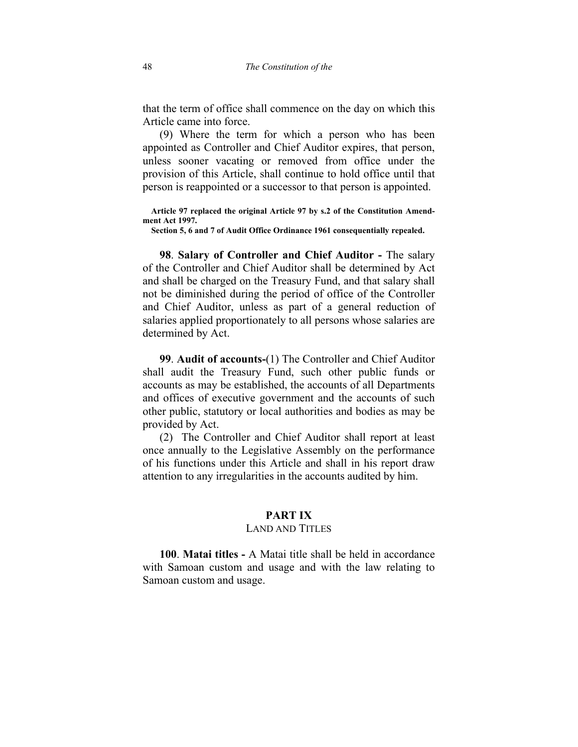that the term of office shall commence on the day on which this Article came into force.

(9) Where the term for which a person who has been appointed as Controller and Chief Auditor expires, that person, unless sooner vacating or removed from office under the provision of this Article, shall continue to hold office until that person is reappointed or a successor to that person is appointed.

**Article 97 replaced the original Article 97 by s.2 of the Constitution Amendment Act 1997.**
**Section 5, 6 and 7 of Audit Office Ordinance 1961 consequentially repealed.**

**98**. **Salary of Controller and Chief Auditor -** The salary of the Controller and Chief Auditor shall be determined by Act and shall be charged on the Treasury Fund, and that salary shall not be diminished during the period of office of the Controller and Chief Auditor, unless as part of a general reduction of salaries applied proportionately to all persons whose salaries are determined by Act.

**99**. **Audit of accounts-**(1) The Controller and Chief Auditor shall audit the Treasury Fund, such other public funds or accounts as may be established, the accounts of all Departments and offices of executive government and the accounts of such other public, statutory or local authorities and bodies as may be provided by Act.

(2) The Controller and Chief Auditor shall report at least once annually to the Legislative Assembly on the performance of his functions under this Article and shall in his report draw attention to any irregularities in the accounts audited by him.

## PART IX
### LAND AND TITLES

**100**. **Matai titles -** A Matai title shall be held in accordance with Samoan custom and usage and with the law relating to Samoan custom and usage.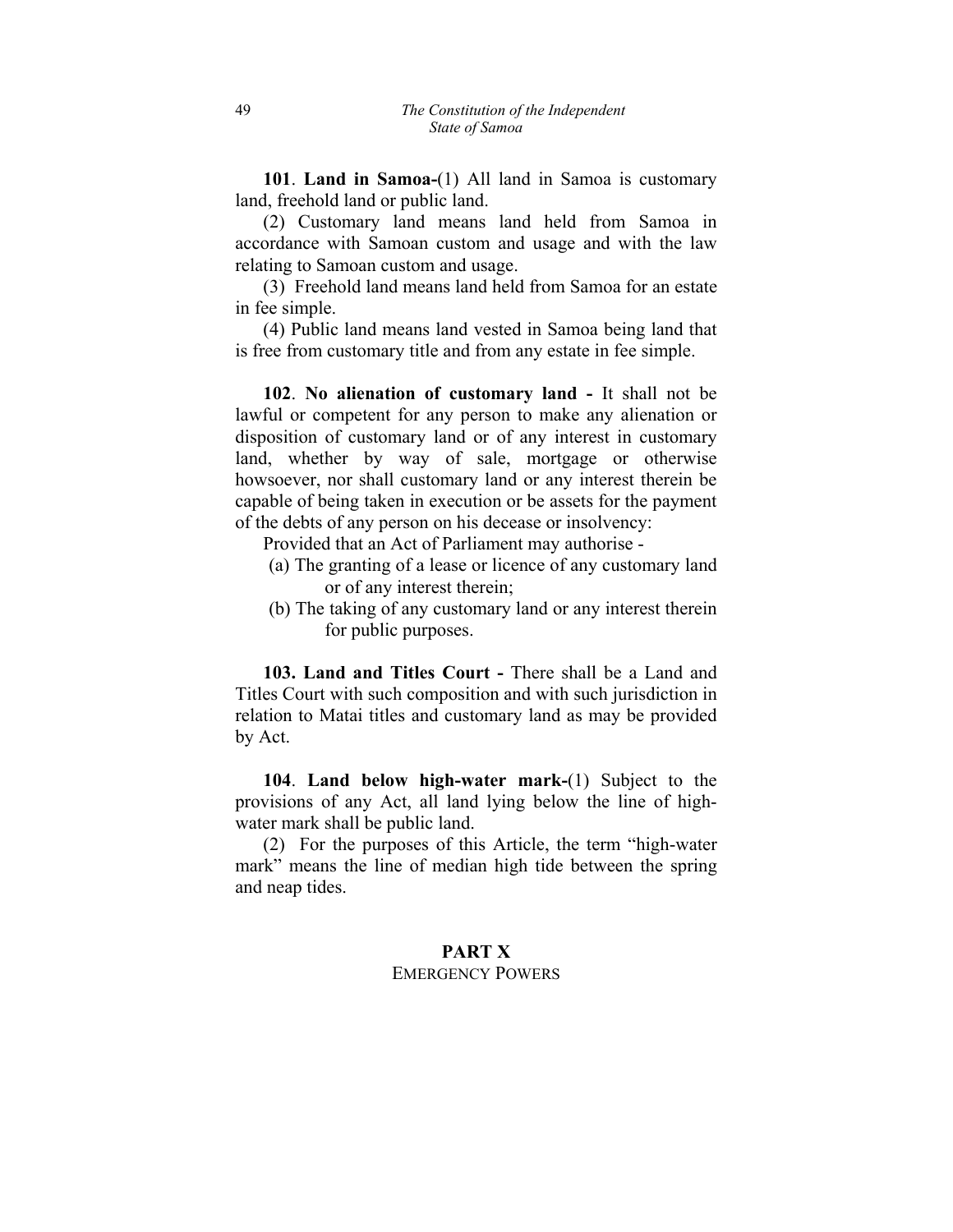**101**. **Land in Samoa-**(1) All land in Samoa is customary land, freehold land or public land.

(2) Customary land means land held from Samoa in accordance with Samoan custom and usage and with the law relating to Samoan custom and usage.

(3) Freehold land means land held from Samoa for an estate in fee simple.

(4) Public land means land vested in Samoa being land that is free from customary title and from any estate in fee simple.

**102**. **No alienation of customary land -** It shall not be lawful or competent for any person to make any alienation or disposition of customary land or of any interest in customary land, whether by way of sale, mortgage or otherwise howsoever, nor shall customary land or any interest therein be capable of being taken in execution or be assets for the payment of the debts of any person on his decease or insolvency:

Provided that an Act of Parliament may authorise -

(a) The granting of a lease or licence of any customary land or of any interest therein;

(b) The taking of any customary land or any interest therein for public purposes.

**103. Land and Titles Court -** There shall be a Land and Titles Court with such composition and with such jurisdiction in relation to Matai titles and customary land as may be provided by Act.

**104**. **Land below high-water mark-**(1) Subject to the provisions of any Act, all land lying below the line of high-water mark shall be public land.

(2) For the purposes of this Article, the term "high-water mark" means the line of median high tide between the spring and neap tides.

## PART X
EMERGENCY POWERS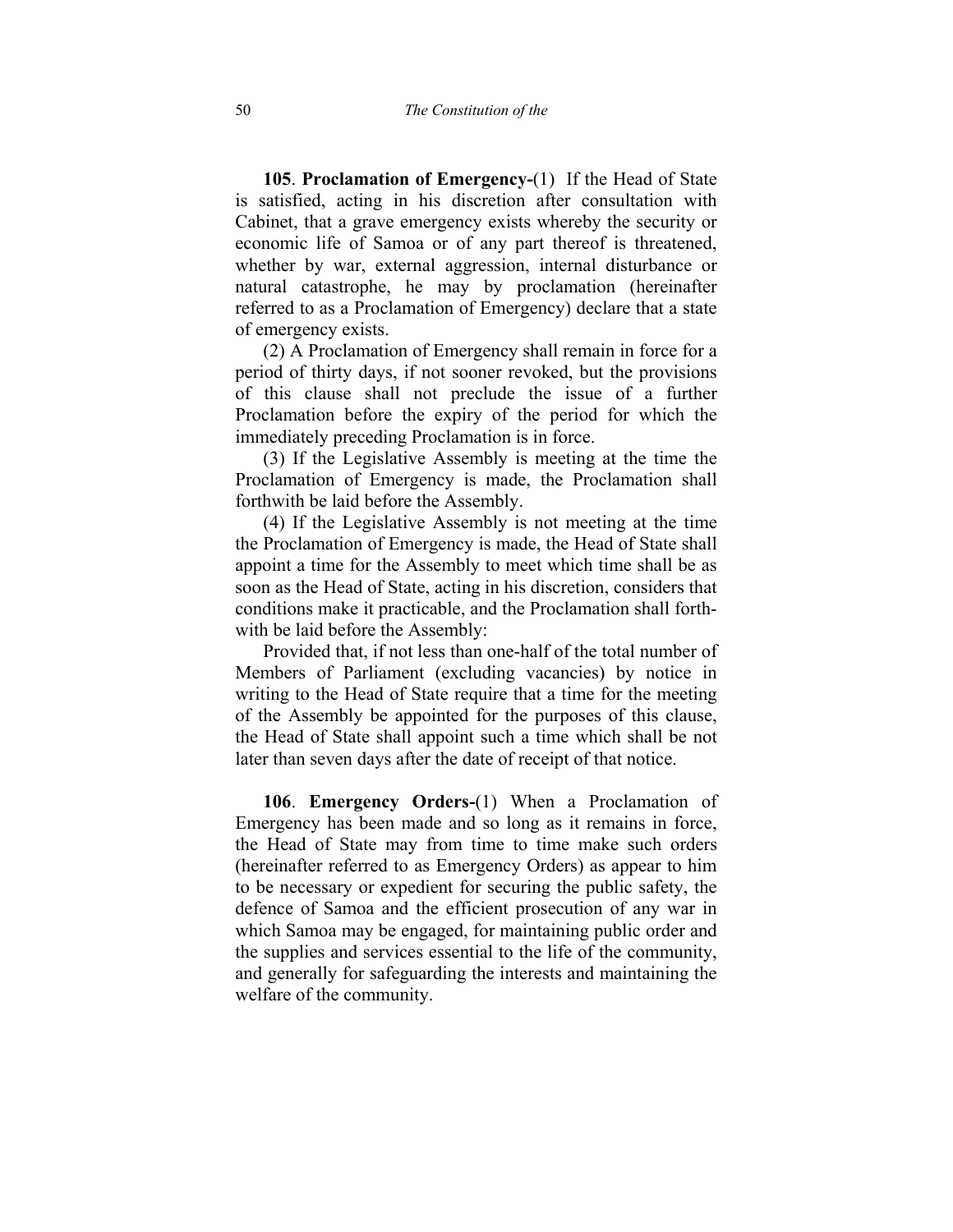**105**. **Proclamation of Emergency-**(1) If the Head of State is satisfied, acting in his discretion after consultation with Cabinet, that a grave emergency exists whereby the security or economic life of Samoa or of any part thereof is threatened, whether by war, external aggression, internal disturbance or natural catastrophe, he may by proclamation (hereinafter referred to as a Proclamation of Emergency) declare that a state of emergency exists.

(2) A Proclamation of Emergency shall remain in force for a period of thirty days, if not sooner revoked, but the provisions of this clause shall not preclude the issue of a further Proclamation before the expiry of the period for which the immediately preceding Proclamation is in force.

(3) If the Legislative Assembly is meeting at the time the Proclamation of Emergency is made, the Proclamation shall forthwith be laid before the Assembly.

(4) If the Legislative Assembly is not meeting at the time the Proclamation of Emergency is made, the Head of State shall appoint a time for the Assembly to meet which time shall be as soon as the Head of State, acting in his discretion, considers that conditions make it practicable, and the Proclamation shall forthwith be laid before the Assembly:

Provided that, if not less than one-half of the total number of Members of Parliament (excluding vacancies) by notice in writing to the Head of State require that a time for the meeting of the Assembly be appointed for the purposes of this clause, the Head of State shall appoint such a time which shall be not later than seven days after the date of receipt of that notice.

**106**. **Emergency Orders-**(1) When a Proclamation of Emergency has been made and so long as it remains in force, the Head of State may from time to time make such orders (hereinafter referred to as Emergency Orders) as appear to him to be necessary or expedient for securing the public safety, the defence of Samoa and the efficient prosecution of any war in which Samoa may be engaged, for maintaining public order and the supplies and services essential to the life of the community, and generally for safeguarding the interests and maintaining the welfare of the community.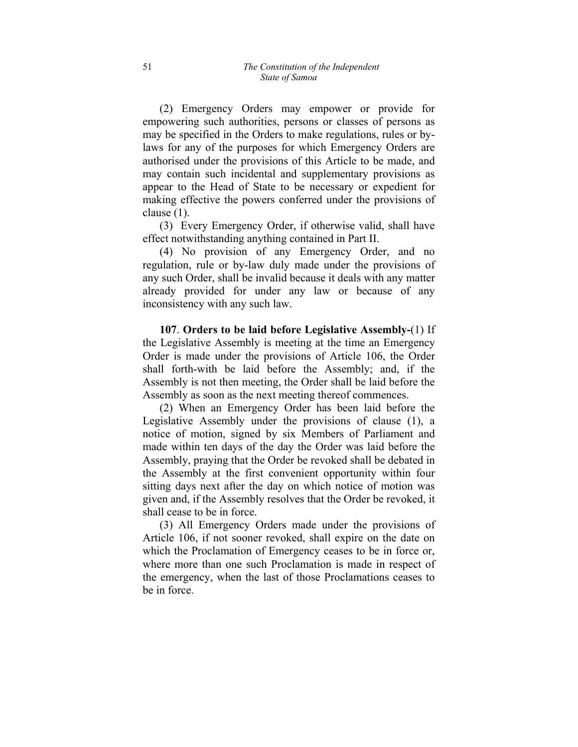(2) Emergency Orders may empower or provide for empowering such authorities, persons or classes of persons as may be specified in the Orders to make regulations, rules or by-laws for any of the purposes for which Emergency Orders are authorised under the provisions of this Article to be made, and may contain such incidental and supplementary provisions as appear to the Head of State to be necessary or expedient for making effective the powers conferred under the provisions of clause (1).

(3) Every Emergency Order, if otherwise valid, shall have effect notwithstanding anything contained in Part II.

(4) No provision of any Emergency Order, and no regulation, rule or by-law duly made under the provisions of any such Order, shall be invalid because it deals with any matter already provided for under any law or because of any inconsistency with any such law.

**107**. **Orders to be laid before Legislative Assembly-**(1) If the Legislative Assembly is meeting at the time an Emergency Order is made under the provisions of Article 106, the Order shall forth-with be laid before the Assembly; and, if the Assembly is not then meeting, the Order shall be laid before the Assembly as soon as the next meeting thereof commences.

(2) When an Emergency Order has been laid before the Legislative Assembly under the provisions of clause (1), a notice of motion, signed by six Members of Parliament and made within ten days of the day the Order was laid before the Assembly, praying that the Order be revoked shall be debated in the Assembly at the first convenient opportunity within four sitting days next after the day on which notice of motion was given and, if the Assembly resolves that the Order be revoked, it shall cease to be in force.

(3) All Emergency Orders made under the provisions of Article 106, if not sooner revoked, shall expire on the date on which the Proclamation of Emergency ceases to be in force or, where more than one such Proclamation is made in respect of the emergency, when the last of those Proclamations ceases to be in force.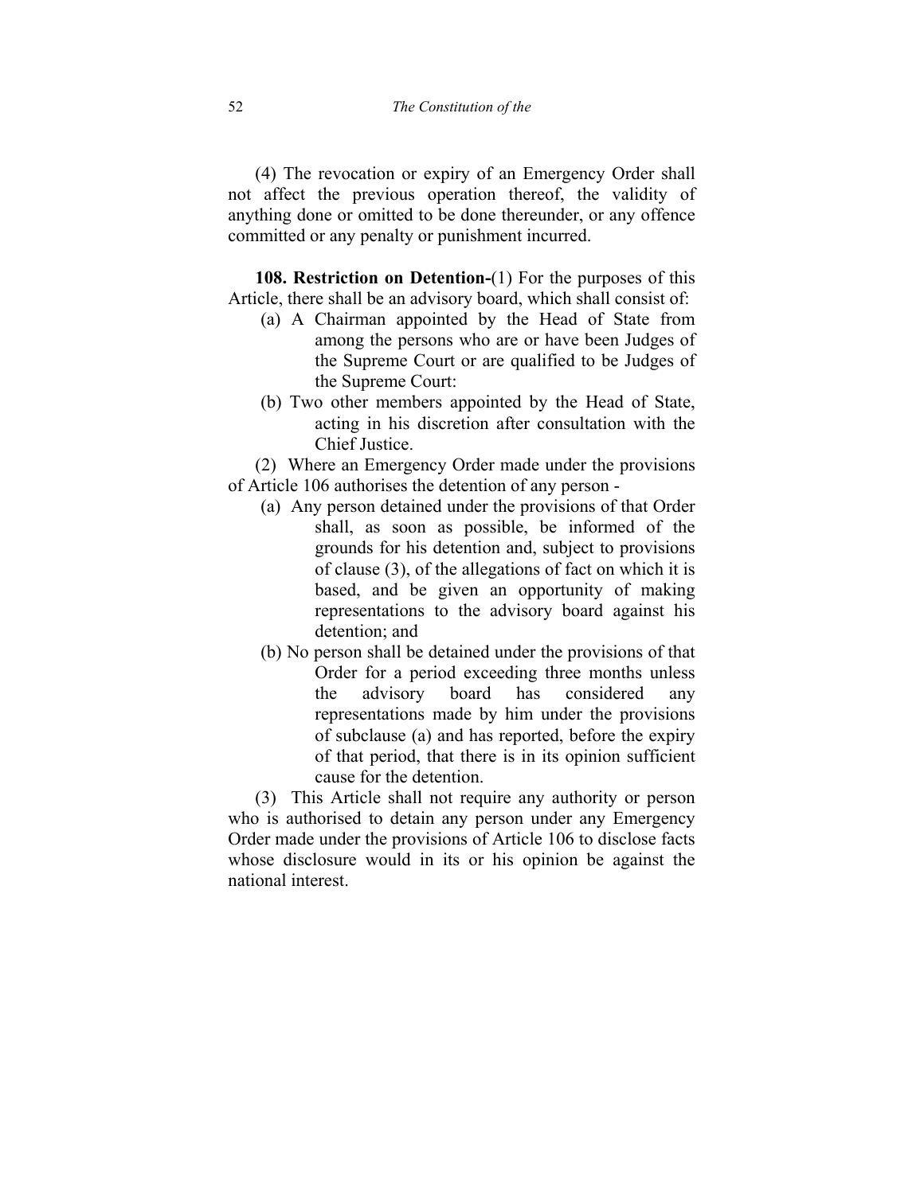(4) The revocation or expiry of an Emergency Order shall not affect the previous operation thereof, the validity of anything done or omitted to be done thereunder, or any offence committed or any penalty or punishment incurred.

**108. Restriction on Detention-**(1) For the purposes of this Article, there shall be an advisory board, which shall consist of:

(a) A Chairman appointed by the Head of State from among the persons who are or have been Judges of the Supreme Court or are qualified to be Judges of the Supreme Court:

(b) Two other members appointed by the Head of State, acting in his discretion after consultation with the Chief Justice.

(2) Where an Emergency Order made under the provisions of Article 106 authorises the detention of any person -

(a) Any person detained under the provisions of that Order shall, as soon as possible, be informed of the grounds for his detention and, subject to provisions of clause (3), of the allegations of fact on which it is based, and be given an opportunity of making representations to the advisory board against his detention; and

(b) No person shall be detained under the provisions of that Order for a period exceeding three months unless the advisory board has considered any representations made by him under the provisions of subclause (a) and has reported, before the expiry of that period, that there is in its opinion sufficient cause for the detention.

(3) This Article shall not require any authority or person who is authorised to detain any person under any Emergency Order made under the provisions of Article 106 to disclose facts whose disclosure would in its or his opinion be against the national interest.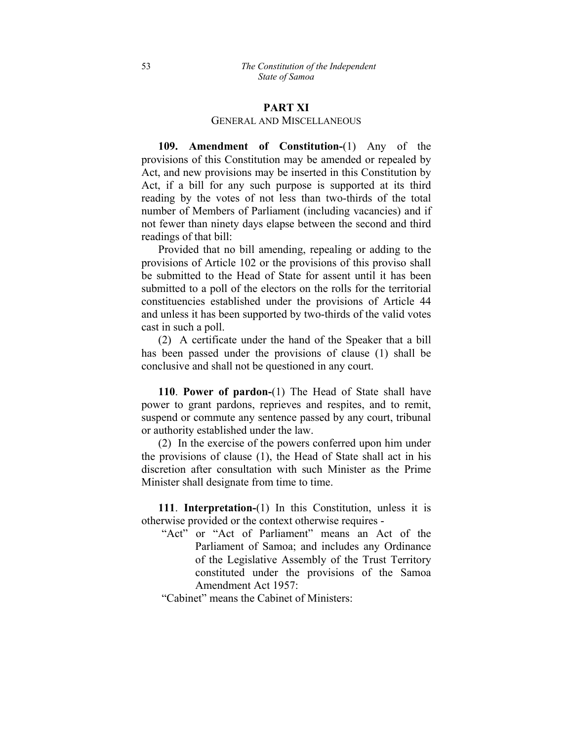## PART XI

### GENERAL AND MISCELLANEOUS

**109. Amendment of Constitution-**(1) Any of the provisions of this Constitution may be amended or repealed by Act, and new provisions may be inserted in this Constitution by Act, if a bill for any such purpose is supported at its third reading by the votes of not less than two-thirds of the total number of Members of Parliament (including vacancies) and if not fewer than ninety days elapse between the second and third readings of that bill:

Provided that no bill amending, repealing or adding to the provisions of Article 102 or the provisions of this proviso shall be submitted to the Head of State for assent until it has been submitted to a poll of the electors on the rolls for the territorial constituencies established under the provisions of Article 44 and unless it has been supported by two-thirds of the valid votes cast in such a poll.

(2) A certificate under the hand of the Speaker that a bill has been passed under the provisions of clause (1) shall be conclusive and shall not be questioned in any court.

**110**. **Power of pardon-**(1) The Head of State shall have power to grant pardons, reprieves and respites, and to remit, suspend or commute any sentence passed by any court, tribunal or authority established under the law.

(2) In the exercise of the powers conferred upon him under the provisions of clause (1), the Head of State shall act in his discretion after consultation with such Minister as the Prime Minister shall designate from time to time.

**111**. **Interpretation-**(1) In this Constitution, unless it is otherwise provided or the context otherwise requires -

"Act" or "Act of Parliament" means an Act of the Parliament of Samoa; and includes any Ordinance of the Legislative Assembly of the Trust Territory constituted under the provisions of the Samoa Amendment Act 1957:

"Cabinet" means the Cabinet of Ministers: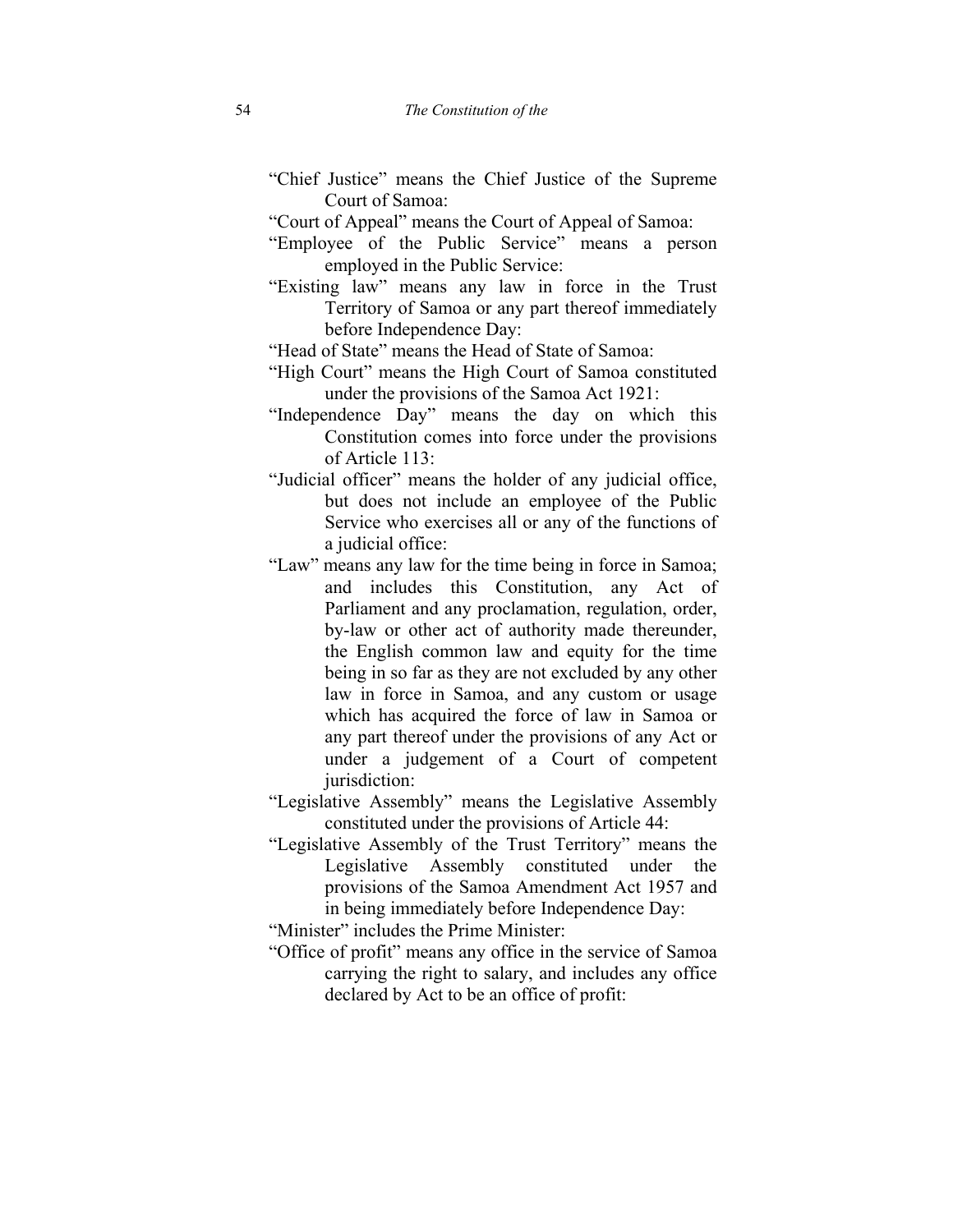"Chief Justice" means the Chief Justice of the Supreme Court of Samoa:

"Court of Appeal" means the Court of Appeal of Samoa:

"Employee of the Public Service" means a person employed in the Public Service:

"Existing law" means any law in force in the Trust Territory of Samoa or any part thereof immediately before Independence Day:

"Head of State" means the Head of State of Samoa:

"High Court" means the High Court of Samoa constituted under the provisions of the Samoa Act 1921:

"Independence Day" means the day on which this Constitution comes into force under the provisions of Article 113:

"Judicial officer" means the holder of any judicial office, but does not include an employee of the Public Service who exercises all or any of the functions of a judicial office:

"Law" means any law for the time being in force in Samoa; and includes this Constitution, any Act of Parliament and any proclamation, regulation, order, by-law or other act of authority made thereunder, the English common law and equity for the time being in so far as they are not excluded by any other law in force in Samoa, and any custom or usage which has acquired the force of law in Samoa or any part thereof under the provisions of any Act or under a judgement of a Court of competent jurisdiction:

"Legislative Assembly" means the Legislative Assembly constituted under the provisions of Article 44:

"Legislative Assembly of the Trust Territory" means the Legislative Assembly constituted under the provisions of the Samoa Amendment Act 1957 and in being immediately before Independence Day:

"Minister" includes the Prime Minister:

"Office of profit" means any office in the service of Samoa carrying the right to salary, and includes any office declared by Act to be an office of profit: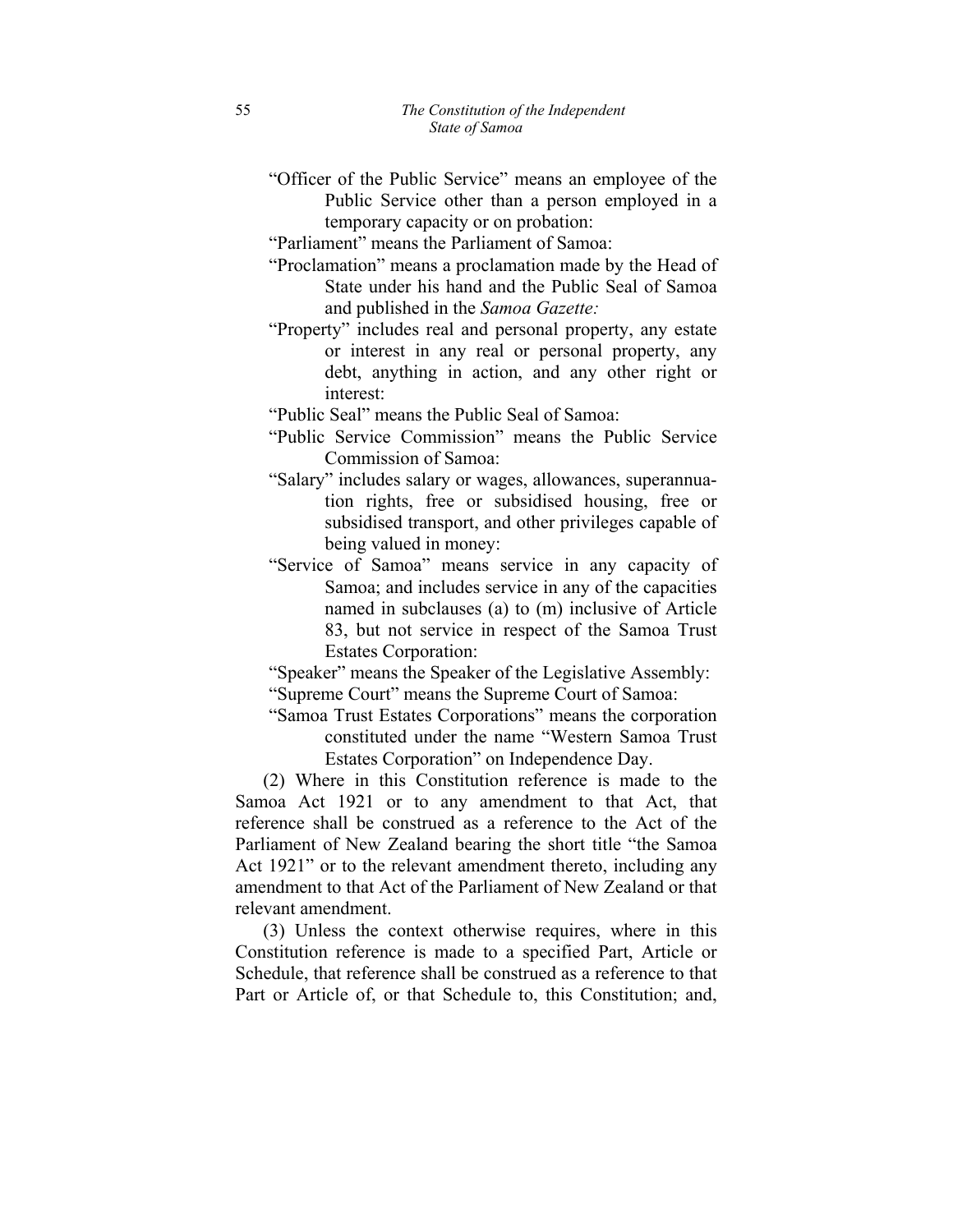"Officer of the Public Service" means an employee of the Public Service other than a person employed in a temporary capacity or on probation:

"Parliament" means the Parliament of Samoa:

"Proclamation" means a proclamation made by the Head of State under his hand and the Public Seal of Samoa and published in the *Samoa Gazette:*

"Property" includes real and personal property, any estate or interest in any real or personal property, any debt, anything in action, and any other right or interest:

"Public Seal" means the Public Seal of Samoa:

"Public Service Commission" means the Public Service Commission of Samoa:

"Salary" includes salary or wages, allowances, superannuation rights, free or subsidised housing, free or subsidised transport, and other privileges capable of being valued in money:

"Service of Samoa" means service in any capacity of Samoa; and includes service in any of the capacities named in subclauses (a) to (m) inclusive of Article 83, but not service in respect of the Samoa Trust Estates Corporation:

"Speaker" means the Speaker of the Legislative Assembly:

"Supreme Court" means the Supreme Court of Samoa:

"Samoa Trust Estates Corporations" means the corporation constituted under the name "Western Samoa Trust Estates Corporation" on Independence Day.

(2) Where in this Constitution reference is made to the Samoa Act 1921 or to any amendment to that Act, that reference shall be construed as a reference to the Act of the Parliament of New Zealand bearing the short title "the Samoa Act 1921" or to the relevant amendment thereto, including any amendment to that Act of the Parliament of New Zealand or that relevant amendment.

(3) Unless the context otherwise requires, where in this Constitution reference is made to a specified Part, Article or Schedule, that reference shall be construed as a reference to that Part or Article of, or that Schedule to, this Constitution; and,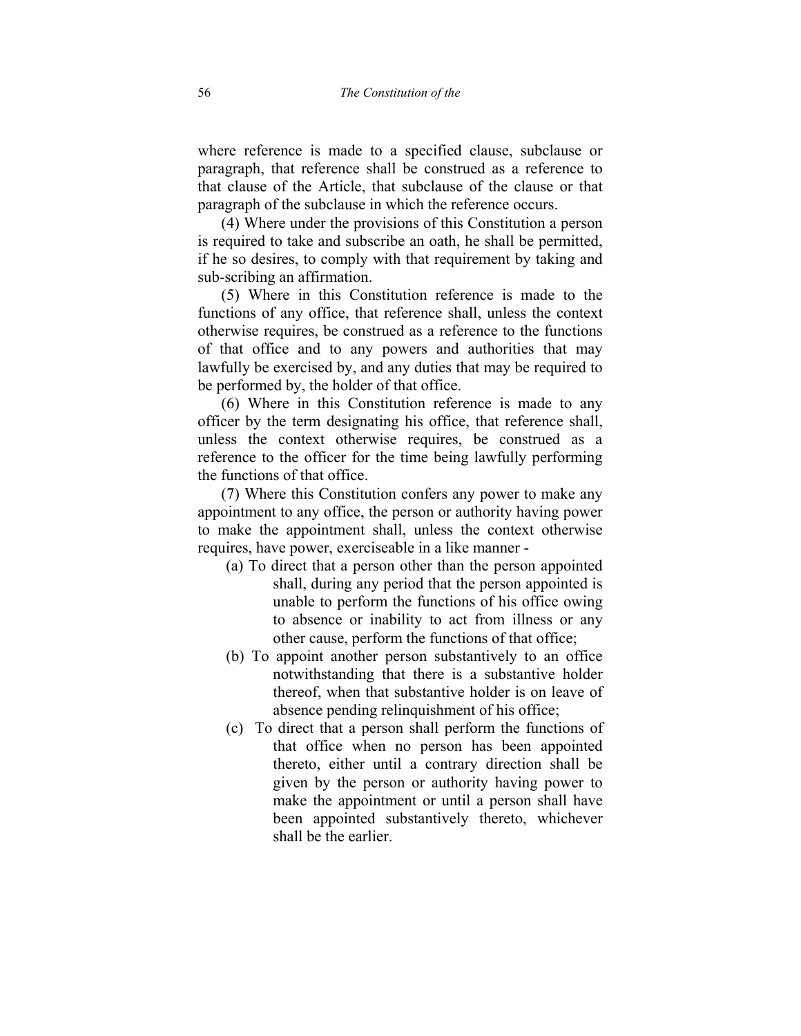where reference is made to a specified clause, subclause or paragraph, that reference shall be construed as a reference to that clause of the Article, that subclause of the clause or that paragraph of the subclause in which the reference occurs.

(4) Where under the provisions of this Constitution a person is required to take and subscribe an oath, he shall be permitted, if he so desires, to comply with that requirement by taking and sub-scribing an affirmation.

(5) Where in this Constitution reference is made to the functions of any office, that reference shall, unless the context otherwise requires, be construed as a reference to the functions of that office and to any powers and authorities that may lawfully be exercised by, and any duties that may be required to be performed by, the holder of that office.

(6) Where in this Constitution reference is made to any officer by the term designating his office, that reference shall, unless the context otherwise requires, be construed as a reference to the officer for the time being lawfully performing the functions of that office.

(7) Where this Constitution confers any power to make any appointment to any office, the person or authority having power to make the appointment shall, unless the context otherwise requires, have power, exerciseable in a like manner -

(a) To direct that a person other than the person appointed shall, during any period that the person appointed is unable to perform the functions of his office owing to absence or inability to act from illness or any other cause, perform the functions of that office;

(b) To appoint another person substantively to an office notwithstanding that there is a substantive holder thereof, when that substantive holder is on leave of absence pending relinquishment of his office;

(c) To direct that a person shall perform the functions of that office when no person has been appointed thereto, either until a contrary direction shall be given by the person or authority having power to make the appointment or until a person shall have been appointed substantively thereto, whichever shall be the earlier.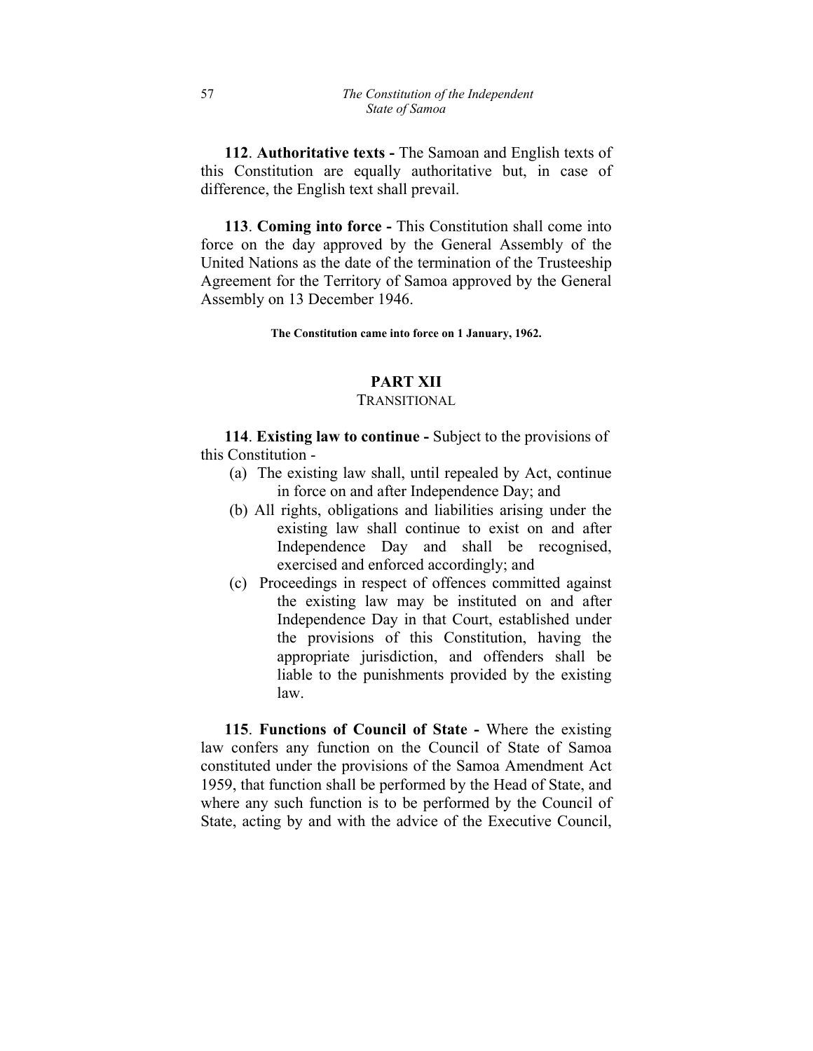**112**. **Authoritative texts -** The Samoan and English texts of this Constitution are equally authoritative but, in case of difference, the English text shall prevail.

**113**. **Coming into force -** This Constitution shall come into force on the day approved by the General Assembly of the United Nations as the date of the termination of the Trusteeship Agreement for the Territory of Samoa approved by the General Assembly on 13 December 1946.

**The Constitution came into force on 1 January, 1962.**

## PART XII

### TRANSITIONAL

**114**. **Existing law to continue -** Subject to the provisions of this Constitution -

(a) The existing law shall, until repealed by Act, continue in force on and after Independence Day; and

(b) All rights, obligations and liabilities arising under the existing law shall continue to exist on and after Independence Day and shall be recognised, exercised and enforced accordingly; and

(c) Proceedings in respect of offences committed against the existing law may be instituted on and after Independence Day in that Court, established under the provisions of this Constitution, having the appropriate jurisdiction, and offenders shall be liable to the punishments provided by the existing law.

**115**. **Functions of Council of State -** Where the existing law confers any function on the Council of State of Samoa constituted under the provisions of the Samoa Amendment Act 1959, that function shall be performed by the Head of State, and where any such function is to be performed by the Council of State, acting by and with the advice of the Executive Council,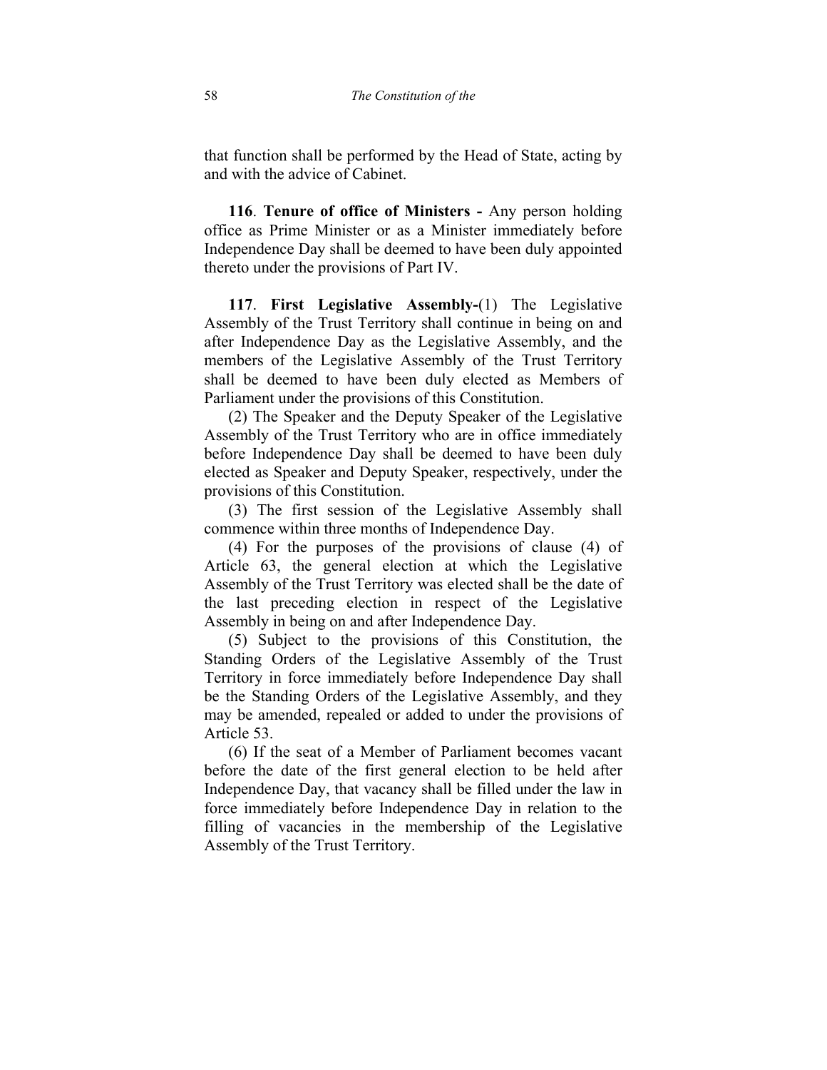that function shall be performed by the Head of State, acting by and with the advice of Cabinet.

**116**. **Tenure of office of Ministers -** Any person holding office as Prime Minister or as a Minister immediately before Independence Day shall be deemed to have been duly appointed thereto under the provisions of Part IV.

**117**. **First Legislative Assembly-**(1) The Legislative Assembly of the Trust Territory shall continue in being on and after Independence Day as the Legislative Assembly, and the members of the Legislative Assembly of the Trust Territory shall be deemed to have been duly elected as Members of Parliament under the provisions of this Constitution.

(2) The Speaker and the Deputy Speaker of the Legislative Assembly of the Trust Territory who are in office immediately before Independence Day shall be deemed to have been duly elected as Speaker and Deputy Speaker, respectively, under the provisions of this Constitution.

(3) The first session of the Legislative Assembly shall commence within three months of Independence Day.

(4) For the purposes of the provisions of clause (4) of Article 63, the general election at which the Legislative Assembly of the Trust Territory was elected shall be the date of the last preceding election in respect of the Legislative Assembly in being on and after Independence Day.

(5) Subject to the provisions of this Constitution, the Standing Orders of the Legislative Assembly of the Trust Territory in force immediately before Independence Day shall be the Standing Orders of the Legislative Assembly, and they may be amended, repealed or added to under the provisions of Article 53.

(6) If the seat of a Member of Parliament becomes vacant before the date of the first general election to be held after Independence Day, that vacancy shall be filled under the law in force immediately before Independence Day in relation to the filling of vacancies in the membership of the Legislative Assembly of the Trust Territory.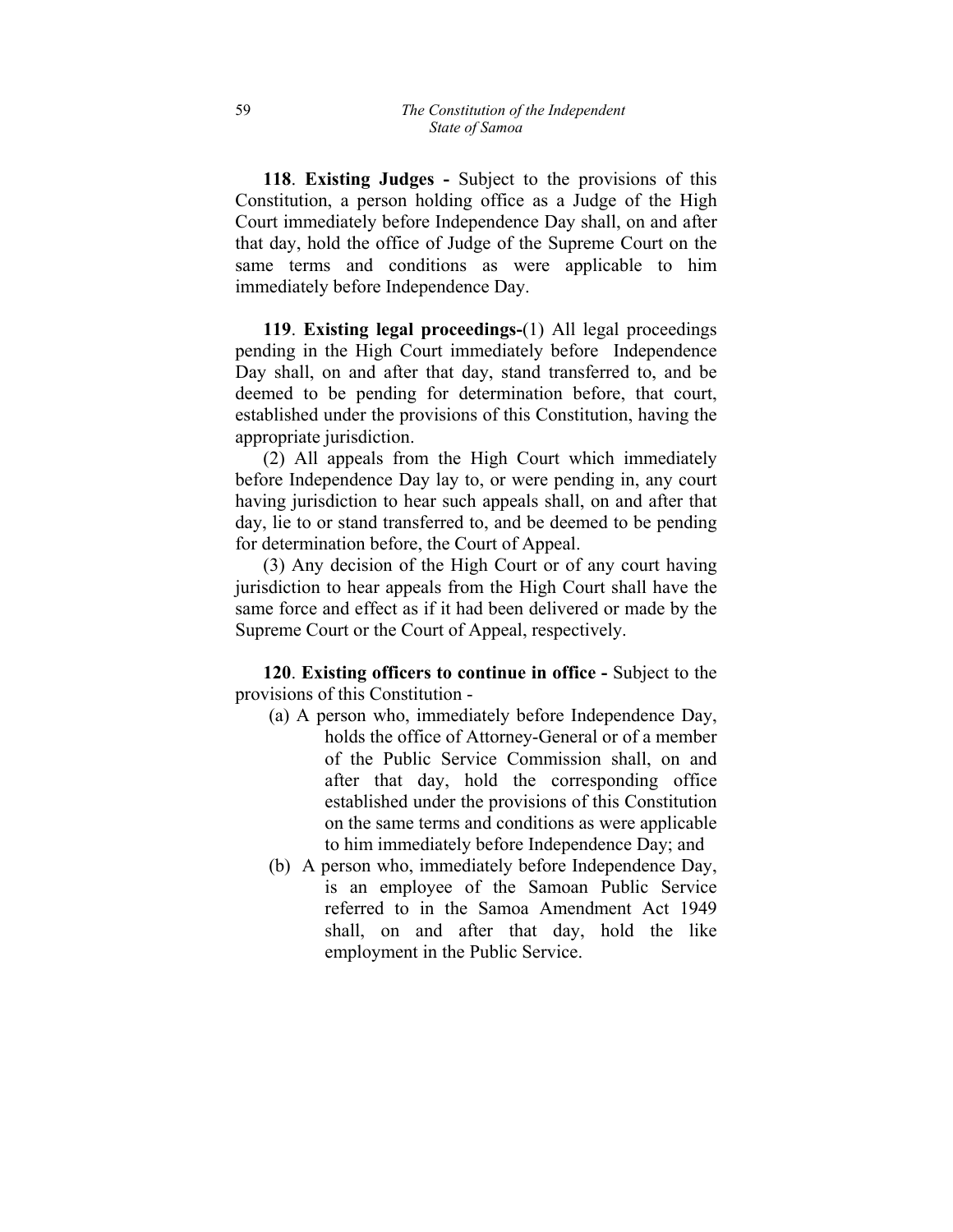**118**. **Existing Judges -** Subject to the provisions of this Constitution, a person holding office as a Judge of the High Court immediately before Independence Day shall, on and after that day, hold the office of Judge of the Supreme Court on the same terms and conditions as were applicable to him immediately before Independence Day.

**119**. **Existing legal proceedings-**(1) All legal proceedings pending in the High Court immediately before Independence Day shall, on and after that day, stand transferred to, and be deemed to be pending for determination before, that court, established under the provisions of this Constitution, having the appropriate jurisdiction.

(2) All appeals from the High Court which immediately before Independence Day lay to, or were pending in, any court having jurisdiction to hear such appeals shall, on and after that day, lie to or stand transferred to, and be deemed to be pending for determination before, the Court of Appeal.

(3) Any decision of the High Court or of any court having jurisdiction to hear appeals from the High Court shall have the same force and effect as if it had been delivered or made by the Supreme Court or the Court of Appeal, respectively.

**120**. **Existing officers to continue in office -** Subject to the provisions of this Constitution -

(a) A person who, immediately before Independence Day, holds the office of Attorney-General or of a member of the Public Service Commission shall, on and after that day, hold the corresponding office established under the provisions of this Constitution on the same terms and conditions as were applicable to him immediately before Independence Day; and

(b) A person who, immediately before Independence Day, is an employee of the Samoan Public Service referred to in the Samoa Amendment Act 1949 shall, on and after that day, hold the like employment in the Public Service.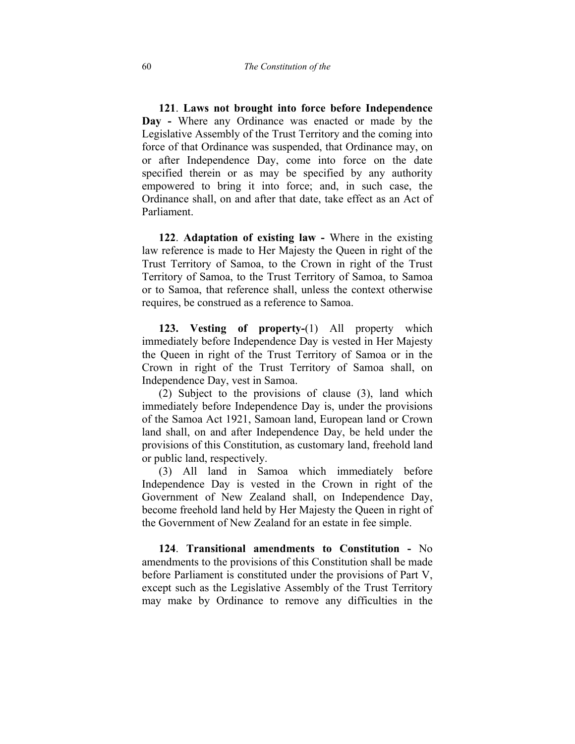**121**. **Laws not brought into force before Independence Day -** Where any Ordinance was enacted or made by the Legislative Assembly of the Trust Territory and the coming into force of that Ordinance was suspended, that Ordinance may, on or after Independence Day, come into force on the date specified therein or as may be specified by any authority empowered to bring it into force; and, in such case, the Ordinance shall, on and after that date, take effect as an Act of Parliament.

**122**. **Adaptation of existing law -** Where in the existing law reference is made to Her Majesty the Queen in right of the Trust Territory of Samoa, to the Crown in right of the Trust Territory of Samoa, to the Trust Territory of Samoa, to Samoa or to Samoa, that reference shall, unless the context otherwise requires, be construed as a reference to Samoa.

**123. Vesting of property-**(1) All property which immediately before Independence Day is vested in Her Majesty the Queen in right of the Trust Territory of Samoa or in the Crown in right of the Trust Territory of Samoa shall, on Independence Day, vest in Samoa.

(2) Subject to the provisions of clause (3), land which immediately before Independence Day is, under the provisions of the Samoa Act 1921, Samoan land, European land or Crown land shall, on and after Independence Day, be held under the provisions of this Constitution, as customary land, freehold land or public land, respectively.

(3) All land in Samoa which immediately before Independence Day is vested in the Crown in right of the Government of New Zealand shall, on Independence Day, become freehold land held by Her Majesty the Queen in right of the Government of New Zealand for an estate in fee simple.

**124**. **Transitional amendments to Constitution -** No amendments to the provisions of this Constitution shall be made before Parliament is constituted under the provisions of Part V, except such as the Legislative Assembly of the Trust Territory may make by Ordinance to remove any difficulties in the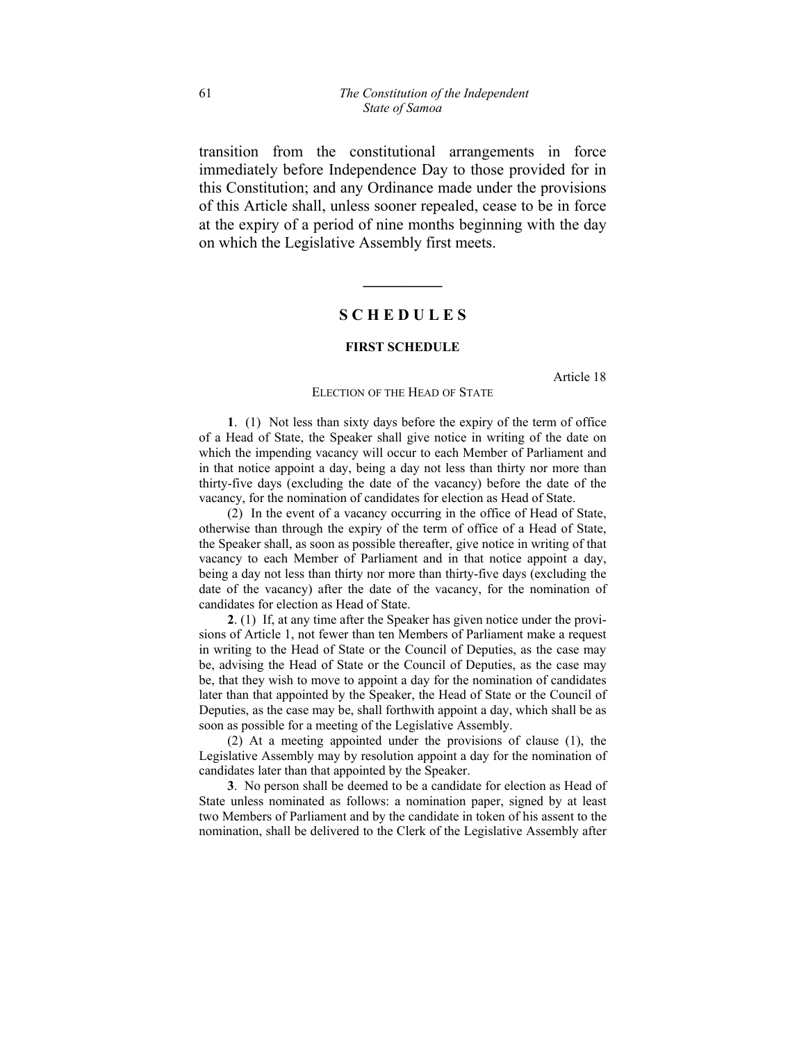transition from the constitutional arrangements in force immediately before Independence Day to those provided for in this Constitution; and any Ordinance made under the provisions of this Article shall, unless sooner repealed, cease to be in force at the expiry of a period of nine months beginning with the day on which the Legislative Assembly first meets.

---

# SCHEDULES

## FIRST SCHEDULE

Article 18

### ELECTION OF THE HEAD OF STATE

**1**. (1) Not less than sixty days before the expiry of the term of office of a Head of State, the Speaker shall give notice in writing of the date on which the impending vacancy will occur to each Member of Parliament and in that notice appoint a day, being a day not less than thirty nor more than thirty-five days (excluding the date of the vacancy) before the date of the vacancy, for the nomination of candidates for election as Head of State.

(2) In the event of a vacancy occurring in the office of Head of State, otherwise than through the expiry of the term of office of a Head of State, the Speaker shall, as soon as possible thereafter, give notice in writing of that vacancy to each Member of Parliament and in that notice appoint a day, being a day not less than thirty nor more than thirty-five days (excluding the date of the vacancy) after the date of the vacancy, for the nomination of candidates for election as Head of State.

**2**. (1) If, at any time after the Speaker has given notice under the provisions of Article 1, not fewer than ten Members of Parliament make a request in writing to the Head of State or the Council of Deputies, as the case may be, advising the Head of State or the Council of Deputies, as the case may be, that they wish to move to appoint a day for the nomination of candidates later than that appointed by the Speaker, the Head of State or the Council of Deputies, as the case may be, shall forthwith appoint a day, which shall be as soon as possible for a meeting of the Legislative Assembly.

(2) At a meeting appointed under the provisions of clause (1), the Legislative Assembly may by resolution appoint a day for the nomination of candidates later than that appointed by the Speaker.

**3**. No person shall be deemed to be a candidate for election as Head of State unless nominated as follows: a nomination paper, signed by at least two Members of Parliament and by the candidate in token of his assent to the nomination, shall be delivered to the Clerk of the Legislative Assembly after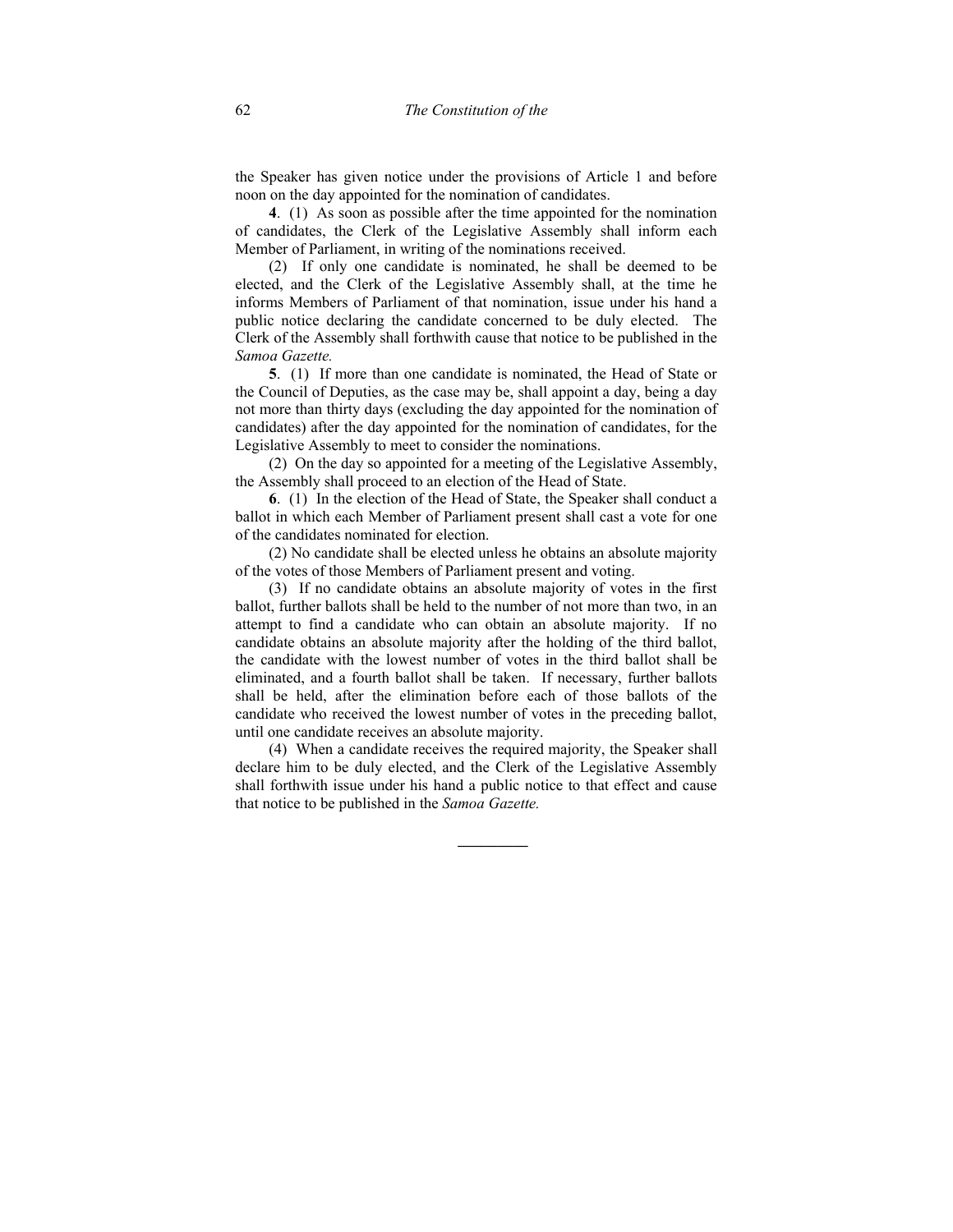the Speaker has given notice under the provisions of Article 1 and before noon on the day appointed for the nomination of candidates.

**4**. (1) As soon as possible after the time appointed for the nomination of candidates, the Clerk of the Legislative Assembly shall inform each Member of Parliament, in writing of the nominations received.

(2) If only one candidate is nominated, he shall be deemed to be elected, and the Clerk of the Legislative Assembly shall, at the time he informs Members of Parliament of that nomination, issue under his hand a public notice declaring the candidate concerned to be duly elected. The Clerk of the Assembly shall forthwith cause that notice to be published in the *Samoa Gazette.*

**5**. (1) If more than one candidate is nominated, the Head of State or the Council of Deputies, as the case may be, shall appoint a day, being a day not more than thirty days (excluding the day appointed for the nomination of candidates) after the day appointed for the nomination of candidates, for the Legislative Assembly to meet to consider the nominations.

(2) On the day so appointed for a meeting of the Legislative Assembly, the Assembly shall proceed to an election of the Head of State.

**6**. (1) In the election of the Head of State, the Speaker shall conduct a ballot in which each Member of Parliament present shall cast a vote for one of the candidates nominated for election.

(2) No candidate shall be elected unless he obtains an absolute majority of the votes of those Members of Parliament present and voting.

(3) If no candidate obtains an absolute majority of votes in the first ballot, further ballots shall be held to the number of not more than two, in an attempt to find a candidate who can obtain an absolute majority. If no candidate obtains an absolute majority after the holding of the third ballot, the candidate with the lowest number of votes in the third ballot shall be eliminated, and a fourth ballot shall be taken. If necessary, further ballots shall be held, after the elimination before each of those ballots of the candidate who received the lowest number of votes in the preceding ballot, until one candidate receives an absolute majority.

(4) When a candidate receives the required majority, the Speaker shall declare him to be duly elected, and the Clerk of the Legislative Assembly shall forthwith issue under his hand a public notice to that effect and cause that notice to be published in the *Samoa Gazette.*

---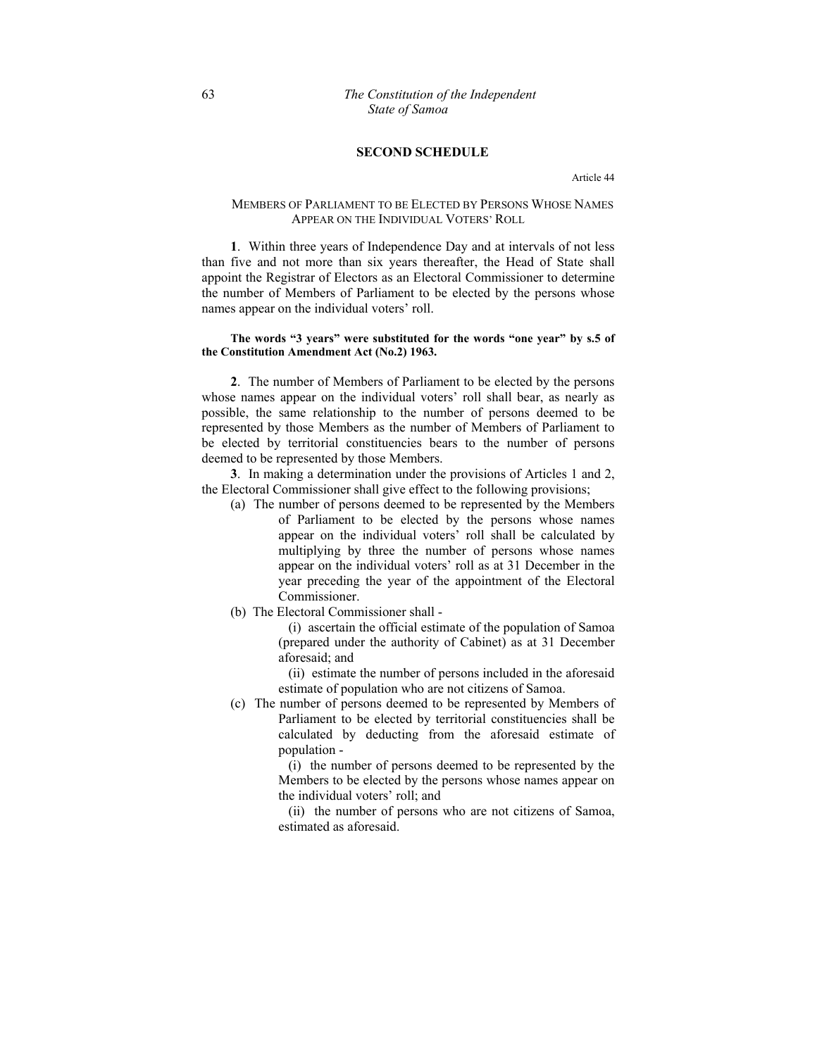## SECOND SCHEDULE

Article 44

MEMBERS OF PARLIAMENT TO BE ELECTED BY PERSONS WHOSE NAMES APPEAR ON THE INDIVIDUAL VOTERS' ROLL

**1**. Within three years of Independence Day and at intervals of not less than five and not more than six years thereafter, the Head of State shall appoint the Registrar of Electors as an Electoral Commissioner to determine the number of Members of Parliament to be elected by the persons whose names appear on the individual voters' roll.

**The words "3 years" were substituted for the words "one year" by s.5 of the Constitution Amendment Act (No.2) 1963.**

**2**. The number of Members of Parliament to be elected by the persons whose names appear on the individual voters' roll shall bear, as nearly as possible, the same relationship to the number of persons deemed to be represented by those Members as the number of Members of Parliament to be elected by territorial constituencies bears to the number of persons deemed to be represented by those Members.

**3**. In making a determination under the provisions of Articles 1 and 2, the Electoral Commissioner shall give effect to the following provisions;

(a) The number of persons deemed to be represented by the Members of Parliament to be elected by the persons whose names appear on the individual voters' roll shall be calculated by multiplying by three the number of persons whose names appear on the individual voters' roll as at 31 December in the year preceding the year of the appointment of the Electoral Commissioner.

(b) The Electoral Commissioner shall -

(i) ascertain the official estimate of the population of Samoa (prepared under the authority of Cabinet) as at 31 December aforesaid; and

(ii) estimate the number of persons included in the aforesaid estimate of population who are not citizens of Samoa.

(c) The number of persons deemed to be represented by Members of Parliament to be elected by territorial constituencies shall be calculated by deducting from the aforesaid estimate of population -

(i) the number of persons deemed to be represented by the Members to be elected by the persons whose names appear on the individual voters' roll; and

(ii) the number of persons who are not citizens of Samoa, estimated as aforesaid.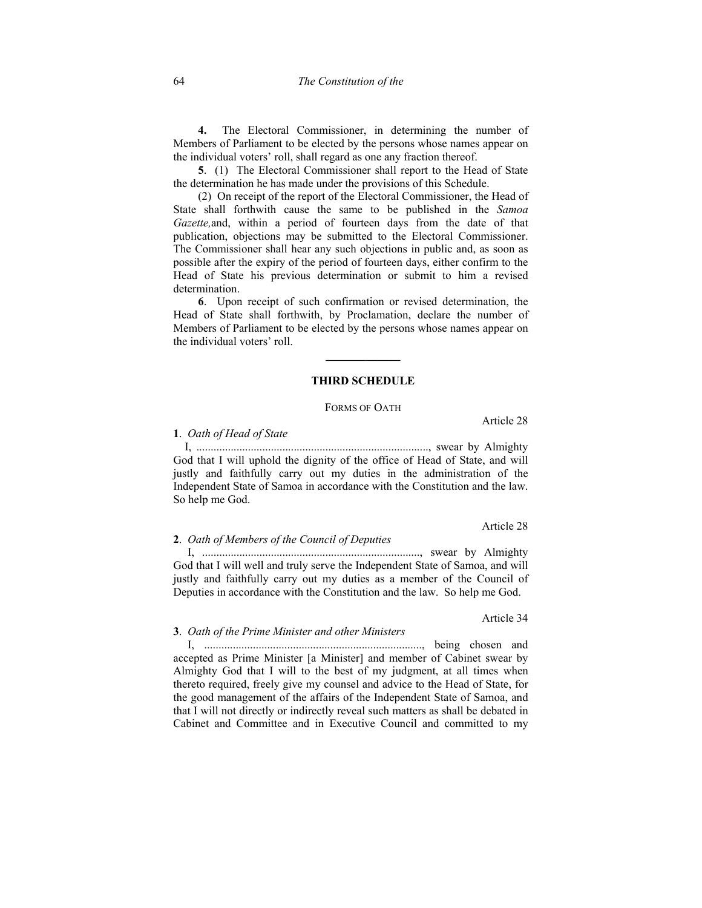**4.** The Electoral Commissioner, in determining the number of Members of Parliament to be elected by the persons whose names appear on the individual voters' roll, shall regard as one any fraction thereof.

**5**. (1) The Electoral Commissioner shall report to the Head of State the determination he has made under the provisions of this Schedule.

(2) On receipt of the report of the Electoral Commissioner, the Head of State shall forthwith cause the same to be published in the *Samoa Gazette,*and, within a period of fourteen days from the date of that publication, objections may be submitted to the Electoral Commissioner. The Commissioner shall hear any such objections in public and, as soon as possible after the expiry of the period of fourteen days, either confirm to the Head of State his previous determination or submit to him a revised determination.

**6**. Upon receipt of such confirmation or revised determination, the Head of State shall forthwith, by Proclamation, declare the number of Members of Parliament to be elected by the persons whose names appear on the individual voters' roll.

---

## THIRD SCHEDULE

FORMS OF OATH

Article 28

**1**. *Oath of Head of State*

I, ................................................................................., swear by Almighty God that I will uphold the dignity of the office of Head of State, and will justly and faithfully carry out my duties in the administration of the Independent State of Samoa in accordance with the Constitution and the law. So help me God.

Article 28

**2**. *Oath of Members of the Council of Deputies*

I, ............................................................................, swear by Almighty God that I will well and truly serve the Independent State of Samoa, and will justly and faithfully carry out my duties as a member of the Council of Deputies in accordance with the Constitution and the law. So help me God.

Article 34

**3**. *Oath of the Prime Minister and other Ministers*

I, ............................................................................, being chosen and accepted as Prime Minister [a Minister] and member of Cabinet swear by Almighty God that I will to the best of my judgment, at all times when thereto required, freely give my counsel and advice to the Head of State, for the good management of the affairs of the Independent State of Samoa, and that I will not directly or indirectly reveal such matters as shall be debated in Cabinet and Committee and in Executive Council and committed to my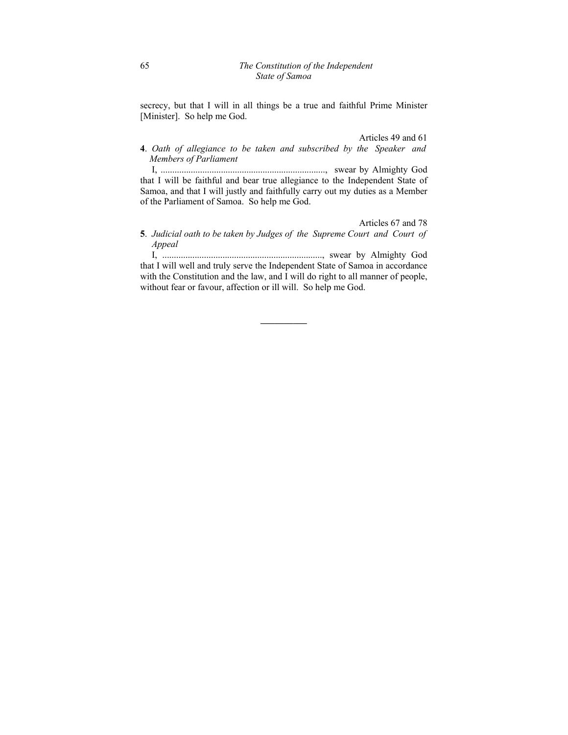secrecy, but that I will in all things be a true and faithful Prime Minister [Minister]. So help me God.

Articles 49 and 61

**4**. *Oath of allegiance to be taken and subscribed by the Speaker and Members of Parliament*

I, ......................................................................, swear by Almighty God that I will be faithful and bear true allegiance to the Independent State of Samoa, and that I will justly and faithfully carry out my duties as a Member of the Parliament of Samoa. So help me God.

Articles 67 and 78

**5**. *Judicial oath to be taken by Judges of the Supreme Court and Court of Appeal*

I, ....................................................................., swear by Almighty God that I will well and truly serve the Independent State of Samoa in accordance with the Constitution and the law, and I will do right to all manner of people, without fear or favour, affection or ill will. So help me God.

---